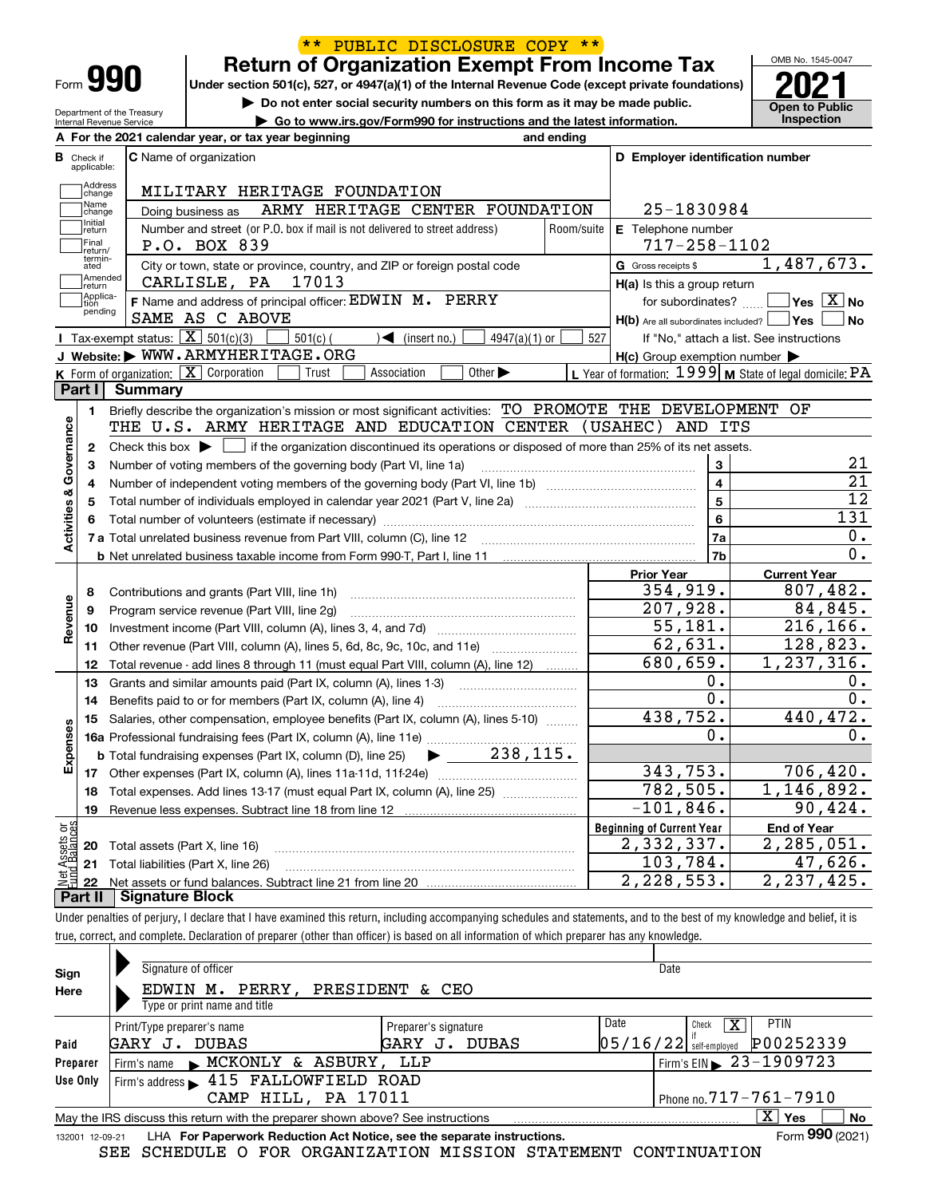\*\* PUBLIC DISCLOSURE COPY \*\*

# Form 990 — Return of Organization Exempt From Income Tax

Under section 501(c), 527, or 4947(a)(1) of the Internal Revenue Code (except private foundations)

▶ Do not enter social security numbers on this form as it may be made public.

▶ Go to www.irs.gov/Form990 for instructions and the latest information.

Department of the Treasury, Internal Revenue Service

OMB No. 1545-0047 — **2021** — Open to Public Inspection

**A** For the 2021 calendar year, or tax year beginning and ending

**B** Check if applicable: Address change, Name change, Initial return, Final return/terminated, Amended return, Application pending

**C** Name of organization: MILITARY HERITAGE FOUNDATION

Doing business as: ARMY HERITAGE CENTER FOUNDATION

Number and street (or P.O. box if mail is not delivered to street address): P.O. BOX 839 — Room/suite

City or town, state or province, country, and ZIP or foreign postal code: CARLISLE, PA 17013

**D** Employer identification number: 25-1830984

**E** Telephone number: 717-258-1102

**G** Gross receipts $ 1,487,673.

**F** Name and address of principal officer: EDWIN M. PERRY, SAME AS C ABOVE

**H(a)** Is this a group return for subordinates? ☐ Yes ☒ No

**H(b)** Are all subordinates included? ☐ Yes ☐ No — If "No," attach a list. See instructions

**I** Tax-exempt status: ☒ 501(c)(3) ☐ 501(c) ( ) ◀ (insert no.) ☐ 4947(a)(1) or ☐ 527

**J** Website: ▶ WWW.ARMYHERITAGE.ORG

**H(c)** Group exemption number ▶

**K** Form of organization: ☒ Corporation ☐ Trust ☐ Association ☐ Other ▶

**L** Year of formation: 1999 **M** State of legal domicile: PA

## Part I — Summary

**Activities & Governance**

1. Briefly describe the organization's mission or most significant activities: TO PROMOTE THE DEVELOPMENT OF THE U.S. ARMY HERITAGE AND EDUCATION CENTER (USAHEC) AND ITS
2. Check this box ▶ ☐ if the organization discontinued its operations or disposed of more than 25% of its net assets.

| | | Line | |
|---|---|---|---|
| 3 | Number of voting members of the governing body (Part VI, line 1a) | 3 | 21 |
| 4 | Number of independent voting members of the governing body (Part VI, line 1b) | 4 | 21 |
| 5 | Total number of individuals employed in calendar year 2021 (Part V, line 2a) | 5 | 12 |
| 6 | Total number of volunteers (estimate if necessary) | 6 | 131 |
| 7a | Total unrelated business revenue from Part VIII, column (C), line 12 | 7a | 0. |
| b | Net unrelated business taxable income from Form 990-T, Part I, line 11 | 7b | 0. |

| | | Prior Year | Current Year |
|---|---|---|---|
| **Revenue** | | | |
| 8 | Contributions and grants (Part VIII, line 1h) | 354,919. | 807,482. |
| 9 | Program service revenue (Part VIII, line 2g) | 207,928. | 84,845. |
| 10 | Investment income (Part VIII, column (A), lines 3, 4, and 7d) | 55,181. | 216,166. |
| 11 | Other revenue (Part VIII, column (A), lines 5, 6d, 8c, 9c, 10c, and 11e) | 62,631. | 128,823. |
| 12 | Total revenue - add lines 8 through 11 (must equal Part VIII, column (A), line 12) | 680,659. | 1,237,316. |
| **Expenses** | | | |
| 13 | Grants and similar amounts paid (Part IX, column (A), lines 1-3) | 0. | 0. |
| 14 | Benefits paid to or for members (Part IX, column (A), line 4) | 0. | 0. |
| 15 | Salaries, other compensation, employee benefits (Part IX, column (A), lines 5-10) | 438,752. | 440,472. |
| 16a | Professional fundraising fees (Part IX, column (A), line 11e) | 0. | 0. |
| b | Total fundraising expenses (Part IX, column (D), line 25) ▶ 238,115. | | |
| 17 | Other expenses (Part IX, column (A), lines 11a-11d, 11f-24e) | 343,753. | 706,420. |
| 18 | Total expenses. Add lines 13-17 (must equal Part IX, column (A), line 25) | 782,505. | 1,146,892. |
| 19 | Revenue less expenses. Subtract line 18 from line 12 | -101,846. | 90,424. |
| **Net Assets or Fund Balances** | | **Beginning of Current Year** | **End of Year** |
| 20 | Total assets (Part X, line 16) | 2,332,337. | 2,285,051. |
| 21 | Total liabilities (Part X, line 26) | 103,784. | 47,626. |
| 22 | Net assets or fund balances. Subtract line 21 from line 20 | 2,228,553. | 2,237,425. |

## Part II — Signature Block

Under penalties of perjury, I declare that I have examined this return, including accompanying schedules and statements, and to the best of my knowledge and belief, it is true, correct, and complete. Declaration of preparer (other than officer) is based on all information of which preparer has any knowledge.

**Sign Here**

Signature of officer — Date

EDWIN M. PERRY, PRESIDENT & CEO

Type or print name and title

**Paid Preparer Use Only**

| Print/Type preparer's name | Preparer's signature | Date | Check ☒ if self-employed | PTIN |
|---|---|---|---|---|
| GARY J. DUBAS | GARY J. DUBAS | 05/16/22 | | P00252339 |

Firm's name ▶ MCKONLY & ASBURY, LLP — Firm's EIN ▶ 23-1909723

Firm's address ▶ 415 FALLOWFIELD ROAD, CAMP HILL, PA 17011 — Phone no. 717-761-7910

May the IRS discuss this return with the preparer shown above? See instructions ☒ Yes ☐ No

132001 12-09-21 LHA For Paperwork Reduction Act Notice, see the separate instructions. Form **990** (2021)

SEE SCHEDULE O FOR ORGANIZATION MISSION STATEMENT CONTINUATION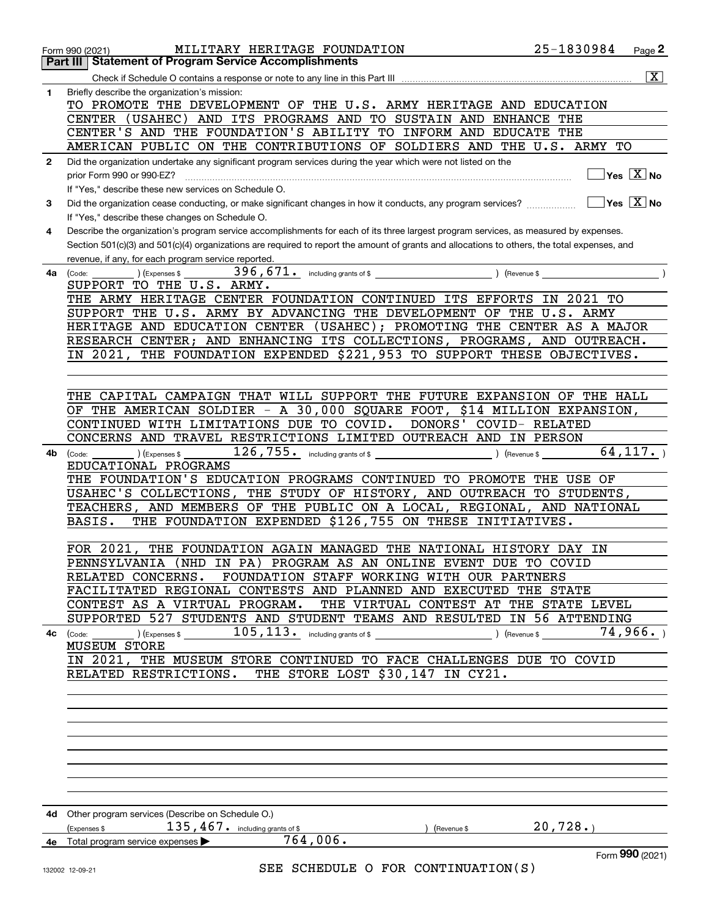Form 990 (2021) MILITARY HERITAGE FOUNDATION 25-1830984 Page 2

## Part III Statement of Program Service Accomplishments

Check if Schedule O contains a response or note to any line in this Part III .......... [X]

**1** Briefly describe the organization's mission:

TO PROMOTE THE DEVELOPMENT OF THE U.S. ARMY HERITAGE AND EDUCATION CENTER (USAHEC) AND ITS PROGRAMS AND TO SUSTAIN AND ENHANCE THE CENTER'S AND THE FOUNDATION'S ABILITY TO INFORM AND EDUCATE THE AMERICAN PUBLIC ON THE CONTRIBUTIONS OF SOLDIERS AND THE U.S. ARMY TO

**2** Did the organization undertake any significant program services during the year which were not listed on the prior Form 990 or 990-EZ? [ ] Yes [X] No

If "Yes," describe these new services on Schedule O.

**3** Did the organization cease conducting, or make significant changes in how it conducts, any program services? [ ] Yes [X] No

If "Yes," describe these changes on Schedule O.

**4** Describe the organization's program service accomplishments for each of its three largest program services, as measured by expenses. Section 501(c)(3) and 501(c)(4) organizations are required to report the amount of grants and allocations to others, the total expenses, and revenue, if any, for each program service reported.

**4a** (Code: ) (Expenses $ 396,671. including grants of $ ) (Revenue $ )

SUPPORT TO THE U.S. ARMY.

THE ARMY HERITAGE CENTER FOUNDATION CONTINUED ITS EFFORTS IN 2021 TO SUPPORT THE U.S. ARMY BY ADVANCING THE DEVELOPMENT OF THE U.S. ARMY HERITAGE AND EDUCATION CENTER (USAHEC); PROMOTING THE CENTER AS A MAJOR RESEARCH CENTER; AND ENHANCING ITS COLLECTIONS, PROGRAMS, AND OUTREACH. IN 2021, THE FOUNDATION EXPENDED $221,953 TO SUPPORT THESE OBJECTIVES.

THE CAPITAL CAMPAIGN THAT WILL SUPPORT THE FUTURE EXPANSION OF THE HALL OF THE AMERICAN SOLDIER - A 30,000 SQUARE FOOT, $14 MILLION EXPANSION, CONTINUED WITH LIMITATIONS DUE TO COVID. DONORS' COVID- RELATED CONCERNS AND TRAVEL RESTRICTIONS LIMITED OUTREACH AND IN PERSON

**4b** (Code: ) (Expenses $ 126,755. including grants of $ ) (Revenue $ 64,117. )

EDUCATIONAL PROGRAMS

THE FOUNDATION'S EDUCATION PROGRAMS CONTINUED TO PROMOTE THE USE OF USAHEC'S COLLECTIONS, THE STUDY OF HISTORY, AND OUTREACH TO STUDENTS, TEACHERS, AND MEMBERS OF THE PUBLIC ON A LOCAL, REGIONAL, AND NATIONAL BASIS. THE FOUNDATION EXPENDED $126,755 ON THESE INITIATIVES.

FOR 2021, THE FOUNDATION AGAIN MANAGED THE NATIONAL HISTORY DAY IN PENNSYLVANIA (NHD IN PA) PROGRAM AS AN ONLINE EVENT DUE TO COVID RELATED CONCERNS. FOUNDATION STAFF WORKING WITH OUR PARTNERS FACILITATED REGIONAL CONTESTS AND PLANNED AND EXECUTED THE STATE CONTEST AS A VIRTUAL PROGRAM. THE VIRTUAL CONTEST AT THE STATE LEVEL SUPPORTED 527 STUDENTS AND STUDENT TEAMS AND RESULTED IN 56 ATTENDING

**4c** (Code: ) (Expenses $ 105,113. including grants of $ ) (Revenue $ 74,966. )

MUSEUM STORE

IN 2021, THE MUSEUM STORE CONTINUED TO FACE CHALLENGES DUE TO COVID RELATED RESTRICTIONS. THE STORE LOST $30,147 IN CY21.

**4d** Other program services (Describe on Schedule O.)

(Expenses $ 135,467. including grants of $ ) (Revenue $ 20,728. )

**4e** Total program service expenses ▶ 764,006.

Form **990** (2021)

SEE SCHEDULE O FOR CONTINUATION(S)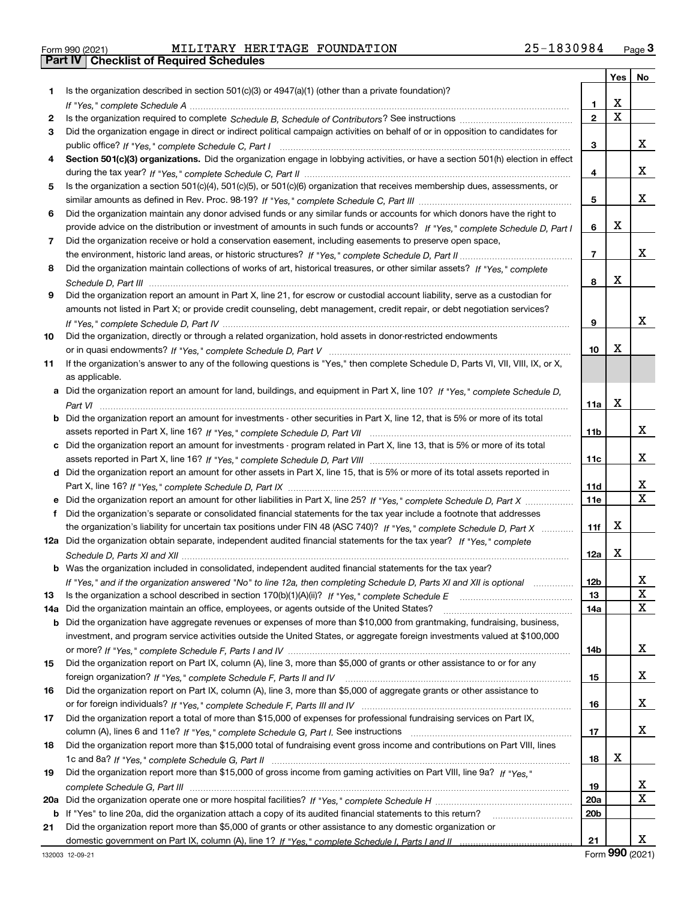Form 990 (2021) MILITARY HERITAGE FOUNDATION 25-1830984

## Part IV Checklist of Required Schedules

| | | | Yes | No |
|---|---|---|---|---|
| 1 | Is the organization described in section 501(c)(3) or 4947(a)(1) (other than a private foundation)? *If "Yes," complete Schedule A* | 1 | X | |
| 2 | Is the organization required to complete *Schedule B, Schedule of Contributors*? See instructions | 2 | X | |
| 3 | Did the organization engage in direct or indirect political campaign activities on behalf of or in opposition to candidates for public office? *If "Yes," complete Schedule C, Part I* | 3 | | X |
| 4 | **Section 501(c)(3) organizations.** Did the organization engage in lobbying activities, or have a section 501(h) election in effect during the tax year? *If "Yes," complete Schedule C, Part II* | 4 | | X |
| 5 | Is the organization a section 501(c)(4), 501(c)(5), or 501(c)(6) organization that receives membership dues, assessments, or similar amounts as defined in Rev. Proc. 98-19? *If "Yes," complete Schedule C, Part III* | 5 | | X |
| 6 | Did the organization maintain any donor advised funds or any similar funds or accounts for which donors have the right to provide advice on the distribution or investment of amounts in such funds or accounts? *If "Yes," complete Schedule D, Part I* | 6 | X | |
| 7 | Did the organization receive or hold a conservation easement, including easements to preserve open space, the environment, historic land areas, or historic structures? *If "Yes," complete Schedule D, Part II* | 7 | | X |
| 8 | Did the organization maintain collections of works of art, historical treasures, or other similar assets? *If "Yes," complete Schedule D, Part III* | 8 | X | |
| 9 | Did the organization report an amount in Part X, line 21, for escrow or custodial account liability, serve as a custodian for amounts not listed in Part X; or provide credit counseling, debt management, credit repair, or debt negotiation services? *If "Yes," complete Schedule D, Part IV* | 9 | | X |
| 10 | Did the organization, directly or through a related organization, hold assets in donor-restricted endowments or in quasi endowments? *If "Yes," complete Schedule D, Part V* | 10 | X | |
| 11 | If the organization's answer to any of the following questions is "Yes," then complete Schedule D, Parts VI, VII, VIII, IX, or X, as applicable. | | | |
| a | Did the organization report an amount for land, buildings, and equipment in Part X, line 10? *If "Yes," complete Schedule D, Part VI* | 11a | X | |
| b | Did the organization report an amount for investments - other securities in Part X, line 12, that is 5% or more of its total assets reported in Part X, line 16? *If "Yes," complete Schedule D, Part VII* | 11b | | X |
| c | Did the organization report an amount for investments - program related in Part X, line 13, that is 5% or more of its total assets reported in Part X, line 16? *If "Yes," complete Schedule D, Part VIII* | 11c | | X |
| d | Did the organization report an amount for other assets in Part X, line 15, that is 5% or more of its total assets reported in Part X, line 16? *If "Yes," complete Schedule D, Part IX* | 11d | | X |
| e | Did the organization report an amount for other liabilities in Part X, line 25? *If "Yes," complete Schedule D, Part X* | 11e | | X |
| f | Did the organization's separate or consolidated financial statements for the tax year include a footnote that addresses the organization's liability for uncertain tax positions under FIN 48 (ASC 740)? *If "Yes," complete Schedule D, Part X* | 11f | X | |
| 12a | Did the organization obtain separate, independent audited financial statements for the tax year? *If "Yes," complete Schedule D, Parts XI and XII* | 12a | X | |
| b | Was the organization included in consolidated, independent audited financial statements for the tax year? *If "Yes," and if the organization answered "No" to line 12a, then completing Schedule D, Parts XI and XII is optional* | 12b | | X |
| 13 | Is the organization a school described in section 170(b)(1)(A)(ii)? *If "Yes," complete Schedule E* | 13 | | X |
| 14a | Did the organization maintain an office, employees, or agents outside of the United States? | 14a | | X |
| b | Did the organization have aggregate revenues or expenses of more than $10,000 from grantmaking, fundraising, business, investment, and program service activities outside the United States, or aggregate foreign investments valued at $100,000 or more? *If "Yes," complete Schedule F, Parts I and IV* | 14b | | X |
| 15 | Did the organization report on Part IX, column (A), line 3, more than $5,000 of grants or other assistance to or for any foreign organization? *If "Yes," complete Schedule F, Parts II and IV* | 15 | | X |
| 16 | Did the organization report on Part IX, column (A), line 3, more than $5,000 of aggregate grants or other assistance to or for foreign individuals? *If "Yes," complete Schedule F, Parts III and IV* | 16 | | X |
| 17 | Did the organization report a total of more than $15,000 of expenses for professional fundraising services on Part IX, column (A), lines 6 and 11e? *If "Yes," complete Schedule G, Part I.* See instructions | 17 | | X |
| 18 | Did the organization report more than $15,000 total of fundraising event gross income and contributions on Part VIII, lines 1c and 8a? *If "Yes," complete Schedule G, Part II* | 18 | X | |
| 19 | Did the organization report more than $15,000 of gross income from gaming activities on Part VIII, line 9a? *If "Yes," complete Schedule G, Part III* | 19 | | X |
| 20a | Did the organization operate one or more hospital facilities? *If "Yes," complete Schedule H* | 20a | | X |
| b | If "Yes" to line 20a, did the organization attach a copy of its audited financial statements to this return? | 20b | | |
| 21 | Did the organization report more than $5,000 of grants or other assistance to any domestic organization or domestic government on Part IX, column (A), line 1? *If "Yes," complete Schedule I, Parts I and II* | 21 | | X |

132003 12-09-21 Form **990** (2021)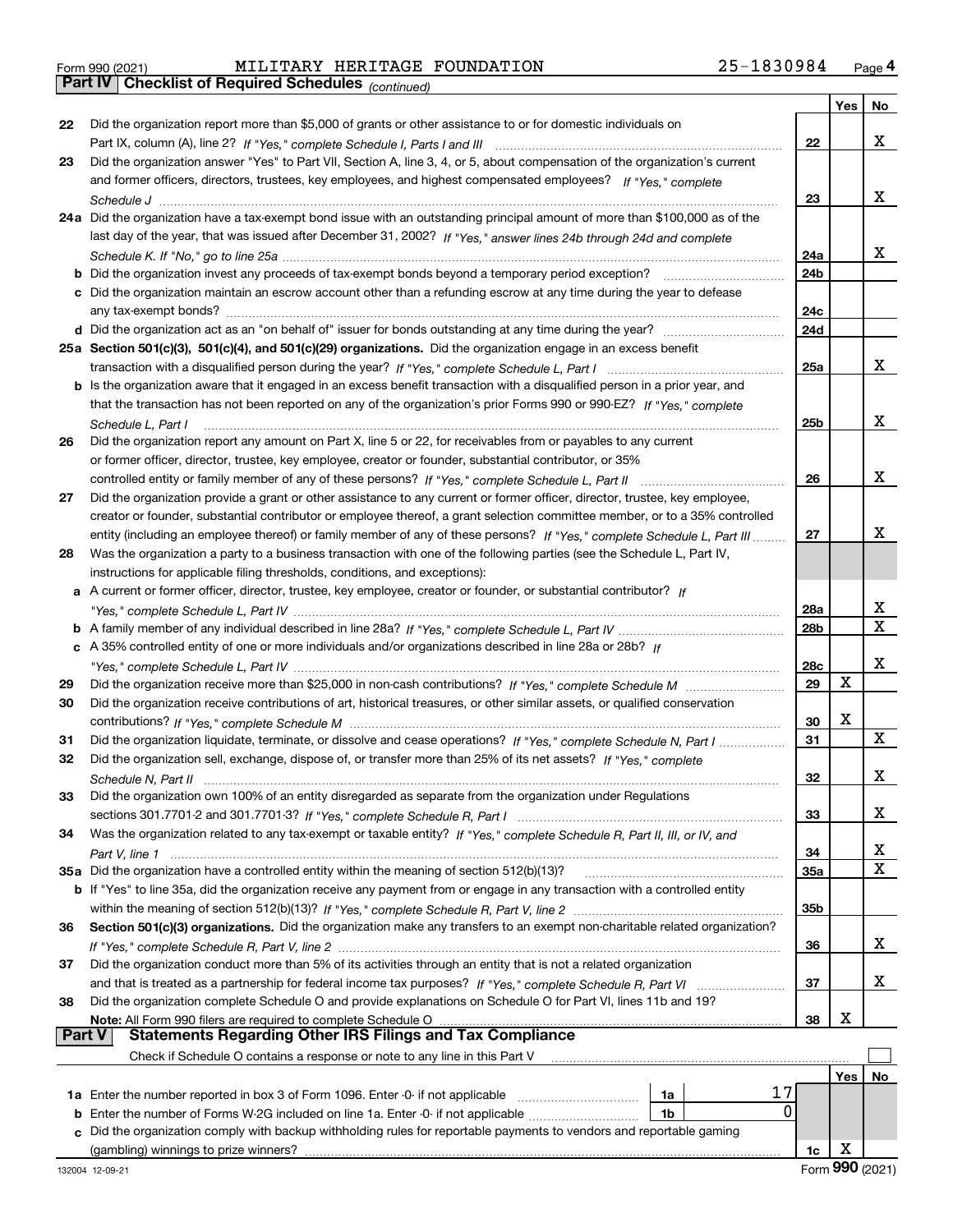Form 990 (2021) MILITARY HERITAGE FOUNDATION 25-1830984 Page 4

**Part IV | Checklist of Required Schedules** *(continued)*

| | | | Yes | No |
|---|---|---|---|---|
| 22 | Did the organization report more than $5,000 of grants or other assistance to or for domestic individuals on Part IX, column (A), line 2? *If "Yes," complete Schedule I, Parts I and III* | 22 | | X |
| 23 | Did the organization answer "Yes" to Part VII, Section A, line 3, 4, or 5, about compensation of the organization's current and former officers, directors, trustees, key employees, and highest compensated employees? *If "Yes," complete Schedule J* | 23 | | X |
| 24a | Did the organization have a tax-exempt bond issue with an outstanding principal amount of more than $100,000 as of the last day of the year, that was issued after December 31, 2002? *If "Yes," answer lines 24b through 24d and complete Schedule K. If "No," go to line 25a* | 24a | | X |
| b | Did the organization invest any proceeds of tax-exempt bonds beyond a temporary period exception? | 24b | | |
| c | Did the organization maintain an escrow account other than a refunding escrow at any time during the year to defease any tax-exempt bonds? | 24c | | |
| d | Did the organization act as an "on behalf of" issuer for bonds outstanding at any time during the year? | 24d | | |
| 25a | **Section 501(c)(3), 501(c)(4), and 501(c)(29) organizations.** Did the organization engage in an excess benefit transaction with a disqualified person during the year? *If "Yes," complete Schedule L, Part I* | 25a | | X |
| b | Is the organization aware that it engaged in an excess benefit transaction with a disqualified person in a prior year, and that the transaction has not been reported on any of the organization's prior Forms 990 or 990-EZ? *If "Yes," complete Schedule L, Part I* | 25b | | X |
| 26 | Did the organization report any amount on Part X, line 5 or 22, for receivables from or payables to any current or former officer, director, trustee, key employee, creator or founder, substantial contributor, or 35% controlled entity or family member of any of these persons? *If "Yes," complete Schedule L, Part II* | 26 | | X |
| 27 | Did the organization provide a grant or other assistance to any current or former officer, director, trustee, key employee, creator or founder, substantial contributor or employee thereof, a grant selection committee member, or to a 35% controlled entity (including an employee thereof) or family member of any of these persons? *If "Yes," complete Schedule L, Part III* | 27 | | X |
| 28 | Was the organization a party to a business transaction with one of the following parties (see the Schedule L, Part IV, instructions for applicable filing thresholds, conditions, and exceptions): | | | |
| a | A current or former officer, director, trustee, key employee, creator or founder, or substantial contributor? *If "Yes," complete Schedule L, Part IV* | 28a | | X |
| b | A family member of any individual described in line 28a? *If "Yes," complete Schedule L, Part IV* | 28b | | X |
| c | A 35% controlled entity of one or more individuals and/or organizations described in line 28a or 28b? *If "Yes," complete Schedule L, Part IV* | 28c | | X |
| 29 | Did the organization receive more than $25,000 in non-cash contributions? *If "Yes," complete Schedule M* | 29 | X | |
| 30 | Did the organization receive contributions of art, historical treasures, or other similar assets, or qualified conservation contributions? *If "Yes," complete Schedule M* | 30 | X | |
| 31 | Did the organization liquidate, terminate, or dissolve and cease operations? *If "Yes," complete Schedule N, Part I* | 31 | | X |
| 32 | Did the organization sell, exchange, dispose of, or transfer more than 25% of its net assets? *If "Yes," complete Schedule N, Part II* | 32 | | X |
| 33 | Did the organization own 100% of an entity disregarded as separate from the organization under Regulations sections 301.7701-2 and 301.7701-3? *If "Yes," complete Schedule R, Part I* | 33 | | X |
| 34 | Was the organization related to any tax-exempt or taxable entity? *If "Yes," complete Schedule R, Part II, III, or IV, and Part V, line 1* | 34 | | X |
| 35a | Did the organization have a controlled entity within the meaning of section 512(b)(13)? | 35a | | X |
| b | If "Yes" to line 35a, did the organization receive any payment from or engage in any transaction with a controlled entity within the meaning of section 512(b)(13)? *If "Yes," complete Schedule R, Part V, line 2* | 35b | | |
| 36 | **Section 501(c)(3) organizations.** Did the organization make any transfers to an exempt non-charitable related organization? *If "Yes," complete Schedule R, Part V, line 2* | 36 | | X |
| 37 | Did the organization conduct more than 5% of its activities through an entity that is not a related organization and that is treated as a partnership for federal income tax purposes? *If "Yes," complete Schedule R, Part VI* | 37 | | X |
| 38 | Did the organization complete Schedule O and provide explanations on Schedule O for Part VI, lines 11b and 19? **Note:** All Form 990 filers are required to complete Schedule O | 38 | X | |

**Part V | Statements Regarding Other IRS Filings and Tax Compliance**

Check if Schedule O contains a response or note to any line in this Part V ☐

| | | | | | Yes | No |
|---|---|---|---|---|---|---|
| 1a | Enter the number reported in box 3 of Form 1096. Enter -0- if not applicable | 1a | 17 | | | |
| b | Enter the number of Forms W-2G included on line 1a. Enter -0- if not applicable | 1b | 0 | | | |
| c | Did the organization comply with backup withholding rules for reportable payments to vendors and reportable gaming (gambling) winnings to prize winners? | | | 1c | X | |

132004 12-09-21 Form **990** (2021)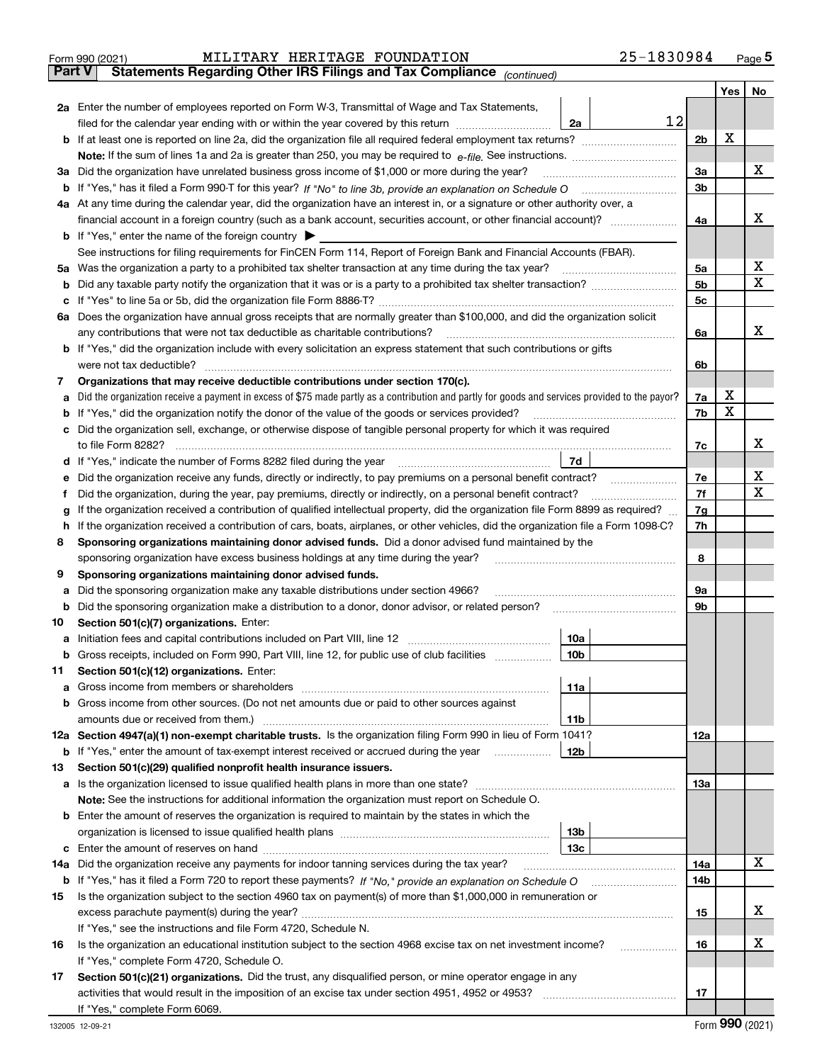Form 990 (2021) MILITARY HERITAGE FOUNDATION 25-1830984

## Part V Statements Regarding Other IRS Filings and Tax Compliance *(continued)*

| | | | | Yes | No |
|---|---|---|---|---|---|
| **2a** | Enter the number of employees reported on Form W-3, Transmittal of Wage and Tax Statements, filed for the calendar year ending with or within the year covered by this return | 2a | 12 | | |
| **b** | If at least one is reported on line 2a, did the organization file all required federal employment tax returns? | | 2b | X | |
| | **Note:** If the sum of lines 1a and 2a is greater than 250, you may be required to *e-file.* See instructions. | | | | |
| **3a** | Did the organization have unrelated business gross income of $1,000 or more during the year? | | 3a | | X |
| **b** | If "Yes," has it filed a Form 990-T for this year? *If "No" to line 3b, provide an explanation on Schedule O* | | 3b | | |
| **4a** | At any time during the calendar year, did the organization have an interest in, or a signature or other authority over, a financial account in a foreign country (such as a bank account, securities account, or other financial account)? | | 4a | | X |
| **b** | If "Yes," enter the name of the foreign country ▶ | | | | |
| | See instructions for filing requirements for FinCEN Form 114, Report of Foreign Bank and Financial Accounts (FBAR). | | | | |
| **5a** | Was the organization a party to a prohibited tax shelter transaction at any time during the tax year? | | 5a | | X |
| **b** | Did any taxable party notify the organization that it was or is a party to a prohibited tax shelter transaction? | | 5b | | X |
| **c** | If "Yes" to line 5a or 5b, did the organization file Form 8886-T? | | 5c | | |
| **6a** | Does the organization have annual gross receipts that are normally greater than $100,000, and did the organization solicit any contributions that were not tax deductible as charitable contributions? | | 6a | | X |
| **b** | If "Yes," did the organization include with every solicitation an express statement that such contributions or gifts were not tax deductible? | | 6b | | |
| **7** | **Organizations that may receive deductible contributions under section 170(c).** | | | | |
| **a** | Did the organization receive a payment in excess of $75 made partly as a contribution and partly for goods and services provided to the payor? | | 7a | X | |
| **b** | If "Yes," did the organization notify the donor of the value of the goods or services provided? | | 7b | X | |
| **c** | Did the organization sell, exchange, or otherwise dispose of tangible personal property for which it was required to file Form 8282? | | 7c | | X |
| **d** | If "Yes," indicate the number of Forms 8282 filed during the year | 7d | | | |
| **e** | Did the organization receive any funds, directly or indirectly, to pay premiums on a personal benefit contract? | | 7e | | X |
| **f** | Did the organization, during the year, pay premiums, directly or indirectly, on a personal benefit contract? | | 7f | | X |
| **g** | If the organization received a contribution of qualified intellectual property, did the organization file Form 8899 as required? | | 7g | | |
| **h** | If the organization received a contribution of cars, boats, airplanes, or other vehicles, did the organization file a Form 1098-C? | | 7h | | |
| **8** | **Sponsoring organizations maintaining donor advised funds.** Did a donor advised fund maintained by the sponsoring organization have excess business holdings at any time during the year? | | 8 | | |
| **9** | **Sponsoring organizations maintaining donor advised funds.** | | | | |
| **a** | Did the sponsoring organization make any taxable distributions under section 4966? | | 9a | | |
| **b** | Did the sponsoring organization make a distribution to a donor, donor advisor, or related person? | | 9b | | |
| **10** | **Section 501(c)(7) organizations.** Enter: | | | | |
| **a** | Initiation fees and capital contributions included on Part VIII, line 12 | 10a | | | |
| **b** | Gross receipts, included on Form 990, Part VIII, line 12, for public use of club facilities | 10b | | | |
| **11** | **Section 501(c)(12) organizations.** Enter: | | | | |
| **a** | Gross income from members or shareholders | 11a | | | |
| **b** | Gross income from other sources. (Do not net amounts due or paid to other sources against amounts due or received from them.) | 11b | | | |
| **12a** | **Section 4947(a)(1) non-exempt charitable trusts.** Is the organization filing Form 990 in lieu of Form 1041? | | 12a | | |
| **b** | If "Yes," enter the amount of tax-exempt interest received or accrued during the year | 12b | | | |
| **13** | **Section 501(c)(29) qualified nonprofit health insurance issuers.** | | | | |
| **a** | Is the organization licensed to issue qualified health plans in more than one state? | | 13a | | |
| | **Note:** See the instructions for additional information the organization must report on Schedule O. | | | | |
| **b** | Enter the amount of reserves the organization is required to maintain by the states in which the organization is licensed to issue qualified health plans | 13b | | | |
| **c** | Enter the amount of reserves on hand | 13c | | | |
| **14a** | Did the organization receive any payments for indoor tanning services during the tax year? | | 14a | | X |
| **b** | If "Yes," has it filed a Form 720 to report these payments? *If "No," provide an explanation on Schedule O* | | 14b | | |
| **15** | Is the organization subject to the section 4960 tax on payment(s) of more than $1,000,000 in remuneration or excess parachute payment(s) during the year? | | 15 | | X |
| | If "Yes," see the instructions and file Form 4720, Schedule N. | | | | |
| **16** | Is the organization an educational institution subject to the section 4968 excise tax on net investment income? | | 16 | | X |
| | If "Yes," complete Form 4720, Schedule O. | | | | |
| **17** | **Section 501(c)(21) organizations.** Did the trust, any disqualified person, or mine operator engage in any activities that would result in the imposition of an excise tax under section 4951, 4952 or 4953? | | 17 | | |
| | If "Yes," complete Form 6069. | | | | |

Form **990** (2021)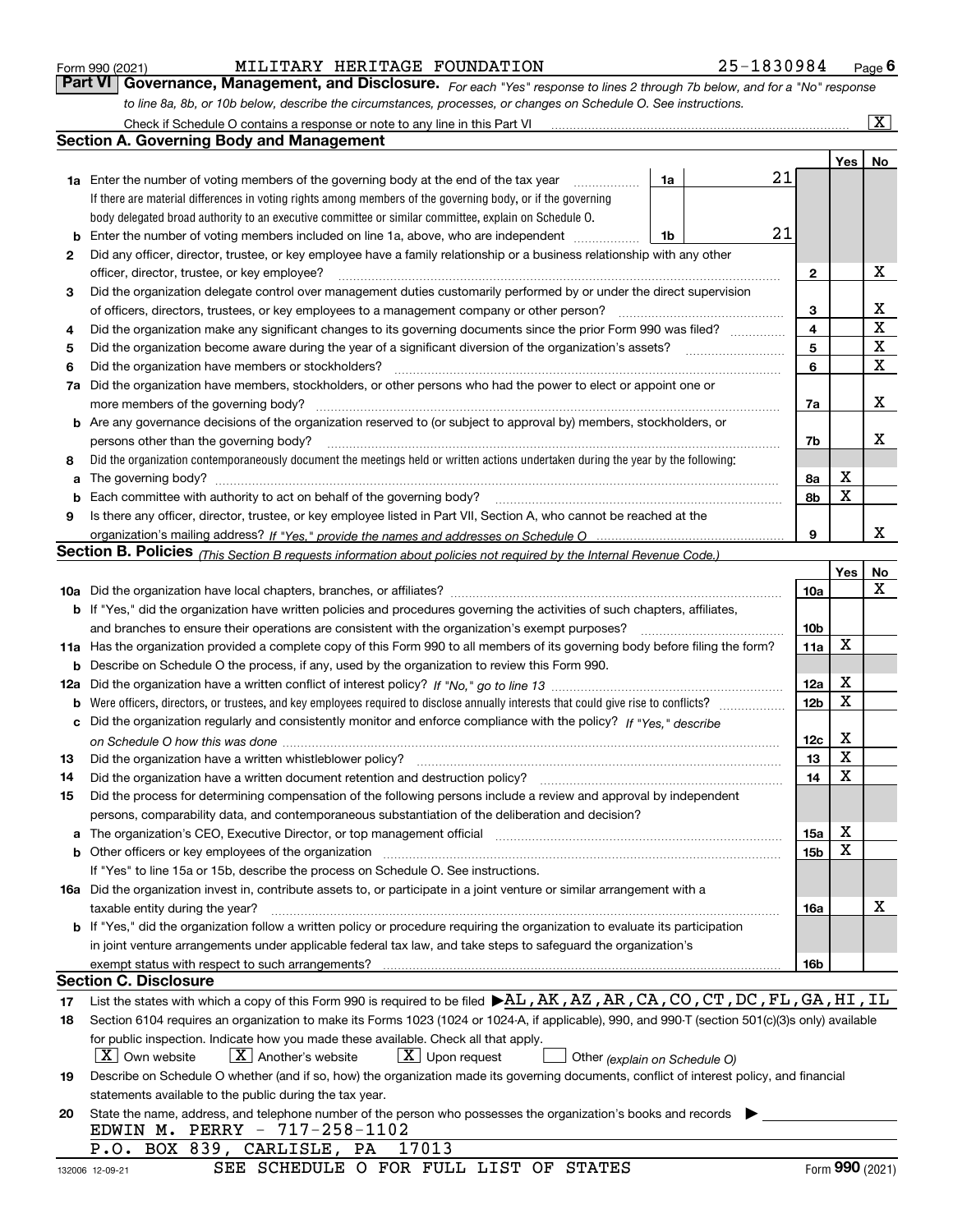Form 990 (2021) MILITARY HERITAGE FOUNDATION 25-1830984 Page 6

## Part VI Governance, Management, and Disclosure.

*For each "Yes" response to lines 2 through 7b below, and for a "No" response to line 8a, 8b, or 10b below, describe the circumstances, processes, or changes on Schedule O. See instructions.*

Check if Schedule O contains a response or note to any line in this Part VI ..... [X]

### Section A. Governing Body and Management

| | | | | | Yes | No |
|---|---|---|---|---|---|---|
| **1a** | Enter the number of voting members of the governing body at the end of the tax year | 1a | 21 | | | |
| | If there are material differences in voting rights among members of the governing body, or if the governing body delegated broad authority to an executive committee or similar committee, explain on Schedule O. | | | | | |
| **b** | Enter the number of voting members included on line 1a, above, who are independent | 1b | 21 | | | |
| **2** | Did any officer, director, trustee, or key employee have a family relationship or a business relationship with any other officer, director, trustee, or key employee? | | | 2 | | X |
| **3** | Did the organization delegate control over management duties customarily performed by or under the direct supervision of officers, directors, trustees, or key employees to a management company or other person? | | | 3 | | X |
| **4** | Did the organization make any significant changes to its governing documents since the prior Form 990 was filed? | | | 4 | | X |
| **5** | Did the organization become aware during the year of a significant diversion of the organization's assets? | | | 5 | | X |
| **6** | Did the organization have members or stockholders? | | | 6 | | X |
| **7a** | Did the organization have members, stockholders, or other persons who had the power to elect or appoint one or more members of the governing body? | | | 7a | | X |
| **b** | Are any governance decisions of the organization reserved to (or subject to approval by) members, stockholders, or persons other than the governing body? | | | 7b | | X |
| **8** | Did the organization contemporaneously document the meetings held or written actions undertaken during the year by the following: | | | | | |
| **a** | The governing body? | | | 8a | X | |
| **b** | Each committee with authority to act on behalf of the governing body? | | | 8b | X | |
| **9** | Is there any officer, director, trustee, or key employee listed in Part VII, Section A, who cannot be reached at the organization's mailing address? *If "Yes," provide the names and addresses on Schedule O* | | | 9 | | X |

### Section B. Policies *(This Section B requests information about policies not required by the Internal Revenue Code.)*

| | | | Yes | No |
|---|---|---|---|---|
| **10a** | Did the organization have local chapters, branches, or affiliates? | 10a | | X |
| **b** | If "Yes," did the organization have written policies and procedures governing the activities of such chapters, affiliates, and branches to ensure their operations are consistent with the organization's exempt purposes? | 10b | | |
| **11a** | Has the organization provided a complete copy of this Form 990 to all members of its governing body before filing the form? | 11a | X | |
| **b** | Describe on Schedule O the process, if any, used by the organization to review this Form 990. | | | |
| **12a** | Did the organization have a written conflict of interest policy? *If "No," go to line 13* | 12a | X | |
| **b** | Were officers, directors, or trustees, and key employees required to disclose annually interests that could give rise to conflicts? | 12b | X | |
| **c** | Did the organization regularly and consistently monitor and enforce compliance with the policy? *If "Yes," describe on Schedule O how this was done* | 12c | X | |
| **13** | Did the organization have a written whistleblower policy? | 13 | X | |
| **14** | Did the organization have a written document retention and destruction policy? | 14 | X | |
| **15** | Did the process for determining compensation of the following persons include a review and approval by independent persons, comparability data, and contemporaneous substantiation of the deliberation and decision? | | | |
| **a** | The organization's CEO, Executive Director, or top management official | 15a | X | |
| **b** | Other officers or key employees of the organization | 15b | X | |
| | If "Yes" to line 15a or 15b, describe the process on Schedule O. See instructions. | | | |
| **16a** | Did the organization invest in, contribute assets to, or participate in a joint venture or similar arrangement with a taxable entity during the year? | 16a | | X |
| **b** | If "Yes," did the organization follow a written policy or procedure requiring the organization to evaluate its participation in joint venture arrangements under applicable federal tax law, and take steps to safeguard the organization's exempt status with respect to such arrangements? | 16b | | |

### Section C. Disclosure

**17** List the states with which a copy of this Form 990 is required to be filed ▶ AL,AK,AZ,AR,CA,CO,CT,DC,FL,GA,HI,IL

**18** Section 6104 requires an organization to make its Forms 1023 (1024 or 1024-A, if applicable), 990, and 990-T (section 501(c)(3)s only) available for public inspection. Indicate how you made these available. Check all that apply.

[X] Own website [X] Another's website [X] Upon request [ ] Other *(explain on Schedule O)*

**19** Describe on Schedule O whether (and if so, how) the organization made its governing documents, conflict of interest policy, and financial statements available to the public during the tax year.

**20** State the name, address, and telephone number of the person who possesses the organization's books and records ▶

EDWIN M. PERRY - 717-258-1102
P.O. BOX 839, CARLISLE, PA 17013

SEE SCHEDULE O FOR FULL LIST OF STATES

132006 12-09-21 Form **990** (2021)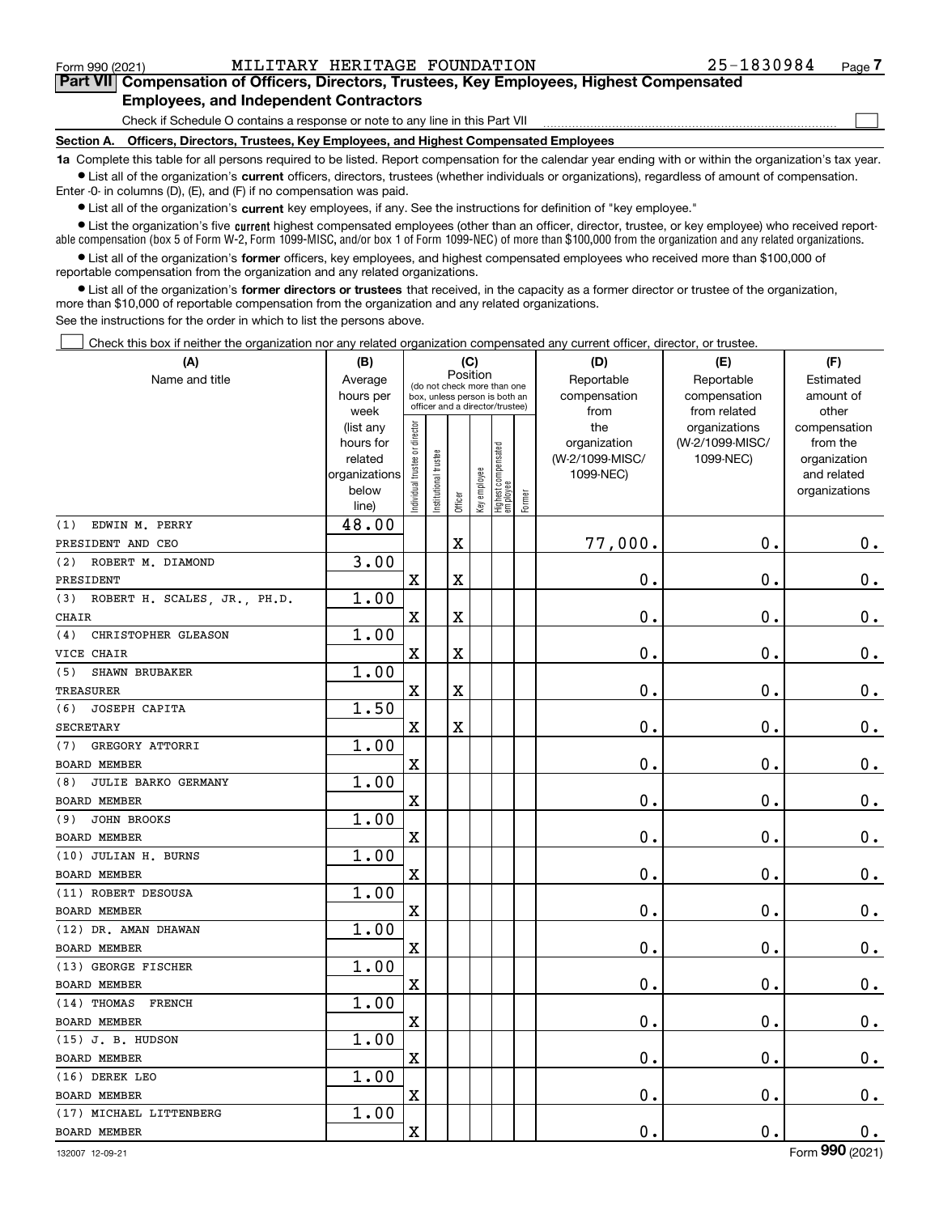Form 990 (2021) MILITARY HERITAGE FOUNDATION 25-1830984 Page 7

## Part VII Compensation of Officers, Directors, Trustees, Key Employees, Highest Compensated Employees, and Independent Contractors

Check if Schedule O contains a response or note to any line in this Part VII ☐

**Section A. Officers, Directors, Trustees, Key Employees, and Highest Compensated Employees**

**1a** Complete this table for all persons required to be listed. Report compensation for the calendar year ending with or within the organization's tax year.

- List all of the organization's **current** officers, directors, trustees (whether individuals or organizations), regardless of amount of compensation. Enter -0- in columns (D), (E), and (F) if no compensation was paid.
- List all of the organization's **current** key employees, if any. See the instructions for definition of "key employee."
- List the organization's five **current** highest compensated employees (other than an officer, director, trustee, or key employee) who received reportable compensation (box 5 of Form W-2, Form 1099-MISC, and/or box 1 of Form 1099-NEC) of more than $100,000 from the organization and any related organizations.
- List all of the organization's **former** officers, key employees, and highest compensated employees who received more than $100,000 of reportable compensation from the organization and any related organizations.
- List all of the organization's **former directors or trustees** that received, in the capacity as a former director or trustee of the organization, more than $10,000 of reportable compensation from the organization and any related organizations.

See the instructions for the order in which to list the persons above.

☐ Check this box if neither the organization nor any related organization compensated any current officer, director, or trustee.

| (A) Name and title | (B) Average hours per week (list any hours for related organizations below line) | (C) Position: Individual trustee or director | Institutional trustee | Officer | Key employee | Highest compensated employee | Former | (D) Reportable compensation from the organization (W-2/1099-MISC/1099-NEC) | (E) Reportable compensation from related organizations (W-2/1099-MISC/1099-NEC) | (F) Estimated amount of other compensation from the organization and related organizations |
|---|---|---|---|---|---|---|---|---|---|---|
| (1) EDWIN M. PERRY<br>PRESIDENT AND CEO | 48.00 | | | X | | | | 77,000. | 0. | 0. |
| (2) ROBERT M. DIAMOND<br>PRESIDENT | 3.00 | X | | X | | | | 0. | 0. | 0. |
| (3) ROBERT H. SCALES, JR., PH.D.<br>CHAIR | 1.00 | X | | X | | | | 0. | 0. | 0. |
| (4) CHRISTOPHER GLEASON<br>VICE CHAIR | 1.00 | X | | X | | | | 0. | 0. | 0. |
| (5) SHAWN BRUBAKER<br>TREASURER | 1.00 | X | | X | | | | 0. | 0. | 0. |
| (6) JOSEPH CAPITA<br>SECRETARY | 1.50 | X | | X | | | | 0. | 0. | 0. |
| (7) GREGORY ATTORRI<br>BOARD MEMBER | 1.00 | X | | | | | | 0. | 0. | 0. |
| (8) JULIE BARKO GERMANY<br>BOARD MEMBER | 1.00 | X | | | | | | 0. | 0. | 0. |
| (9) JOHN BROOKS<br>BOARD MEMBER | 1.00 | X | | | | | | 0. | 0. | 0. |
| (10) JULIAN H. BURNS<br>BOARD MEMBER | 1.00 | X | | | | | | 0. | 0. | 0. |
| (11) ROBERT DESOUSA<br>BOARD MEMBER | 1.00 | X | | | | | | 0. | 0. | 0. |
| (12) DR. AMAN DHAWAN<br>BOARD MEMBER | 1.00 | X | | | | | | 0. | 0. | 0. |
| (13) GEORGE FISCHER<br>BOARD MEMBER | 1.00 | X | | | | | | 0. | 0. | 0. |
| (14) THOMAS FRENCH<br>BOARD MEMBER | 1.00 | X | | | | | | 0. | 0. | 0. |
| (15) J. B. HUDSON<br>BOARD MEMBER | 1.00 | X | | | | | | 0. | 0. | 0. |
| (16) DEREK LEO<br>BOARD MEMBER | 1.00 | X | | | | | | 0. | 0. | 0. |
| (17) MICHAEL LITTENBERG<br>BOARD MEMBER | 1.00 | X | | | | | | 0. | 0. | 0. |

132007 12-09-21 Form **990** (2021)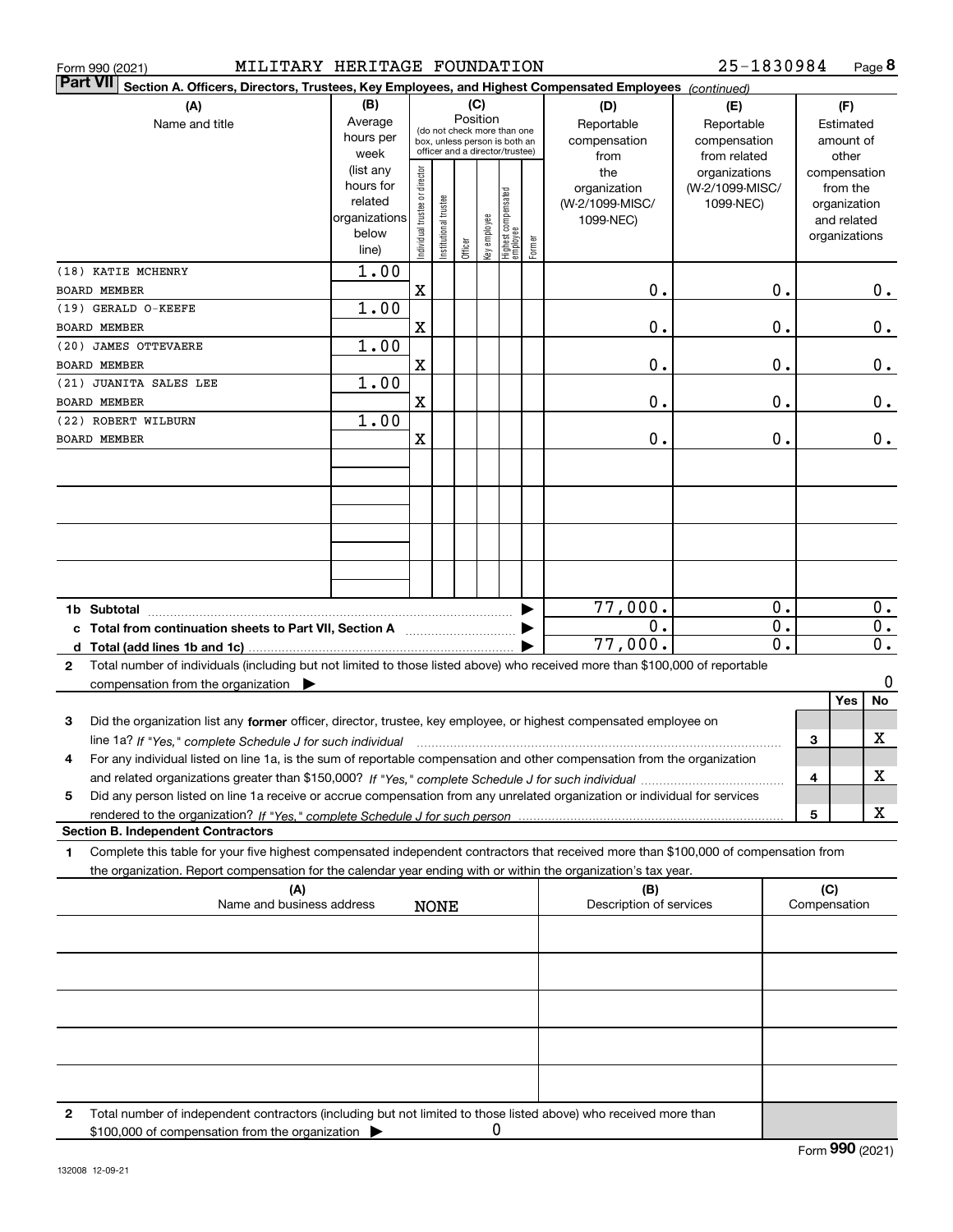Form 990 (2021) MILITARY HERITAGE FOUNDATION 25-1830984 Page 8

**Part VII Section A. Officers, Directors, Trustees, Key Employees, and Highest Compensated Employees** *(continued)*

| (A) Name and title | (B) Average hours per week (list any hours for related organizations below line) | (C) Position: Individual trustee or director | Institutional trustee | Officer | Key employee | Highest compensated employee | Former | (D) Reportable compensation from the organization (W-2/1099-MISC/1099-NEC) | (E) Reportable compensation from related organizations (W-2/1099-MISC/1099-NEC) | (F) Estimated amount of other compensation from the organization and related organizations |
|---|---|---|---|---|---|---|---|---|---|---|
| (18) KATIE MCHENRY<br>BOARD MEMBER | 1.00 | X | | | | | | 0. | 0. | 0. |
| (19) GERALD O-KEEFE<br>BOARD MEMBER | 1.00 | X | | | | | | 0. | 0. | 0. |
| (20) JAMES OTTEVAERE<br>BOARD MEMBER | 1.00 | X | | | | | | 0. | 0. | 0. |
| (21) JUANITA SALES LEE<br>BOARD MEMBER | 1.00 | X | | | | | | 0. | 0. | 0. |
| (22) ROBERT WILBURN<br>BOARD MEMBER | 1.00 | X | | | | | | 0. | 0. | 0. |
| 1b Subtotal | | | | | | | | 77,000. | 0. | 0. |
| c Total from continuation sheets to Part VII, Section A | | | | | | | | 0. | 0. | 0. |
| d Total (add lines 1b and 1c) | | | | | | | | 77,000. | 0. | 0. |

2 Total number of individuals (including but not limited to those listed above) who received more than $100,000 of reportable compensation from the organization ▶ 0

| | | Yes | No |
|---|---|---|---|
| 3 Did the organization list any **former** officer, director, trustee, key employee, or highest compensated employee on line 1a? *If "Yes," complete Schedule J for such individual* | 3 | | X |
| 4 For any individual listed on line 1a, is the sum of reportable compensation and other compensation from the organization and related organizations greater than $150,000? *If "Yes," complete Schedule J for such individual* | 4 | | X |
| 5 Did any person listed on line 1a receive or accrue compensation from any unrelated organization or individual for services rendered to the organization? *If "Yes," complete Schedule J for such person* | 5 | | X |

**Section B. Independent Contractors**

1 Complete this table for your five highest compensated independent contractors that received more than $100,000 of compensation from the organization. Report compensation for the calendar year ending with or within the organization's tax year.

| (A) Name and business address | (B) Description of services | (C) Compensation |
|---|---|---|
| NONE | | |
| | | |
| | | |
| | | |
| | | |

2 Total number of independent contractors (including but not limited to those listed above) who received more than $100,000 of compensation from the organization ▶ 0

Form **990** (2021)

132008 12-09-21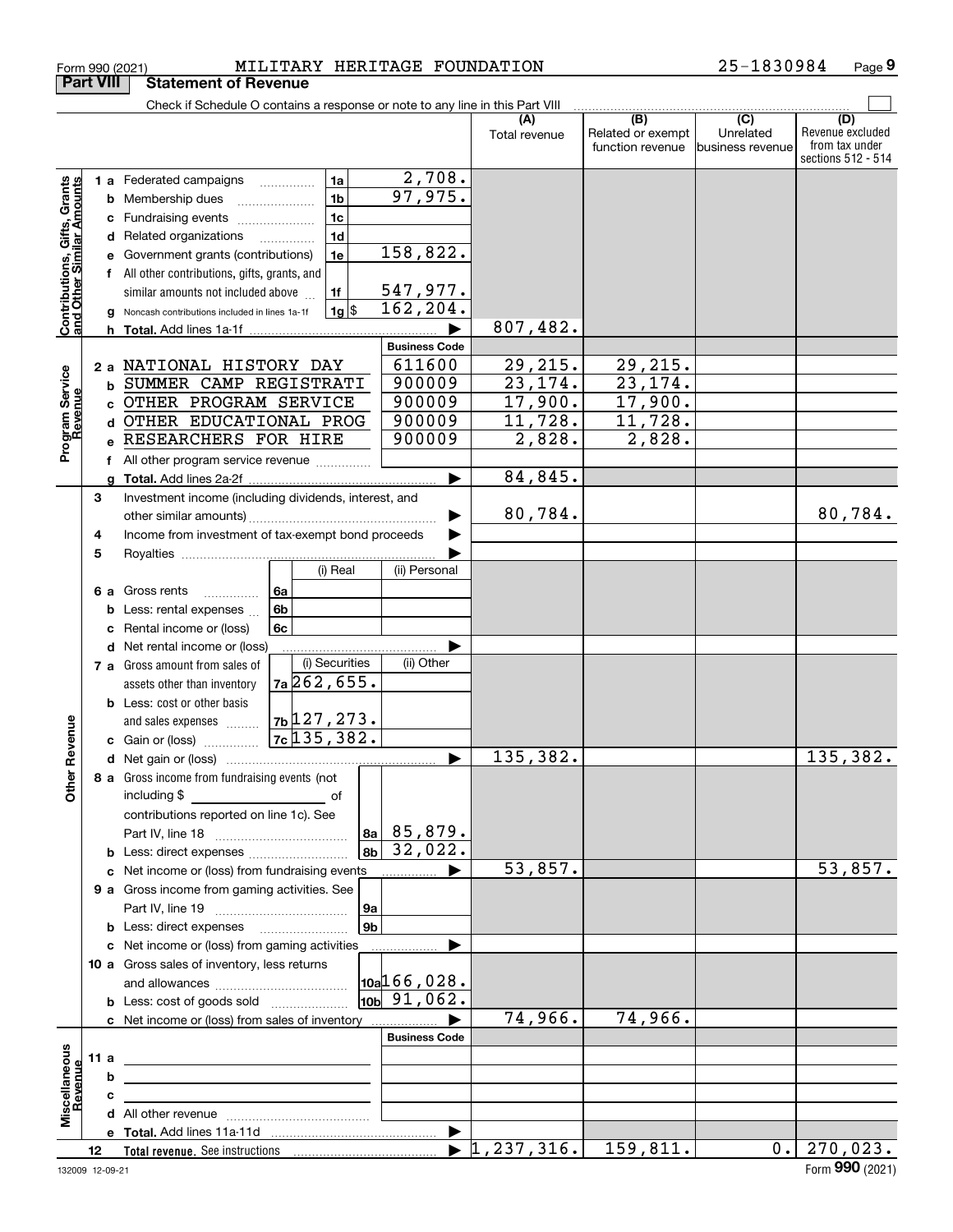Form 990 (2021) MILITARY HERITAGE FOUNDATION 25-1830984

## Part VIII Statement of Revenue

Check if Schedule O contains a response or note to any line in this Part VIII

| | | | (A) Total revenue | (B) Related or exempt function revenue | (C) Unrelated business revenue | (D) Revenue excluded from tax under sections 512 - 514 |
|---|---|---|---|---|---|---|
| **Contributions, Gifts, Grants and Other Similar Amounts** | | | | | | |
| 1 a | Federated campaigns | 1a 2,708. | | | | |
| b | Membership dues | 1b 97,975. | | | | |
| c | Fundraising events | 1c | | | | |
| d | Related organizations | 1d | | | | |
| e | Government grants (contributions) | 1e 158,822. | | | | |
| f | All other contributions, gifts, grants, and similar amounts not included above | 1f 547,977. | | | | |
| g | Noncash contributions included in lines 1a-1f | 1g $ 162,204. | | | | |
| h | **Total.** Add lines 1a-1f | | 807,482. | | | |
| **Program Service Revenue** | | **Business Code** | | | | |
| 2 a | NATIONAL HISTORY DAY | 611600 | 29,215. | 29,215. | | |
| b | SUMMER CAMP REGISTRATI | 900009 | 23,174. | 23,174. | | |
| c | OTHER PROGRAM SERVICE | 900009 | 17,900. | 17,900. | | |
| d | OTHER EDUCATIONAL PROG | 900009 | 11,728. | 11,728. | | |
| e | RESEARCHERS FOR HIRE | 900009 | 2,828. | 2,828. | | |
| f | All other program service revenue | | | | | |
| g | **Total.** Add lines 2a-2f | | 84,845. | | | |
| **Other Revenue** | | | | | | |
| 3 | Investment income (including dividends, interest, and other similar amounts) | | 80,784. | | | 80,784. |
| 4 | Income from investment of tax-exempt bond proceeds | | | | | |
| 5 | Royalties | | | | | |
| | | (i) Real / (ii) Personal | | | | |
| 6 a | Gross rents | 6a | | | | |
| b | Less: rental expenses | 6b | | | | |
| c | Rental income or (loss) | 6c | | | | |
| d | Net rental income or (loss) | | | | | |
| | | (i) Securities / (ii) Other | | | | |
| 7 a | Gross amount from sales of assets other than inventory | 7a 262,655. | | | | |
| b | Less: cost or other basis and sales expenses | 7b 127,273. | | | | |
| c | Gain or (loss) | 7c 135,382. | | | | |
| d | Net gain or (loss) | | 135,382. | | | 135,382. |
| 8 a | Gross income from fundraising events (not including $ of contributions reported on line 1c). See Part IV, line 18 | 8a 85,879. | | | | |
| b | Less: direct expenses | 8b 32,022. | | | | |
| c | Net income or (loss) from fundraising events | | 53,857. | | | 53,857. |
| 9 a | Gross income from gaming activities. See Part IV, line 19 | 9a | | | | |
| b | Less: direct expenses | 9b | | | | |
| c | Net income or (loss) from gaming activities | | | | | |
| 10 a | Gross sales of inventory, less returns and allowances | 10a 166,028. | | | | |
| b | Less: cost of goods sold | 10b 91,062. | | | | |
| c | Net income or (loss) from sales of inventory | | 74,966. | 74,966. | | |
| **Miscellaneous Revenue** | | **Business Code** | | | | |
| 11 a | | | | | | |
| b | | | | | | |
| c | | | | | | |
| d | All other revenue | | | | | |
| e | **Total.** Add lines 11a-11d | | | | | |
| 12 | **Total revenue.** See instructions | | 1,237,316. | 159,811. | 0. | 270,023. |

132009 12-09-21 Form **990** (2021)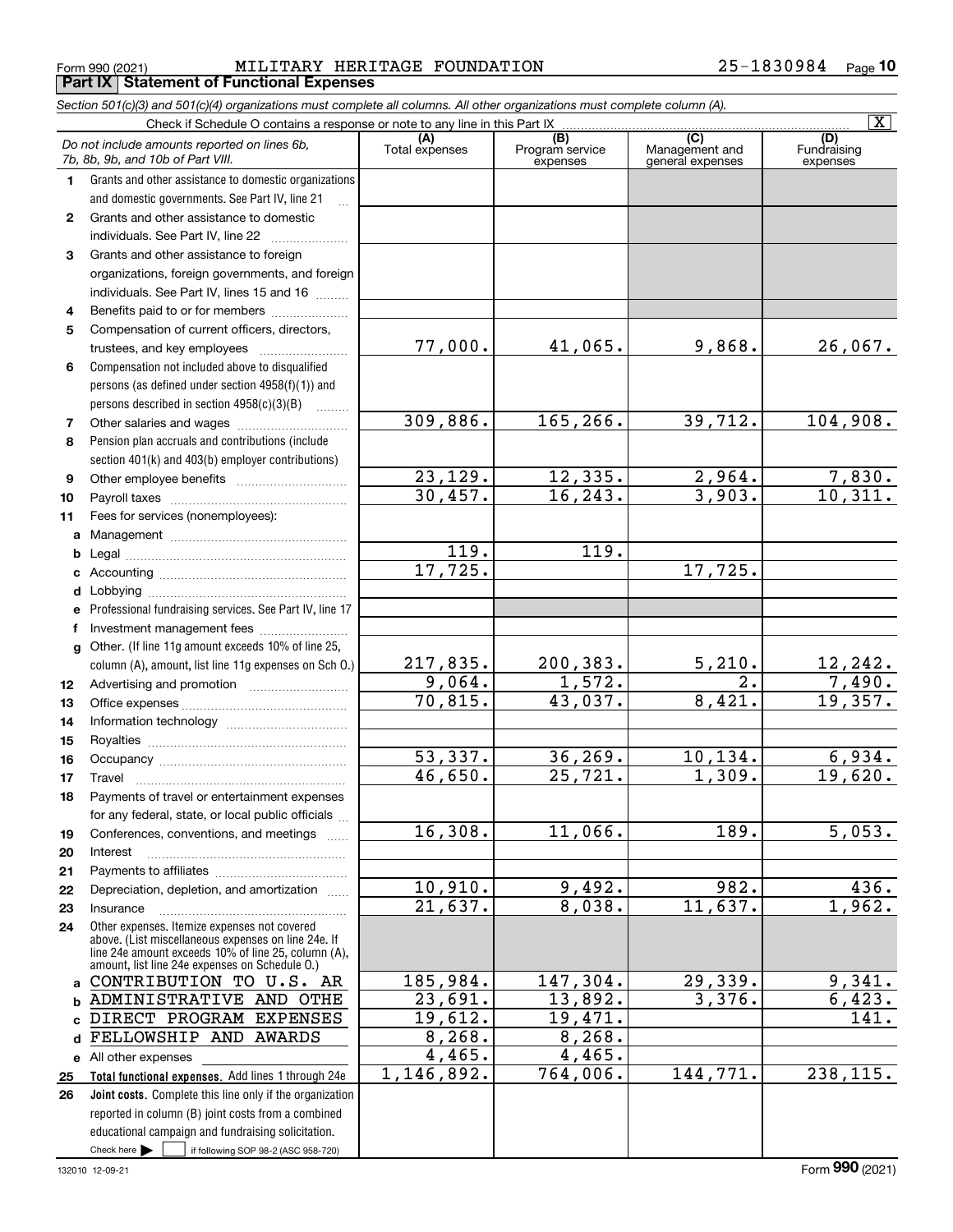Form 990 (2021) MILITARY HERITAGE FOUNDATION 25-1830984 Page 10

**Part IX Statement of Functional Expenses**

*Section 501(c)(3) and 501(c)(4) organizations must complete all columns. All other organizations must complete column (A).*

Check if Schedule O contains a response or note to any line in this Part IX [X]

| | *Do not include amounts reported on lines 6b, 7b, 8b, 9b, and 10b of Part VIII.* | (A) Total expenses | (B) Program service expenses | (C) Management and general expenses | (D) Fundraising expenses |
|---|---|---|---|---|---|
| 1 | Grants and other assistance to domestic organizations and domestic governments. See Part IV, line 21 | | | | |
| 2 | Grants and other assistance to domestic individuals. See Part IV, line 22 | | | | |
| 3 | Grants and other assistance to foreign organizations, foreign governments, and foreign individuals. See Part IV, lines 15 and 16 | | | | |
| 4 | Benefits paid to or for members | | | | |
| 5 | Compensation of current officers, directors, trustees, and key employees | 77,000. | 41,065. | 9,868. | 26,067. |
| 6 | Compensation not included above to disqualified persons (as defined under section 4958(f)(1)) and persons described in section 4958(c)(3)(B) | | | | |
| 7 | Other salaries and wages | 309,886. | 165,266. | 39,712. | 104,908. |
| 8 | Pension plan accruals and contributions (include section 401(k) and 403(b) employer contributions) | | | | |
| 9 | Other employee benefits | 23,129. | 12,335. | 2,964. | 7,830. |
| 10 | Payroll taxes | 30,457. | 16,243. | 3,903. | 10,311. |
| 11 | Fees for services (nonemployees): | | | | |
| a | Management | | | | |
| b | Legal | 119. | 119. | | |
| c | Accounting | 17,725. | | 17,725. | |
| d | Lobbying | | | | |
| e | Professional fundraising services. See Part IV, line 17 | | | | |
| f | Investment management fees | | | | |
| g | Other. (If line 11g amount exceeds 10% of line 25, column (A), amount, list line 11g expenses on Sch O.) | 217,835. | 200,383. | 5,210. | 12,242. |
| 12 | Advertising and promotion | 9,064. | 1,572. | 2. | 7,490. |
| 13 | Office expenses | 70,815. | 43,037. | 8,421. | 19,357. |
| 14 | Information technology | | | | |
| 15 | Royalties | | | | |
| 16 | Occupancy | 53,337. | 36,269. | 10,134. | 6,934. |
| 17 | Travel | 46,650. | 25,721. | 1,309. | 19,620. |
| 18 | Payments of travel or entertainment expenses for any federal, state, or local public officials | | | | |
| 19 | Conferences, conventions, and meetings | 16,308. | 11,066. | 189. | 5,053. |
| 20 | Interest | | | | |
| 21 | Payments to affiliates | | | | |
| 22 | Depreciation, depletion, and amortization | 10,910. | 9,492. | 982. | 436. |
| 23 | Insurance | 21,637. | 8,038. | 11,637. | 1,962. |
| 24 | Other expenses. Itemize expenses not covered above. (List miscellaneous expenses on line 24e. If line 24e amount exceeds 10% of line 25, column (A), amount, list line 24e expenses on Schedule O.) | | | | |
| a | CONTRIBUTION TO U.S. AR | 185,984. | 147,304. | 29,339. | 9,341. |
| b | ADMINISTRATIVE AND OTHE | 23,691. | 13,892. | 3,376. | 6,423. |
| c | DIRECT PROGRAM EXPENSES | 19,612. | 19,471. | | 141. |
| d | FELLOWSHIP AND AWARDS | 8,268. | 8,268. | | |
| e | All other expenses | 4,465. | 4,465. | | |
| 25 | **Total functional expenses.** Add lines 1 through 24e | 1,146,892. | 764,006. | 144,771. | 238,115. |
| 26 | **Joint costs.** Complete this line only if the organization reported in column (B) joint costs from a combined educational campaign and fundraising solicitation. Check here [ ] if following SOP 98-2 (ASC 958-720) | | | | |

132010 12-09-21 Form **990** (2021)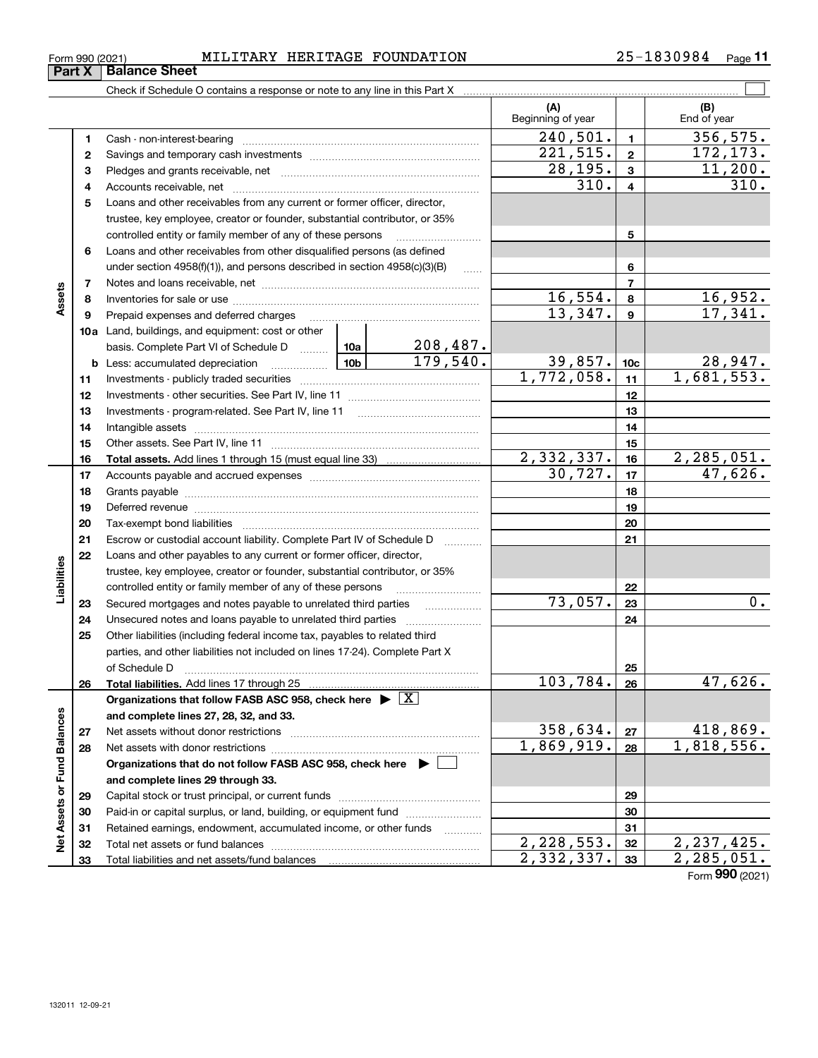Form 990 (2021) MILITARY HERITAGE FOUNDATION 25-1830984

## Part X Balance Sheet

Check if Schedule O contains a response or note to any line in this Part X ☐

| Section | Line | Description | | | (A) Beginning of year | Line | (B) End of year |
|---|---|---|---|---|---|---|---|
| Assets | 1 | Cash - non-interest-bearing | | | 240,501. | 1 | 356,575. |
| | 2 | Savings and temporary cash investments | | | 221,515. | 2 | 172,173. |
| | 3 | Pledges and grants receivable, net | | | 28,195. | 3 | 11,200. |
| | 4 | Accounts receivable, net | | | 310. | 4 | 310. |
| | 5 | Loans and other receivables from any current or former officer, director, trustee, key employee, creator or founder, substantial contributor, or 35% controlled entity or family member of any of these persons | | | | 5 | |
| | 6 | Loans and other receivables from other disqualified persons (as defined under section 4958(f)(1)), and persons described in section 4958(c)(3)(B) | | | | 6 | |
| | 7 | Notes and loans receivable, net | | | | 7 | |
| | 8 | Inventories for sale or use | | | 16,554. | 8 | 16,952. |
| | 9 | Prepaid expenses and deferred charges | | | 13,347. | 9 | 17,341. |
| | 10a | Land, buildings, and equipment: cost or other basis. Complete Part VI of Schedule D | 10a | 208,487. | | | |
| | b | Less: accumulated depreciation | 10b | 179,540. | 39,857. | 10c | 28,947. |
| | 11 | Investments - publicly traded securities | | | 1,772,058. | 11 | 1,681,553. |
| | 12 | Investments - other securities. See Part IV, line 11 | | | | 12 | |
| | 13 | Investments - program-related. See Part IV, line 11 | | | | 13 | |
| | 14 | Intangible assets | | | | 14 | |
| | 15 | Other assets. See Part IV, line 11 | | | | 15 | |
| | 16 | **Total assets.** Add lines 1 through 15 (must equal line 33) | | | 2,332,337. | 16 | 2,285,051. |
| Liabilities | 17 | Accounts payable and accrued expenses | | | 30,727. | 17 | 47,626. |
| | 18 | Grants payable | | | | 18 | |
| | 19 | Deferred revenue | | | | 19 | |
| | 20 | Tax-exempt bond liabilities | | | | 20 | |
| | 21 | Escrow or custodial account liability. Complete Part IV of Schedule D | | | | 21 | |
| | 22 | Loans and other payables to any current or former officer, director, trustee, key employee, creator or founder, substantial contributor, or 35% controlled entity or family member of any of these persons | | | | 22 | |
| | 23 | Secured mortgages and notes payable to unrelated third parties | | | 73,057. | 23 | 0. |
| | 24 | Unsecured notes and loans payable to unrelated third parties | | | | 24 | |
| | 25 | Other liabilities (including federal income tax, payables to related third parties, and other liabilities not included on lines 17-24). Complete Part X of Schedule D | | | | 25 | |
| | 26 | **Total liabilities.** Add lines 17 through 25 | | | 103,784. | 26 | 47,626. |
| Net Assets or Fund Balances | | **Organizations that follow FASB ASC 958, check here ▶ ☒ and complete lines 27, 28, 32, and 33.** | | | | | |
| | 27 | Net assets without donor restrictions | | | 358,634. | 27 | 418,869. |
| | 28 | Net assets with donor restrictions | | | 1,869,919. | 28 | 1,818,556. |
| | | **Organizations that do not follow FASB ASC 958, check here ▶ ☐ and complete lines 29 through 33.** | | | | | |
| | 29 | Capital stock or trust principal, or current funds | | | | 29 | |
| | 30 | Paid-in or capital surplus, or land, building, or equipment fund | | | | 30 | |
| | 31 | Retained earnings, endowment, accumulated income, or other funds | | | | 31 | |
| | 32 | Total net assets or fund balances | | | 2,228,553. | 32 | 2,237,425. |
| | 33 | Total liabilities and net assets/fund balances | | | 2,332,337. | 33 | 2,285,051. |

Form **990** (2021)

132011 12-09-21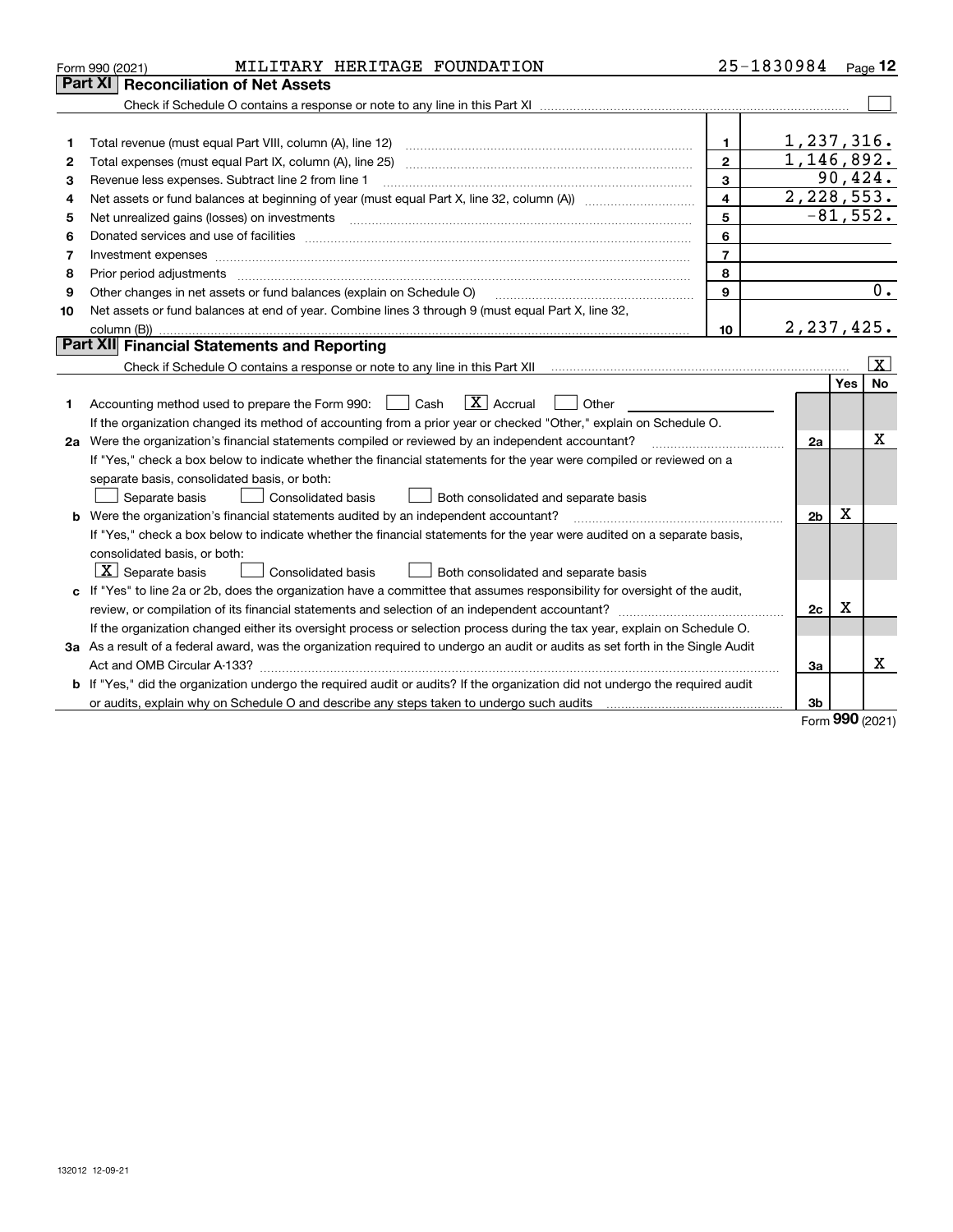Form 990 (2021) MILITARY HERITAGE FOUNDATION 25-1830984

## Part XI Reconciliation of Net Assets

Check if Schedule O contains a response or note to any line in this Part XI [ ]

| | | | |
|---|---|---|---|
| 1 | Total revenue (must equal Part VIII, column (A), line 12) | 1 | 1,237,316. |
| 2 | Total expenses (must equal Part IX, column (A), line 25) | 2 | 1,146,892. |
| 3 | Revenue less expenses. Subtract line 2 from line 1 | 3 | 90,424. |
| 4 | Net assets or fund balances at beginning of year (must equal Part X, line 32, column (A)) | 4 | 2,228,553. |
| 5 | Net unrealized gains (losses) on investments | 5 | -81,552. |
| 6 | Donated services and use of facilities | 6 | |
| 7 | Investment expenses | 7 | |
| 8 | Prior period adjustments | 8 | |
| 9 | Other changes in net assets or fund balances (explain on Schedule O) | 9 | 0. |
| 10 | Net assets or fund balances at end of year. Combine lines 3 through 9 (must equal Part X, line 32, column (B)) | 10 | 2,237,425. |

## Part XII Financial Statements and Reporting

Check if Schedule O contains a response or note to any line in this Part XII [X]

| | | | Yes | No |
|---|---|---|---|---|
| 1 | Accounting method used to prepare the Form 990: [ ] Cash [X] Accrual [ ] Other | | | |
| | If the organization changed its method of accounting from a prior year or checked "Other," explain on Schedule O. | | | |
| 2a | Were the organization's financial statements compiled or reviewed by an independent accountant? | 2a | | X |
| | If "Yes," check a box below to indicate whether the financial statements for the year were compiled or reviewed on a separate basis, consolidated basis, or both: [ ] Separate basis [ ] Consolidated basis [ ] Both consolidated and separate basis | | | |
| b | Were the organization's financial statements audited by an independent accountant? | 2b | X | |
| | If "Yes," check a box below to indicate whether the financial statements for the year were audited on a separate basis, consolidated basis, or both: [X] Separate basis [ ] Consolidated basis [ ] Both consolidated and separate basis | | | |
| c | If "Yes" to line 2a or 2b, does the organization have a committee that assumes responsibility for oversight of the audit, review, or compilation of its financial statements and selection of an independent accountant? | 2c | X | |
| | If the organization changed either its oversight process or selection process during the tax year, explain on Schedule O. | | | |
| 3a | As a result of a federal award, was the organization required to undergo an audit or audits as set forth in the Single Audit Act and OMB Circular A-133? | 3a | | X |
| b | If "Yes," did the organization undergo the required audit or audits? If the organization did not undergo the required audit or audits, explain why on Schedule O and describe any steps taken to undergo such audits | 3b | | |

Form 990 (2021)

132012 12-09-21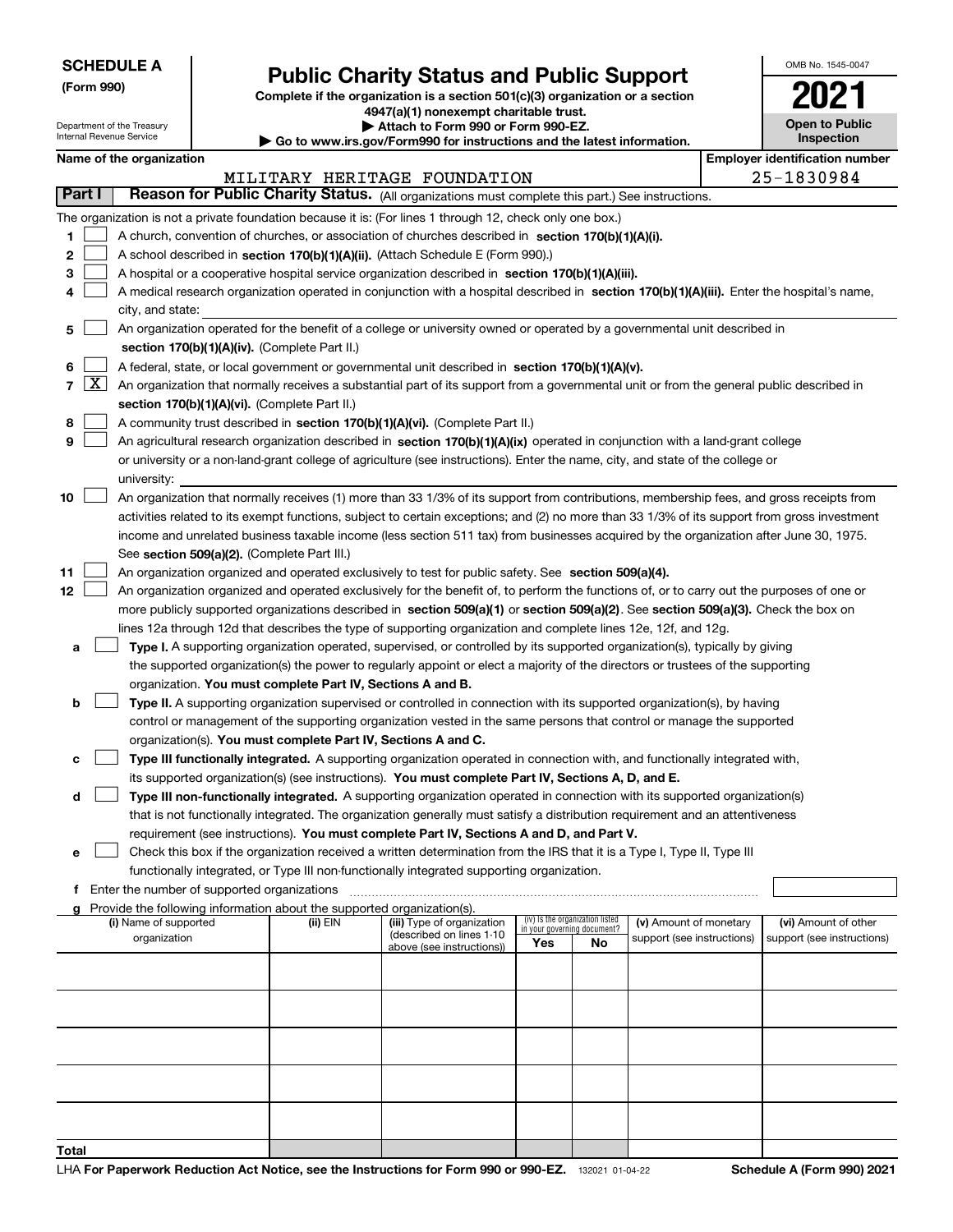**SCHEDULE A**
**(Form 990)**

Department of the Treasury
Internal Revenue Service

# Public Charity Status and Public Support

**Complete if the organization is a section 501(c)(3) organization or a section 4947(a)(1) nonexempt charitable trust.**
**▶ Attach to Form 990 or Form 990-EZ.**
**▶ Go to www.irs.gov/Form990 for instructions and the latest information.**

OMB No. 1545-0047
**2021**
**Open to Public Inspection**

**Name of the organization:** MILITARY HERITAGE FOUNDATION
**Employer identification number:** 25-1830984

## Part I — Reason for Public Charity Status. (All organizations must complete this part.) See instructions.

The organization is not a private foundation because it is: (For lines 1 through 12, check only one box.)

1. ☐ A church, convention of churches, or association of churches described in **section 170(b)(1)(A)(i).**
2. ☐ A school described in **section 170(b)(1)(A)(ii).** (Attach Schedule E (Form 990).)
3. ☐ A hospital or a cooperative hospital service organization described in **section 170(b)(1)(A)(iii).**
4. ☐ A medical research organization operated in conjunction with a hospital described in **section 170(b)(1)(A)(iii).** Enter the hospital's name, city, and state:
5. ☐ An organization operated for the benefit of a college or university owned or operated by a governmental unit described in **section 170(b)(1)(A)(iv).** (Complete Part II.)
6. ☐ A federal, state, or local government or governmental unit described in **section 170(b)(1)(A)(v).**
7. ☒ An organization that normally receives a substantial part of its support from a governmental unit or from the general public described in **section 170(b)(1)(A)(vi).** (Complete Part II.)
8. ☐ A community trust described in **section 170(b)(1)(A)(vi).** (Complete Part II.)
9. ☐ An agricultural research organization described in **section 170(b)(1)(A)(ix)** operated in conjunction with a land-grant college or university or a non-land-grant college of agriculture (see instructions). Enter the name, city, and state of the college or university:
10. ☐ An organization that normally receives (1) more than 33 1/3% of its support from contributions, membership fees, and gross receipts from activities related to its exempt functions, subject to certain exceptions; and (2) no more than 33 1/3% of its support from gross investment income and unrelated business taxable income (less section 511 tax) from businesses acquired by the organization after June 30, 1975. See **section 509(a)(2).** (Complete Part III.)
11. ☐ An organization organized and operated exclusively to test for public safety. See **section 509(a)(4).**
12. ☐ An organization organized and operated exclusively for the benefit of, to perform the functions of, or to carry out the purposes of one or more publicly supported organizations described in **section 509(a)(1)** or **section 509(a)(2)**. See **section 509(a)(3).** Check the box on lines 12a through 12d that describes the type of supporting organization and complete lines 12e, 12f, and 12g.
   - **a** ☐ **Type I.** A supporting organization operated, supervised, or controlled by its supported organization(s), typically by giving the supported organization(s) the power to regularly appoint or elect a majority of the directors or trustees of the supporting organization. **You must complete Part IV, Sections A and B.**
   - **b** ☐ **Type II.** A supporting organization supervised or controlled in connection with its supported organization(s), by having control or management of the supporting organization vested in the same persons that control or manage the supported organization(s). **You must complete Part IV, Sections A and C.**
   - **c** ☐ **Type III functionally integrated.** A supporting organization operated in connection with, and functionally integrated with, its supported organization(s) (see instructions). **You must complete Part IV, Sections A, D, and E.**
   - **d** ☐ **Type III non-functionally integrated.** A supporting organization operated in connection with its supported organization(s) that is not functionally integrated. The organization generally must satisfy a distribution requirement and an attentiveness requirement (see instructions). **You must complete Part IV, Sections A and D, and Part V.**
   - **e** ☐ Check this box if the organization received a written determination from the IRS that it is a Type I, Type II, Type III functionally integrated, or Type III non-functionally integrated supporting organization.
   - **f** Enter the number of supported organizations
   - **g** Provide the following information about the supported organization(s).

| (i) Name of supported organization | (ii) EIN | (iii) Type of organization (described on lines 1-10 above (see instructions)) | (iv) Is the organization listed in your governing document? Yes | No | (v) Amount of monetary support (see instructions) | (vi) Amount of other support (see instructions) |
|---|---|---|---|---|---|---|
| | | | | | | |
| | | | | | | |
| | | | | | | |
| | | | | | | |
| | | | | | | |
| **Total** | | | | | | |

LHA **For Paperwork Reduction Act Notice, see the Instructions for Form 990 or 990-EZ.** 132021 01-04-22 **Schedule A (Form 990) 2021**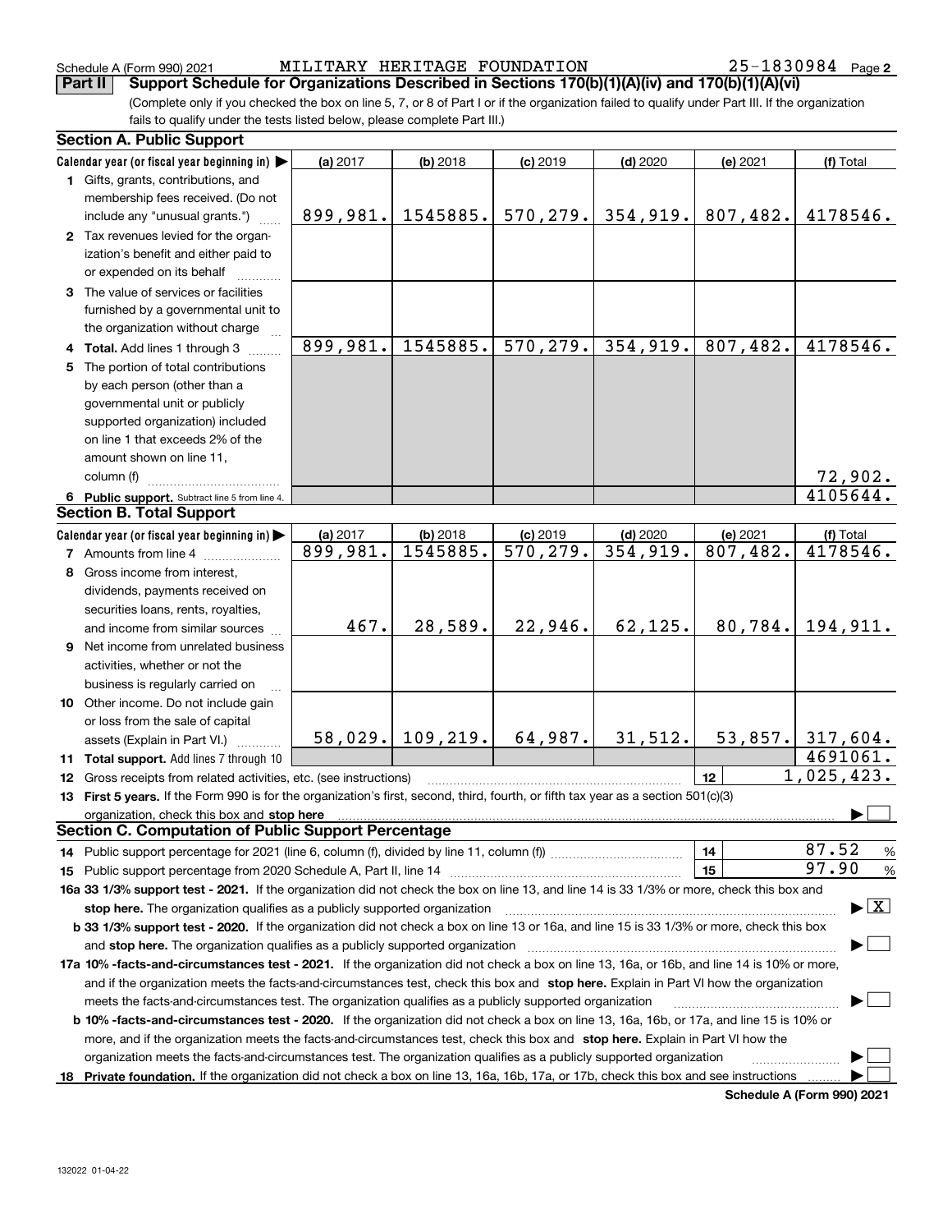Schedule A (Form 990) 2021 MILITARY HERITAGE FOUNDATION 25-1830984 Page 2

**Part II** **Support Schedule for Organizations Described in Sections 170(b)(1)(A)(iv) and 170(b)(1)(A)(vi)**

(Complete only if you checked the box on line 5, 7, or 8 of Part I or if the organization failed to qualify under Part III. If the organization fails to qualify under the tests listed below, please complete Part III.)

### Section A. Public Support

| Calendar year (or fiscal year beginning in) ▶ | (a) 2017 | (b) 2018 | (c) 2019 | (d) 2020 | (e) 2021 | (f) Total |
|---|---|---|---|---|---|---|
| 1 Gifts, grants, contributions, and membership fees received. (Do not include any "unusual grants.") | 899,981. | 1545885. | 570,279. | 354,919. | 807,482. | 4178546. |
| 2 Tax revenues levied for the organization's benefit and either paid to or expended on its behalf | | | | | | |
| 3 The value of services or facilities furnished by a governmental unit to the organization without charge | | | | | | |
| 4 **Total.** Add lines 1 through 3 | 899,981. | 1545885. | 570,279. | 354,919. | 807,482. | 4178546. |
| 5 The portion of total contributions by each person (other than a governmental unit or publicly supported organization) included on line 1 that exceeds 2% of the amount shown on line 11, column (f) | | | | | | 72,902. |
| 6 **Public support.** Subtract line 5 from line 4. | | | | | | 4105644. |

### Section B. Total Support

| Calendar year (or fiscal year beginning in) ▶ | (a) 2017 | (b) 2018 | (c) 2019 | (d) 2020 | (e) 2021 | (f) Total |
|---|---|---|---|---|---|---|
| 7 Amounts from line 4 | 899,981. | 1545885. | 570,279. | 354,919. | 807,482. | 4178546. |
| 8 Gross income from interest, dividends, payments received on securities loans, rents, royalties, and income from similar sources | 467. | 28,589. | 22,946. | 62,125. | 80,784. | 194,911. |
| 9 Net income from unrelated business activities, whether or not the business is regularly carried on | | | | | | |
| 10 Other income. Do not include gain or loss from the sale of capital assets (Explain in Part VI.) | 58,029. | 109,219. | 64,987. | 31,512. | 53,857. | 317,604. |
| 11 **Total support.** Add lines 7 through 10 | | | | | | 4691061. |

12 Gross receipts from related activities, etc. (see instructions) | 12 | 1,025,423.

13 **First 5 years.** If the Form 990 is for the organization's first, second, third, fourth, or fifth tax year as a section 501(c)(3) organization, check this box and **stop here** ▶ ☐

### Section C. Computation of Public Support Percentage

14 Public support percentage for 2021 (line 6, column (f), divided by line 11, column (f)) | 14 | 87.52 %

15 Public support percentage from 2020 Schedule A, Part II, line 14 | 15 | 97.90 %

**16a 33 1/3% support test - 2021.** If the organization did not check the box on line 13, and line 14 is 33 1/3% or more, check this box and **stop here.** The organization qualifies as a publicly supported organization ▶ ☒

**b 33 1/3% support test - 2020.** If the organization did not check a box on line 13 or 16a, and line 15 is 33 1/3% or more, check this box and **stop here.** The organization qualifies as a publicly supported organization ▶ ☐

**17a 10% -facts-and-circumstances test - 2021.** If the organization did not check a box on line 13, 16a, or 16b, and line 14 is 10% or more, and if the organization meets the facts-and-circumstances test, check this box and **stop here.** Explain in Part VI how the organization meets the facts-and-circumstances test. The organization qualifies as a publicly supported organization ▶ ☐

**b 10% -facts-and-circumstances test - 2020.** If the organization did not check a box on line 13, 16a, 16b, or 17a, and line 15 is 10% or more, and if the organization meets the facts-and-circumstances test, check this box and **stop here.** Explain in Part VI how the organization meets the facts-and-circumstances test. The organization qualifies as a publicly supported organization ▶ ☐

**18 Private foundation.** If the organization did not check a box on line 13, 16a, 16b, 17a, or 17b, check this box and see instructions ▶ ☐

**Schedule A (Form 990) 2021**

132022 01-04-22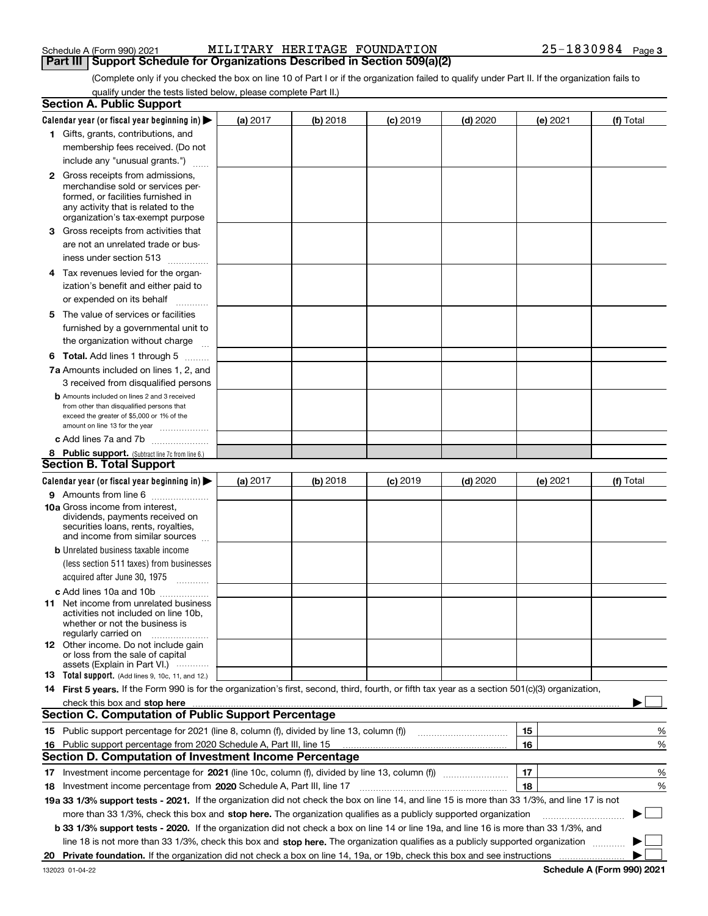Schedule A (Form 990) 2021 MILITARY HERITAGE FOUNDATION 25-1830984

## Part III Support Schedule for Organizations Described in Section 509(a)(2)

(Complete only if you checked the box on line 10 of Part I or if the organization failed to qualify under Part II. If the organization fails to qualify under the tests listed below, please complete Part II.)

### Section A. Public Support

| Calendar year (or fiscal year beginning in) ▶ | (a) 2017 | (b) 2018 | (c) 2019 | (d) 2020 | (e) 2021 | (f) Total |
|---|---|---|---|---|---|---|
| 1 Gifts, grants, contributions, and membership fees received. (Do not include any "unusual grants.") | | | | | | |
| 2 Gross receipts from admissions, merchandise sold or services performed, or facilities furnished in any activity that is related to the organization's tax-exempt purpose | | | | | | |
| 3 Gross receipts from activities that are not an unrelated trade or business under section 513 | | | | | | |
| 4 Tax revenues levied for the organization's benefit and either paid to or expended on its behalf | | | | | | |
| 5 The value of services or facilities furnished by a governmental unit to the organization without charge | | | | | | |
| 6 **Total.** Add lines 1 through 5 | | | | | | |
| 7a Amounts included on lines 1, 2, and 3 received from disqualified persons | | | | | | |
| b Amounts included on lines 2 and 3 received from other than disqualified persons that exceed the greater of $5,000 or 1% of the amount on line 13 for the year | | | | | | |
| c Add lines 7a and 7b | | | | | | |
| 8 **Public support.** (Subtract line 7c from line 6.) | | | | | | |

### Section B. Total Support

| Calendar year (or fiscal year beginning in) ▶ | (a) 2017 | (b) 2018 | (c) 2019 | (d) 2020 | (e) 2021 | (f) Total |
|---|---|---|---|---|---|---|
| 9 Amounts from line 6 | | | | | | |
| 10a Gross income from interest, dividends, payments received on securities loans, rents, royalties, and income from similar sources | | | | | | |
| b Unrelated business taxable income (less section 511 taxes) from businesses acquired after June 30, 1975 | | | | | | |
| c Add lines 10a and 10b | | | | | | |
| 11 Net income from unrelated business activities not included on line 10b, whether or not the business is regularly carried on | | | | | | |
| 12 Other income. Do not include gain or loss from the sale of capital assets (Explain in Part VI.) | | | | | | |
| 13 **Total support.** (Add lines 9, 10c, 11, and 12.) | | | | | | |

14 **First 5 years.** If the Form 990 is for the organization's first, second, third, fourth, or fifth tax year as a section 501(c)(3) organization, check this box and **stop here** ▶ ☐

### Section C. Computation of Public Support Percentage

| | | |
|---|---|---|
| 15 Public support percentage for 2021 (line 8, column (f), divided by line 13, column (f)) | 15 | % |
| 16 Public support percentage from 2020 Schedule A, Part III, line 15 | 16 | % |

### Section D. Computation of Investment Income Percentage

| | | |
|---|---|---|
| 17 Investment income percentage for **2021** (line 10c, column (f), divided by line 13, column (f)) | 17 | % |
| 18 Investment income percentage from **2020** Schedule A, Part III, line 17 | 18 | % |

**19a 33 1/3% support tests - 2021.** If the organization did not check the box on line 14, and line 15 is more than 33 1/3%, and line 17 is not more than 33 1/3%, check this box and **stop here.** The organization qualifies as a publicly supported organization ▶ ☐

**b 33 1/3% support tests - 2020.** If the organization did not check a box on line 14 or line 19a, and line 16 is more than 33 1/3%, and line 18 is not more than 33 1/3%, check this box and **stop here.** The organization qualifies as a publicly supported organization ▶ ☐

**20 Private foundation.** If the organization did not check a box on line 14, 19a, or 19b, check this box and see instructions ▶ ☐

132023 01-04-22 **Schedule A (Form 990) 2021**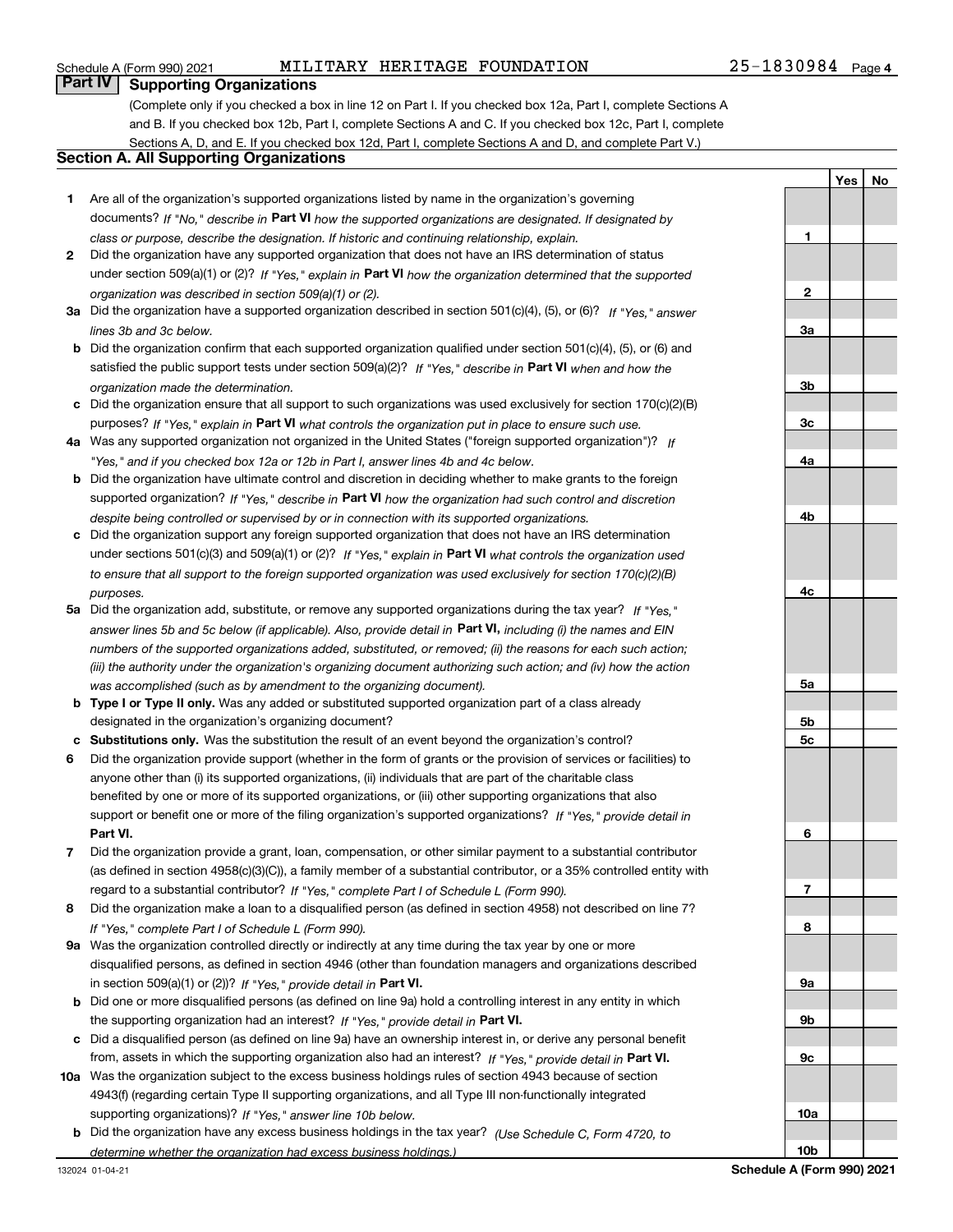Schedule A (Form 990) 2021 MILITARY HERITAGE FOUNDATION 25-1830984 Page 4

## Part IV Supporting Organizations

(Complete only if you checked a box in line 12 on Part I. If you checked box 12a, Part I, complete Sections A and B. If you checked box 12b, Part I, complete Sections A and C. If you checked box 12c, Part I, complete Sections A, D, and E. If you checked box 12d, Part I, complete Sections A and D, and complete Part V.)

### Section A. All Supporting Organizations

| | | | Yes | No |
|---|---|---|---|---|
| **1** | Are all of the organization's supported organizations listed by name in the organization's governing documents? *If "No," describe in* **Part VI** *how the supported organizations are designated. If designated by class or purpose, describe the designation. If historic and continuing relationship, explain.* | 1 | | |
| **2** | Did the organization have any supported organization that does not have an IRS determination of status under section 509(a)(1) or (2)? *If "Yes," explain in* **Part VI** *how the organization determined that the supported organization was described in section 509(a)(1) or (2).* | 2 | | |
| **3a** | Did the organization have a supported organization described in section 501(c)(4), (5), or (6)? *If "Yes," answer lines 3b and 3c below.* | 3a | | |
| **b** | Did the organization confirm that each supported organization qualified under section 501(c)(4), (5), or (6) and satisfied the public support tests under section 509(a)(2)? *If "Yes," describe in* **Part VI** *when and how the organization made the determination.* | 3b | | |
| **c** | Did the organization ensure that all support to such organizations was used exclusively for section 170(c)(2)(B) purposes? *If "Yes," explain in* **Part VI** *what controls the organization put in place to ensure such use.* | 3c | | |
| **4a** | Was any supported organization not organized in the United States ("foreign supported organization")? *If "Yes," and if you checked box 12a or 12b in Part I, answer lines 4b and 4c below.* | 4a | | |
| **b** | Did the organization have ultimate control and discretion in deciding whether to make grants to the foreign supported organization? *If "Yes," describe in* **Part VI** *how the organization had such control and discretion despite being controlled or supervised by or in connection with its supported organizations.* | 4b | | |
| **c** | Did the organization support any foreign supported organization that does not have an IRS determination under sections 501(c)(3) and 509(a)(1) or (2)? *If "Yes," explain in* **Part VI** *what controls the organization used to ensure that all support to the foreign supported organization was used exclusively for section 170(c)(2)(B) purposes.* | 4c | | |
| **5a** | Did the organization add, substitute, or remove any supported organizations during the tax year? *If "Yes," answer lines 5b and 5c below (if applicable). Also, provide detail in* **Part VI,** *including (i) the names and EIN numbers of the supported organizations added, substituted, or removed; (ii) the reasons for each such action; (iii) the authority under the organization's organizing document authorizing such action; and (iv) how the action was accomplished (such as by amendment to the organizing document).* | 5a | | |
| **b** | **Type I or Type II only.** Was any added or substituted supported organization part of a class already designated in the organization's organizing document? | 5b | | |
| **c** | **Substitutions only.** Was the substitution the result of an event beyond the organization's control? | 5c | | |
| **6** | Did the organization provide support (whether in the form of grants or the provision of services or facilities) to anyone other than (i) its supported organizations, (ii) individuals that are part of the charitable class benefited by one or more of its supported organizations, or (iii) other supporting organizations that also support or benefit one or more of the filing organization's supported organizations? *If "Yes," provide detail in* **Part VI.** | 6 | | |
| **7** | Did the organization provide a grant, loan, compensation, or other similar payment to a substantial contributor (as defined in section 4958(c)(3)(C)), a family member of a substantial contributor, or a 35% controlled entity with regard to a substantial contributor? *If "Yes," complete Part I of Schedule L (Form 990).* | 7 | | |
| **8** | Did the organization make a loan to a disqualified person (as defined in section 4958) not described on line 7? *If "Yes," complete Part I of Schedule L (Form 990).* | 8 | | |
| **9a** | Was the organization controlled directly or indirectly at any time during the tax year by one or more disqualified persons, as defined in section 4946 (other than foundation managers and organizations described in section 509(a)(1) or (2))? *If "Yes," provide detail in* **Part VI.** | 9a | | |
| **b** | Did one or more disqualified persons (as defined on line 9a) hold a controlling interest in any entity in which the supporting organization had an interest? *If "Yes," provide detail in* **Part VI.** | 9b | | |
| **c** | Did a disqualified person (as defined on line 9a) have an ownership interest in, or derive any personal benefit from, assets in which the supporting organization also had an interest? *If "Yes," provide detail in* **Part VI.** | 9c | | |
| **10a** | Was the organization subject to the excess business holdings rules of section 4943 because of section 4943(f) (regarding certain Type II supporting organizations, and all Type III non-functionally integrated supporting organizations)? *If "Yes," answer line 10b below.* | 10a | | |
| **b** | Did the organization have any excess business holdings in the tax year? *(Use Schedule C, Form 4720, to determine whether the organization had excess business holdings.)* | 10b | | |

132024 01-04-21 **Schedule A (Form 990) 2021**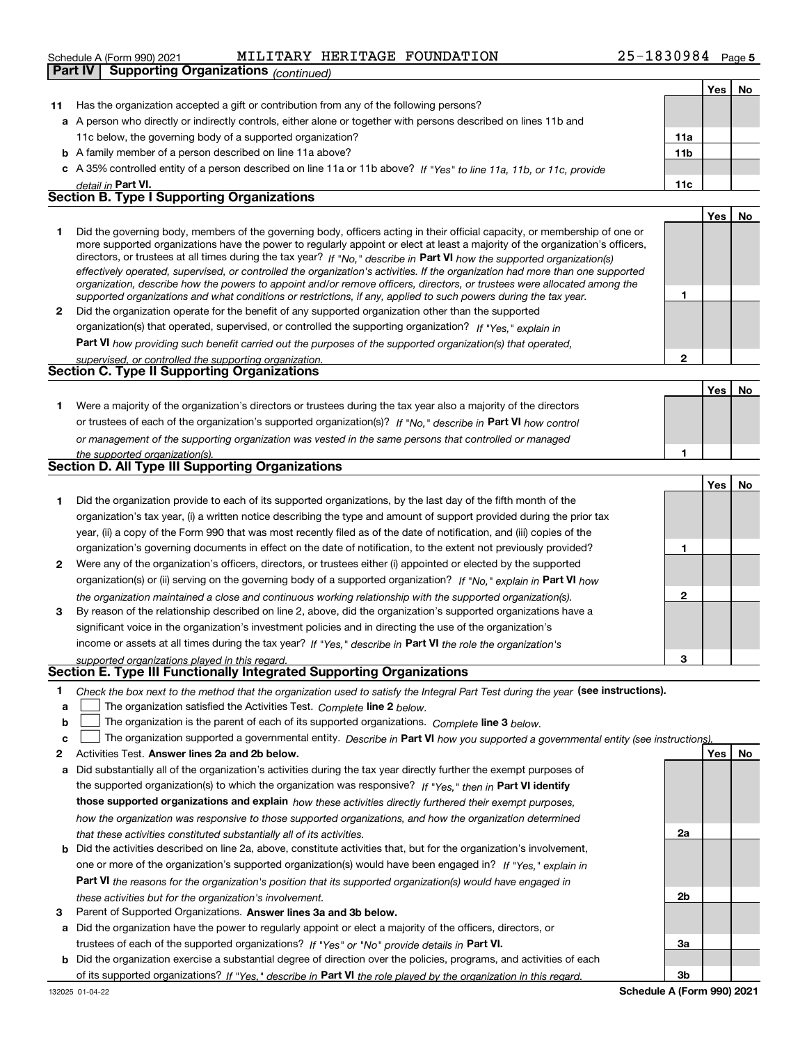Schedule A (Form 990) 2021 MILITARY HERITAGE FOUNDATION 25-1830984 Page 5

## Part IV Supporting Organizations *(continued)*

| | | | Yes | No |
|---|---|---|---|---|
| **11** | Has the organization accepted a gift or contribution from any of the following persons? | | | |
| **a** | A person who directly or indirectly controls, either alone or together with persons described on lines 11b and 11c below, the governing body of a supported organization? | **11a** | | |
| **b** | A family member of a person described on line 11a above? | **11b** | | |
| **c** | A 35% controlled entity of a person described on line 11a or 11b above? *If "Yes" to line 11a, 11b, or 11c, provide detail in* **Part VI.** | **11c** | | |

### Section B. Type I Supporting Organizations

| | | | Yes | No |
|---|---|---|---|---|
| **1** | Did the governing body, members of the governing body, officers acting in their official capacity, or membership of one or more supported organizations have the power to regularly appoint or elect at least a majority of the organization's officers, directors, or trustees at all times during the tax year? *If "No," describe in* **Part VI** *how the supported organization(s) effectively operated, supervised, or controlled the organization's activities. If the organization had more than one supported organization, describe how the powers to appoint and/or remove officers, directors, or trustees were allocated among the supported organizations and what conditions or restrictions, if any, applied to such powers during the tax year.* | **1** | | |
| **2** | Did the organization operate for the benefit of any supported organization other than the supported organization(s) that operated, supervised, or controlled the supporting organization? *If "Yes," explain in* **Part VI** *how providing such benefit carried out the purposes of the supported organization(s) that operated, supervised, or controlled the supporting organization.* | **2** | | |

### Section C. Type II Supporting Organizations

| | | | Yes | No |
|---|---|---|---|---|
| **1** | Were a majority of the organization's directors or trustees during the tax year also a majority of the directors or trustees of each of the organization's supported organization(s)? *If "No," describe in* **Part VI** *how control or management of the supporting organization was vested in the same persons that controlled or managed the supported organization(s).* | **1** | | |

### Section D. All Type III Supporting Organizations

| | | | Yes | No |
|---|---|---|---|---|
| **1** | Did the organization provide to each of its supported organizations, by the last day of the fifth month of the organization's tax year, (i) a written notice describing the type and amount of support provided during the prior tax year, (ii) a copy of the Form 990 that was most recently filed as of the date of notification, and (iii) copies of the organization's governing documents in effect on the date of notification, to the extent not previously provided? | **1** | | |
| **2** | Were any of the organization's officers, directors, or trustees either (i) appointed or elected by the supported organization(s) or (ii) serving on the governing body of a supported organization? *If "No," explain in* **Part VI** *how the organization maintained a close and continuous working relationship with the supported organization(s).* | **2** | | |
| **3** | By reason of the relationship described on line 2, above, did the organization's supported organizations have a significant voice in the organization's investment policies and in directing the use of the organization's income or assets at all times during the tax year? *If "Yes," describe in* **Part VI** *the role the organization's supported organizations played in this regard.* | **3** | | |

### Section E. Type III Functionally Integrated Supporting Organizations

**1** *Check the box next to the method that the organization used to satisfy the Integral Part Test during the year* **(see instructions).**

- **a** ☐ The organization satisfied the Activities Test. *Complete* **line 2** *below.*
- **b** ☐ The organization is the parent of each of its supported organizations. *Complete* **line 3** *below.*
- **c** ☐ The organization supported a governmental entity. *Describe in* **Part VI** *how you supported a governmental entity (see instructions).*

| | | | Yes | No |
|---|---|---|---|---|
| **2** | Activities Test. **Answer lines 2a and 2b below.** | | | |
| **a** | Did substantially all of the organization's activities during the tax year directly further the exempt purposes of the supported organization(s) to which the organization was responsive? *If "Yes," then in* **Part VI identify those supported organizations and explain** *how these activities directly furthered their exempt purposes, how the organization was responsive to those supported organizations, and how the organization determined that these activities constituted substantially all of its activities.* | **2a** | | |
| **b** | Did the activities described on line 2a, above, constitute activities that, but for the organization's involvement, one or more of the organization's supported organization(s) would have been engaged in? *If "Yes," explain in* **Part VI** *the reasons for the organization's position that its supported organization(s) would have engaged in these activities but for the organization's involvement.* | **2b** | | |
| **3** | Parent of Supported Organizations. **Answer lines 3a and 3b below.** | | | |
| **a** | Did the organization have the power to regularly appoint or elect a majority of the officers, directors, or trustees of each of the supported organizations? *If "Yes" or "No" provide details in* **Part VI.** | **3a** | | |
| **b** | Did the organization exercise a substantial degree of direction over the policies, programs, and activities of each of its supported organizations? *If "Yes," describe in* **Part VI** *the role played by the organization in this regard.* | **3b** | | |

132025 01-04-22 **Schedule A (Form 990) 2021**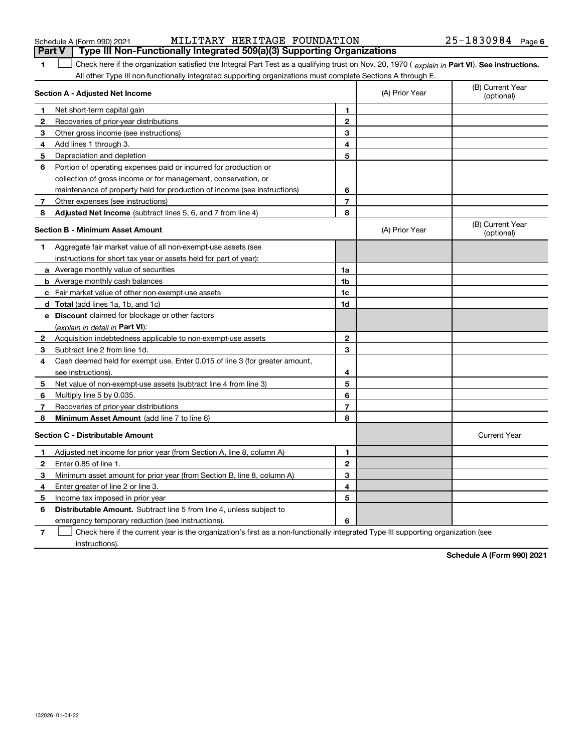Schedule A (Form 990) 2021 MILITARY HERITAGE FOUNDATION 25-1830984

## Part V | Type III Non-Functionally Integrated 509(a)(3) Supporting Organizations

**1** ☐ Check here if the organization satisfied the Integral Part Test as a qualifying trust on Nov. 20, 1970 ( *explain in* **Part VI**). **See instructions.** All other Type III non-functionally integrated supporting organizations must complete Sections A through E.

| **Section A - Adjusted Net Income** | | | (A) Prior Year | (B) Current Year (optional) |
|---|---|---|---|---|
| **1** | Net short-term capital gain | **1** | | |
| **2** | Recoveries of prior-year distributions | **2** | | |
| **3** | Other gross income (see instructions) | **3** | | |
| **4** | Add lines 1 through 3. | **4** | | |
| **5** | Depreciation and depletion | **5** | | |
| **6** | Portion of operating expenses paid or incurred for production or collection of gross income or for management, conservation, or maintenance of property held for production of income (see instructions) | **6** | | |
| **7** | Other expenses (see instructions) | **7** | | |
| **8** | **Adjusted Net Income** (subtract lines 5, 6, and 7 from line 4) | **8** | | |

| **Section B - Minimum Asset Amount** | | | (A) Prior Year | (B) Current Year (optional) |
|---|---|---|---|---|
| **1** | Aggregate fair market value of all non-exempt-use assets (see instructions for short tax year or assets held for part of year): | | | |
| **a** | Average monthly value of securities | **1a** | | |
| **b** | Average monthly cash balances | **1b** | | |
| **c** | Fair market value of other non-exempt-use assets | **1c** | | |
| **d** | **Total** (add lines 1a, 1b, and 1c) | **1d** | | |
| **e** | **Discount** claimed for blockage or other factors (*explain in detail in* **Part VI**): | | | |
| **2** | Acquisition indebtedness applicable to non-exempt-use assets | **2** | | |
| **3** | Subtract line 2 from line 1d. | **3** | | |
| **4** | Cash deemed held for exempt use. Enter 0.015 of line 3 (for greater amount, see instructions). | **4** | | |
| **5** | Net value of non-exempt-use assets (subtract line 4 from line 3) | **5** | | |
| **6** | Multiply line 5 by 0.035. | **6** | | |
| **7** | Recoveries of prior-year distributions | **7** | | |
| **8** | **Minimum Asset Amount** (add line 7 to line 6) | **8** | | |

| **Section C - Distributable Amount** | | | | Current Year |
|---|---|---|---|---|
| **1** | Adjusted net income for prior year (from Section A, line 8, column A) | **1** | | |
| **2** | Enter 0.85 of line 1. | **2** | | |
| **3** | Minimum asset amount for prior year (from Section B, line 8, column A) | **3** | | |
| **4** | Enter greater of line 2 or line 3. | **4** | | |
| **5** | Income tax imposed in prior year | **5** | | |
| **6** | **Distributable Amount.** Subtract line 5 from line 4, unless subject to emergency temporary reduction (see instructions). | **6** | | |

**7** ☐ Check here if the current year is the organization's first as a non-functionally integrated Type III supporting organization (see instructions).

**Schedule A (Form 990) 2021**

132026 01-04-22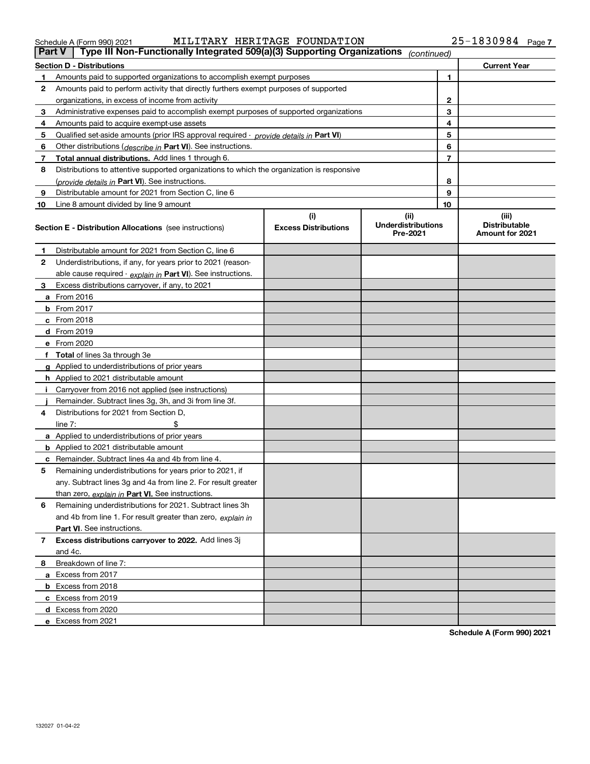Schedule A (Form 990) 2021 MILITARY HERITAGE FOUNDATION 25-1830984 Page 7

## Part V Type III Non-Functionally Integrated 509(a)(3) Supporting Organizations *(continued)*

| Section D - Distributions | | | Current Year |
|---|---|---|---|
| 1 | Amounts paid to supported organizations to accomplish exempt purposes | 1 | |
| 2 | Amounts paid to perform activity that directly furthers exempt purposes of supported organizations, in excess of income from activity | 2 | |
| 3 | Administrative expenses paid to accomplish exempt purposes of supported organizations | 3 | |
| 4 | Amounts paid to acquire exempt-use assets | 4 | |
| 5 | Qualified set-aside amounts (prior IRS approval required - *provide details in* **Part VI**) | 5 | |
| 6 | Other distributions (*describe in* **Part VI**). See instructions. | 6 | |
| 7 | **Total annual distributions.** Add lines 1 through 6. | 7 | |
| 8 | Distributions to attentive supported organizations to which the organization is responsive (*provide details in* **Part VI**). See instructions. | 8 | |
| 9 | Distributable amount for 2021 from Section C, line 6 | 9 | |
| 10 | Line 8 amount divided by line 9 amount | 10 | |

| | Section E - Distribution Allocations (see instructions) | (i) Excess Distributions | (ii) Underdistributions Pre-2021 | (iii) Distributable Amount for 2021 |
|---|---|---|---|---|
| 1 | Distributable amount for 2021 from Section C, line 6 | | | |
| 2 | Underdistributions, if any, for years prior to 2021 (reasonable cause required - *explain in* **Part VI**). See instructions. | | | |
| 3 | Excess distributions carryover, if any, to 2021 | | | |
| a | From 2016 | | | |
| b | From 2017 | | | |
| c | From 2018 | | | |
| d | From 2019 | | | |
| e | From 2020 | | | |
| f | **Total** of lines 3a through 3e | | | |
| g | Applied to underdistributions of prior years | | | |
| h | Applied to 2021 distributable amount | | | |
| i | Carryover from 2016 not applied (see instructions) | | | |
| j | Remainder. Subtract lines 3g, 3h, and 3i from line 3f. | | | |
| 4 | Distributions for 2021 from Section D, line 7: $ | | | |
| a | Applied to underdistributions of prior years | | | |
| b | Applied to 2021 distributable amount | | | |
| c | Remainder. Subtract lines 4a and 4b from line 4. | | | |
| 5 | Remaining underdistributions for years prior to 2021, if any. Subtract lines 3g and 4a from line 2. For result greater than zero, *explain in* **Part VI.** See instructions. | | | |
| 6 | Remaining underdistributions for 2021. Subtract lines 3h and 4b from line 1. For result greater than zero, *explain in* **Part VI**. See instructions. | | | |
| 7 | **Excess distributions carryover to 2022.** Add lines 3j and 4c. | | | |
| 8 | Breakdown of line 7: | | | |
| a | Excess from 2017 | | | |
| b | Excess from 2018 | | | |
| c | Excess from 2019 | | | |
| d | Excess from 2020 | | | |
| e | Excess from 2021 | | | |

**Schedule A (Form 990) 2021**

132027 01-04-22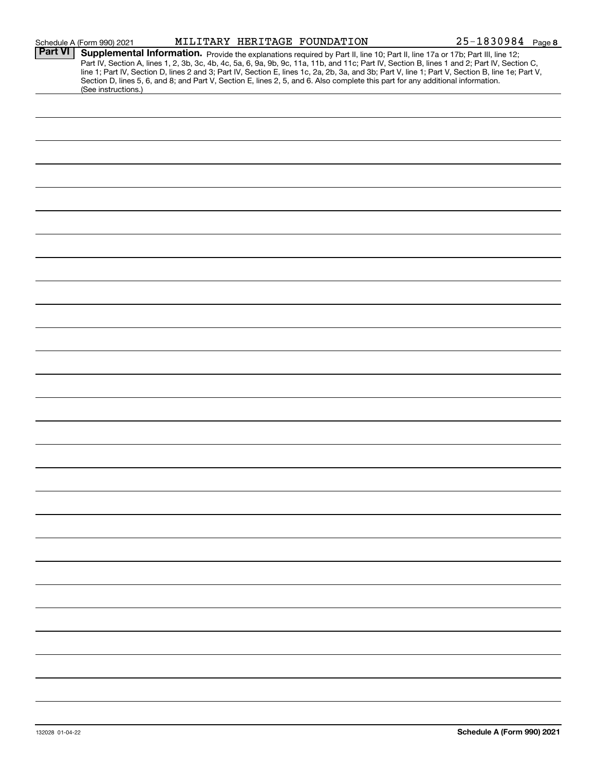Schedule A (Form 990) 2021 MILITARY HERITAGE FOUNDATION 25-1830984 Page 8

**Part VI** **Supplemental Information.** Provide the explanations required by Part II, line 10; Part II, line 17a or 17b; Part III, line 12; Part IV, Section A, lines 1, 2, 3b, 3c, 4b, 4c, 5a, 6, 9a, 9b, 9c, 11a, 11b, and 11c; Part IV, Section B, lines 1 and 2; Part IV, Section C, line 1; Part IV, Section D, lines 2 and 3; Part IV, Section E, lines 1c, 2a, 2b, 3a, and 3b; Part V, line 1; Part V, Section B, line 1e; Part V, Section D, lines 5, 6, and 8; and Part V, Section E, lines 2, 5, and 6. Also complete this part for any additional information. (See instructions.)

132028 01-04-22 **Schedule A (Form 990) 2021**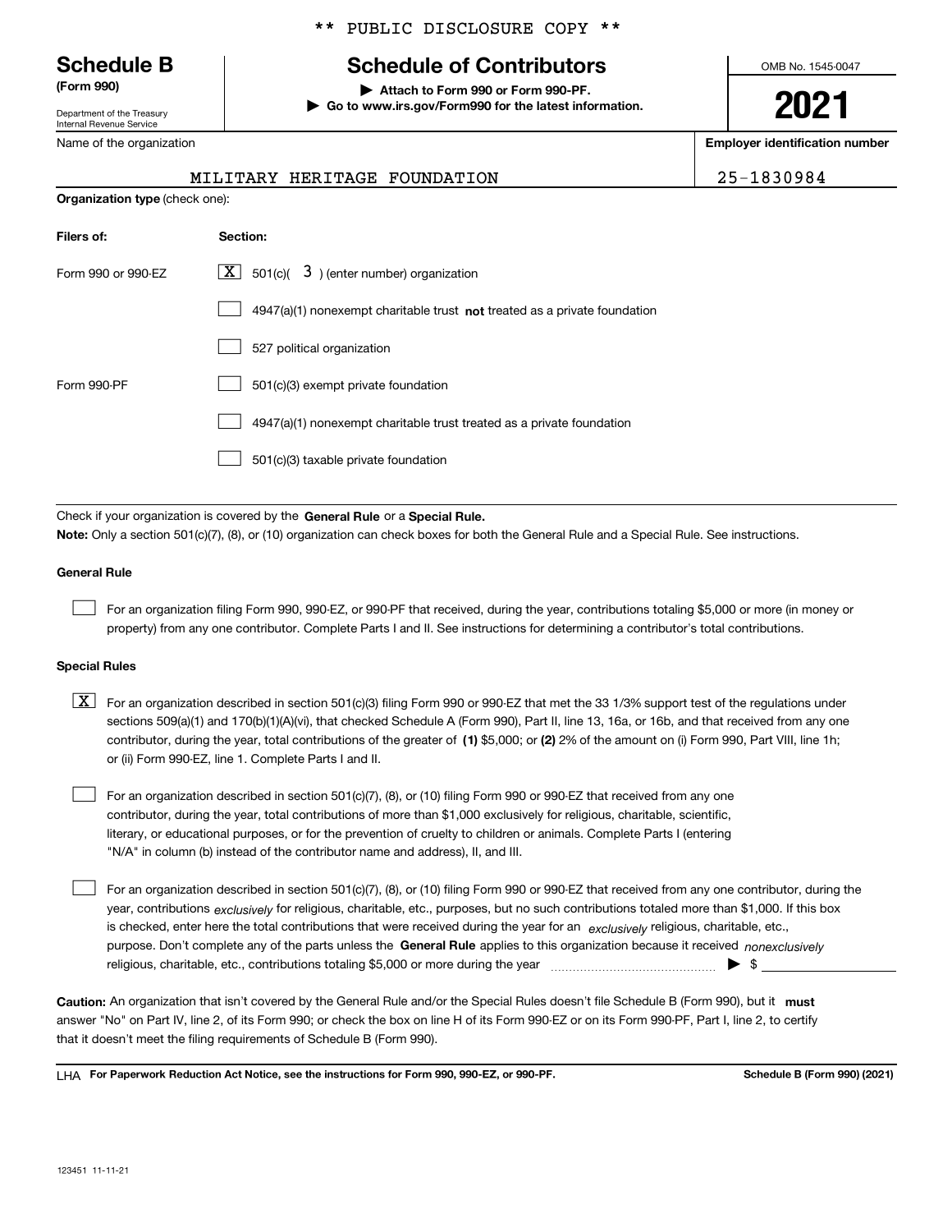** PUBLIC DISCLOSURE COPY **

**Schedule B**
**(Form 990)**

Department of the Treasury
Internal Revenue Service

# Schedule of Contributors

▶ **Attach to Form 990 or Form 990-PF.**
▶ **Go to www.irs.gov/Form990 for the latest information.**

OMB No. 1545-0047

**2021**

| Name of the organization | Employer identification number |
|---|---|
| MILITARY HERITAGE FOUNDATION | 25-1830984 |

**Organization type** (check one):

| Filers of: | Section: |
|---|---|
| Form 990 or 990-EZ | [X] 501(c)( 3 ) (enter number) organization |
| | [ ] 4947(a)(1) nonexempt charitable trust **not** treated as a private foundation |
| | [ ] 527 political organization |
| Form 990-PF | [ ] 501(c)(3) exempt private foundation |
| | [ ] 4947(a)(1) nonexempt charitable trust treated as a private foundation |
| | [ ] 501(c)(3) taxable private foundation |

Check if your organization is covered by the **General Rule** or a **Special Rule.**

**Note:** Only a section 501(c)(7), (8), or (10) organization can check boxes for both the General Rule and a Special Rule. See instructions.

**General Rule**

[ ] For an organization filing Form 990, 990-EZ, or 990-PF that received, during the year, contributions totaling $5,000 or more (in money or property) from any one contributor. Complete Parts I and II. See instructions for determining a contributor's total contributions.

**Special Rules**

[X] For an organization described in section 501(c)(3) filing Form 990 or 990-EZ that met the 33 1/3% support test of the regulations under sections 509(a)(1) and 170(b)(1)(A)(vi), that checked Schedule A (Form 990), Part II, line 13, 16a, or 16b, and that received from any one contributor, during the year, total contributions of the greater of **(1)** $5,000; or **(2)** 2% of the amount on (i) Form 990, Part VIII, line 1h; or (ii) Form 990-EZ, line 1. Complete Parts I and II.

[ ] For an organization described in section 501(c)(7), (8), or (10) filing Form 990 or 990-EZ that received from any one contributor, during the year, total contributions of more than $1,000 exclusively for religious, charitable, scientific, literary, or educational purposes, or for the prevention of cruelty to children or animals. Complete Parts I (entering "N/A" in column (b) instead of the contributor name and address), II, and III.

[ ] For an organization described in section 501(c)(7), (8), or (10) filing Form 990 or 990-EZ that received from any one contributor, during the year, contributions *exclusively* for religious, charitable, etc., purposes, but no such contributions totaled more than $1,000. If this box is checked, enter here the total contributions that were received during the year for an *exclusively* religious, charitable, etc., purpose. Don't complete any of the parts unless the **General Rule** applies to this organization because it received *nonexclusively* religious, charitable, etc., contributions totaling $5,000 or more during the year ▶ $

**Caution:** An organization that isn't covered by the General Rule and/or the Special Rules doesn't file Schedule B (Form 990), but it **must** answer "No" on Part IV, line 2, of its Form 990; or check the box on line H of its Form 990-EZ or on its Form 990-PF, Part I, line 2, to certify that it doesn't meet the filing requirements of Schedule B (Form 990).

LHA **For Paperwork Reduction Act Notice, see the instructions for Form 990, 990-EZ, or 990-PF.** **Schedule B (Form 990) (2021)**

123451 11-11-21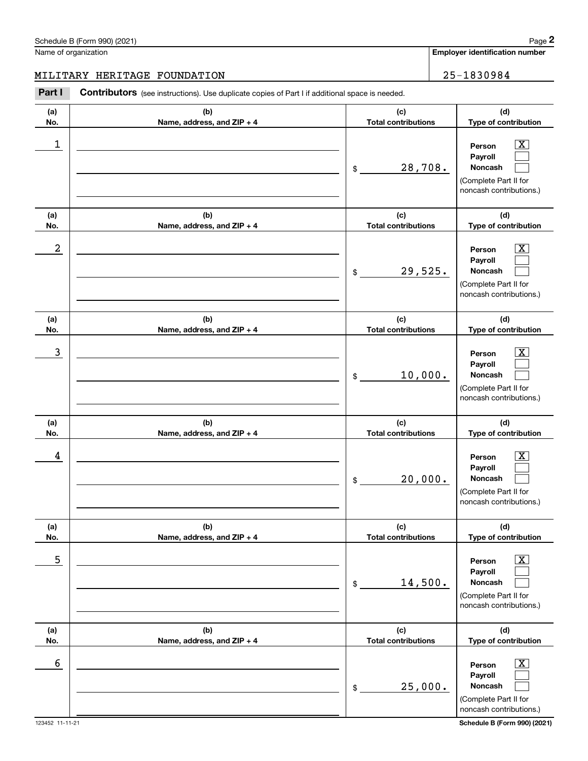Schedule B (Form 990) (2021)

Name of organization: MILITARY HERITAGE FOUNDATION

Employer identification number: 25-1830984

**Part I** **Contributors** (see instructions). Use duplicate copies of Part I if additional space is needed.

| (a) No. | (b) Name, address, and ZIP + 4 | (c) Total contributions | (d) Type of contribution |
|---|---|---|---|
| 1 | | $ 28,708. | Person [X] Payroll [ ] Noncash [ ] (Complete Part II for noncash contributions.) |
| 2 | | $ 29,525. | Person [X] Payroll [ ] Noncash [ ] (Complete Part II for noncash contributions.) |
| 3 | | $ 10,000. | Person [X] Payroll [ ] Noncash [ ] (Complete Part II for noncash contributions.) |
| 4 | | $ 20,000. | Person [X] Payroll [ ] Noncash [ ] (Complete Part II for noncash contributions.) |
| 5 | | $ 14,500. | Person [X] Payroll [ ] Noncash [ ] (Complete Part II for noncash contributions.) |
| 6 | | $ 25,000. | Person [X] Payroll [ ] Noncash [ ] (Complete Part II for noncash contributions.) |

123452 11-11-21

Schedule B (Form 990) (2021)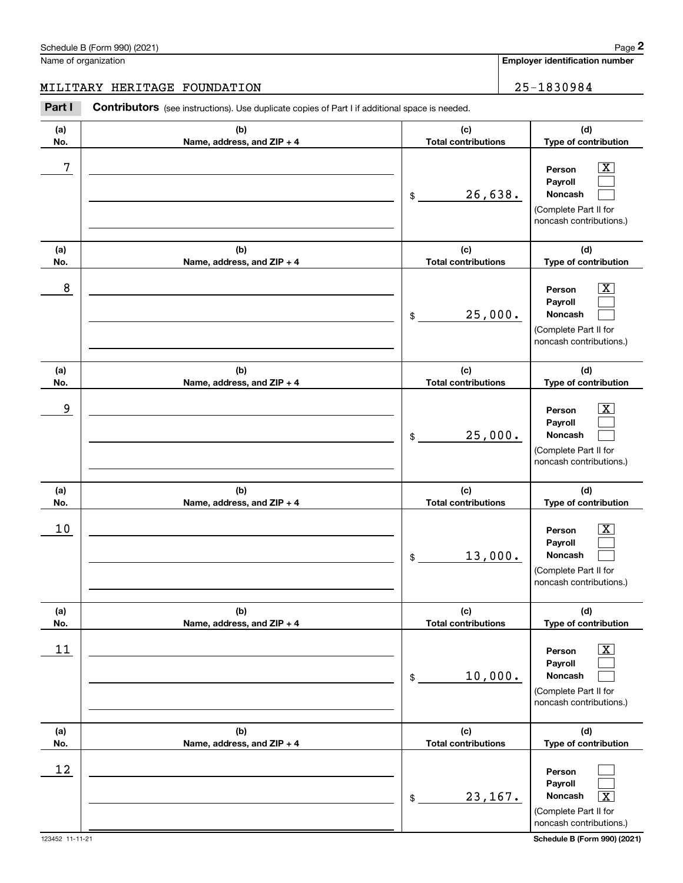Schedule B (Form 990) (2021)

Name of organization: MILITARY HERITAGE FOUNDATION

Employer identification number: 25-1830984

## Part I Contributors (see instructions). Use duplicate copies of Part I if additional space is needed.

| (a) No. | (b) Name, address, and ZIP + 4 | (c) Total contributions | (d) Type of contribution |
|---|---|---|---|
| 7 | | $ 26,638. | Person [X] Payroll [ ] Noncash [ ] (Complete Part II for noncash contributions.) |
| 8 | | $ 25,000. | Person [X] Payroll [ ] Noncash [ ] (Complete Part II for noncash contributions.) |
| 9 | | $ 25,000. | Person [X] Payroll [ ] Noncash [ ] (Complete Part II for noncash contributions.) |
| 10 | | $ 13,000. | Person [X] Payroll [ ] Noncash [ ] (Complete Part II for noncash contributions.) |
| 11 | | $ 10,000. | Person [X] Payroll [ ] Noncash [ ] (Complete Part II for noncash contributions.) |
| 12 | | $ 23,167. | Person [ ] Payroll [ ] Noncash [X] (Complete Part II for noncash contributions.) |

123452 11-11-21

Schedule B (Form 990) (2021)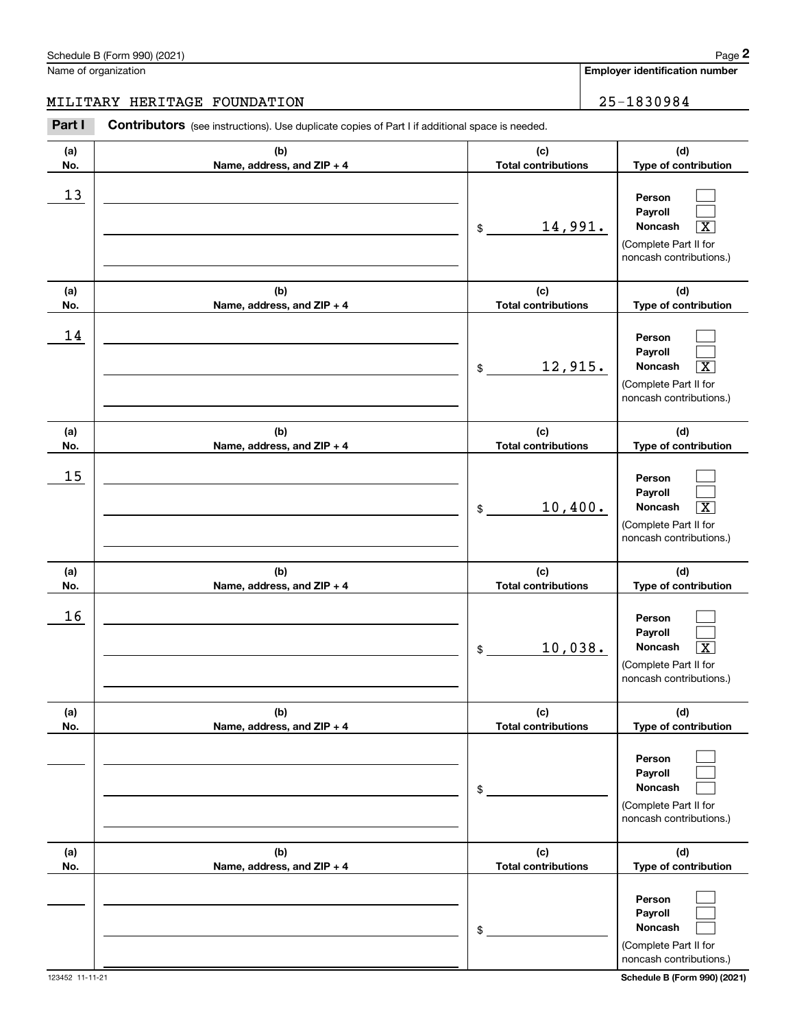Name of organization

MILITARY HERITAGE FOUNDATION

**Employer identification number**

25-1830984

**Part I** **Contributors** (see instructions). Use duplicate copies of Part I if additional space is needed.

| (a) No. | (b) Name, address, and ZIP + 4 | (c) Total contributions | (d) Type of contribution |
|---|---|---|---|
| 13 | | $ 14,991. | Person [ ] Payroll [ ] Noncash [X] (Complete Part II for noncash contributions.) |
| 14 | | $ 12,915. | Person [ ] Payroll [ ] Noncash [X] (Complete Part II for noncash contributions.) |
| 15 | | $ 10,400. | Person [ ] Payroll [ ] Noncash [X] (Complete Part II for noncash contributions.) |
| 16 | | $ 10,038. | Person [ ] Payroll [ ] Noncash [X] (Complete Part II for noncash contributions.) |
| | | $ | Person [ ] Payroll [ ] Noncash [ ] (Complete Part II for noncash contributions.) |
| | | $ | Person [ ] Payroll [ ] Noncash [ ] (Complete Part II for noncash contributions.) |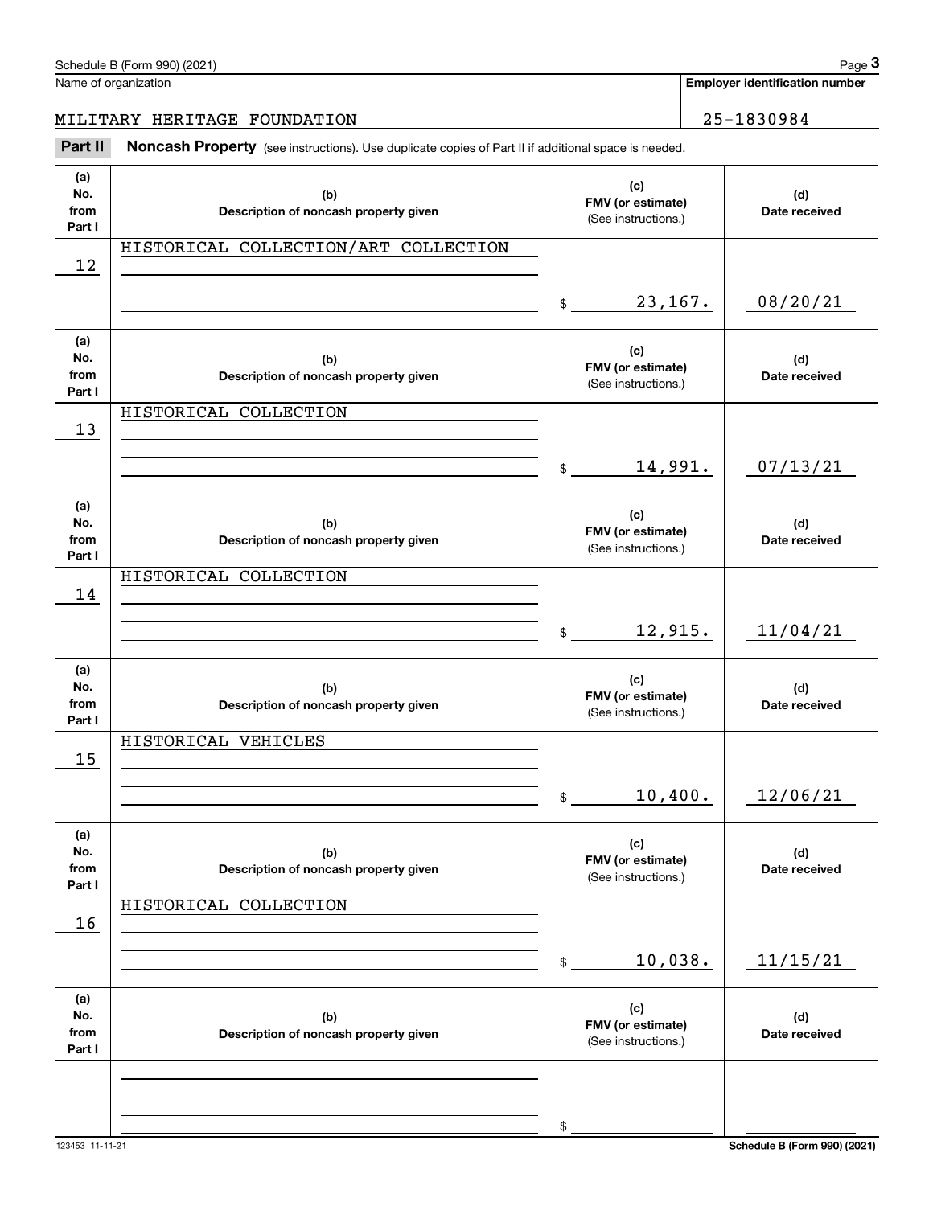Schedule B (Form 990) (2021)

Name of organization: MILITARY HERITAGE FOUNDATION

Employer identification number: 25-1830984

**Part II** **Noncash Property** (see instructions). Use duplicate copies of Part II if additional space is needed.

| (a) No. from Part I | (b) Description of noncash property given | (c) FMV (or estimate) (See instructions.) | (d) Date received |
|---|---|---|---|
| 12 | HISTORICAL COLLECTION/ART COLLECTION | $ 23,167. | 08/20/21 |
| 13 | HISTORICAL COLLECTION | $ 14,991. | 07/13/21 |
| 14 | HISTORICAL COLLECTION | $ 12,915. | 11/04/21 |
| 15 | HISTORICAL VEHICLES | $ 10,400. | 12/06/21 |
| 16 | HISTORICAL COLLECTION | $ 10,038. | 11/15/21 |
| | | $ | |

123453 11-11-21

Schedule B (Form 990) (2021)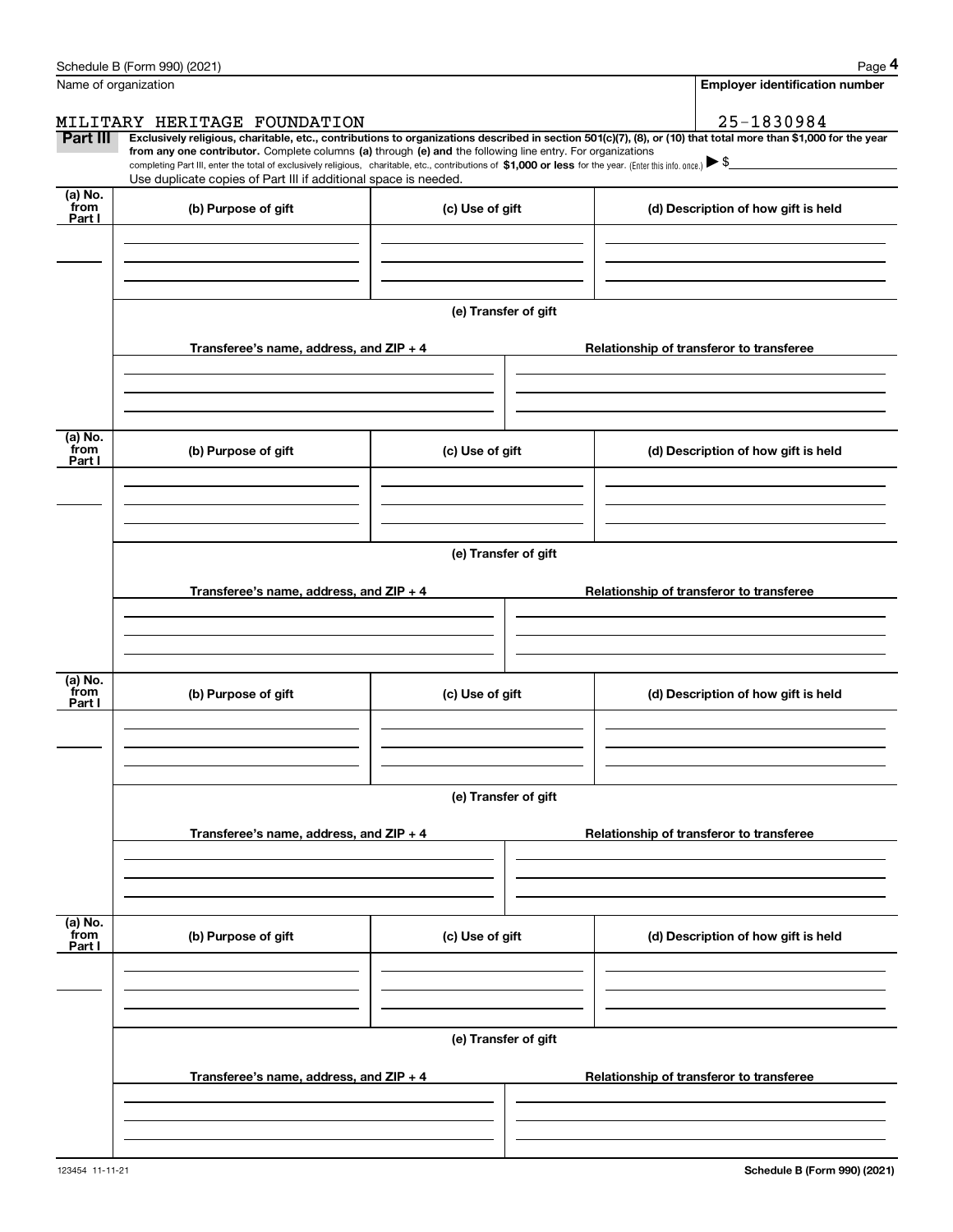Name of organization

**Employer identification number**

MILITARY HERITAGE FOUNDATION

25-1830984

**Part III** **Exclusively religious, charitable, etc., contributions to organizations described in section 501(c)(7), (8), or (10) that total more than $1,000 for the year from any one contributor.** Complete columns **(a)** through **(e) and** the following line entry. For organizations completing Part III, enter the total of exclusively religious, charitable, etc., contributions of **$1,000 or less** for the year. (Enter this info. once.) ▶ $

Use duplicate copies of Part III if additional space is needed.

| (a) No. from Part I | (b) Purpose of gift | (c) Use of gift | (d) Description of how gift is held |
|---|---|---|---|
| | | | |

**(e) Transfer of gift**

| Transferee's name, address, and ZIP + 4 | Relationship of transferor to transferee |
|---|---|
| | |

| (a) No. from Part I | (b) Purpose of gift | (c) Use of gift | (d) Description of how gift is held |
|---|---|---|---|
| | | | |

**(e) Transfer of gift**

| Transferee's name, address, and ZIP + 4 | Relationship of transferor to transferee |
|---|---|
| | |

| (a) No. from Part I | (b) Purpose of gift | (c) Use of gift | (d) Description of how gift is held |
|---|---|---|---|
| | | | |

**(e) Transfer of gift**

| Transferee's name, address, and ZIP + 4 | Relationship of transferor to transferee |
|---|---|
| | |

| (a) No. from Part I | (b) Purpose of gift | (c) Use of gift | (d) Description of how gift is held |
|---|---|---|---|
| | | | |

**(e) Transfer of gift**

| Transferee's name, address, and ZIP + 4 | Relationship of transferor to transferee |
|---|---|
| | |

123454 11-11-21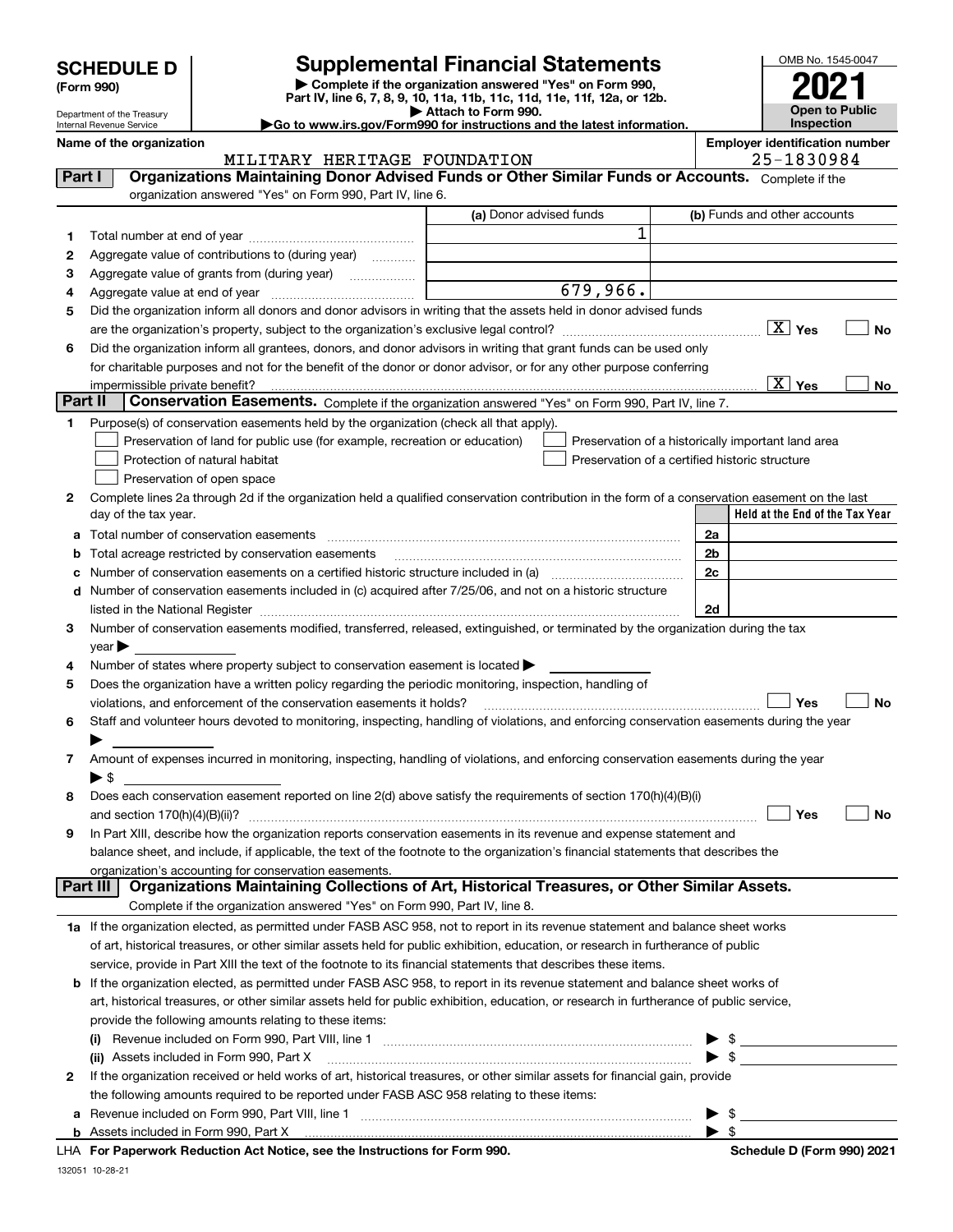# SCHEDULE D (Form 990)

Department of the Treasury
Internal Revenue Service

## Supplemental Financial Statements

▶ Complete if the organization answered "Yes" on Form 990, Part IV, line 6, 7, 8, 9, 10, 11a, 11b, 11c, 11d, 11e, 11f, 12a, or 12b.
▶ Attach to Form 990.
▶Go to www.irs.gov/Form990 for instructions and the latest information.

OMB No. 1545-0047

**2021**

**Open to Public Inspection**

Name of the organization: MILITARY HERITAGE FOUNDATION

Employer identification number: 25-1830984

### Part I — Organizations Maintaining Donor Advised Funds or Other Similar Funds or Accounts. 
Complete if the organization answered "Yes" on Form 990, Part IV, line 6.

| | | (a) Donor advised funds | (b) Funds and other accounts |
|---|---|---|---|
| 1 | Total number at end of year | 1 | |
| 2 | Aggregate value of contributions to (during year) | | |
| 3 | Aggregate value of grants from (during year) | | |
| 4 | Aggregate value at end of year | 679,966. | |

5 Did the organization inform all donors and donor advisors in writing that the assets held in donor advised funds are the organization's property, subject to the organization's exclusive legal control? [X] Yes [ ] No

6 Did the organization inform all grantees, donors, and donor advisors in writing that grant funds can be used only for charitable purposes and not for the benefit of the donor or donor advisor, or for any other purpose conferring impermissible private benefit? [X] Yes [ ] No

### Part II — Conservation Easements. 
Complete if the organization answered "Yes" on Form 990, Part IV, line 7.

1 Purpose(s) of conservation easements held by the organization (check all that apply).
- [ ] Preservation of land for public use (for example, recreation or education)
- [ ] Protection of natural habitat
- [ ] Preservation of open space
- [ ] Preservation of a historically important land area
- [ ] Preservation of a certified historic structure

2 Complete lines 2a through 2d if the organization held a qualified conservation contribution in the form of a conservation easement on the last day of the tax year.

| | | | Held at the End of the Tax Year |
|---|---|---|---|
| a | Total number of conservation easements | 2a | |
| b | Total acreage restricted by conservation easements | 2b | |
| c | Number of conservation easements on a certified historic structure included in (a) | 2c | |
| d | Number of conservation easements included in (c) acquired after 7/25/06, and not on a historic structure listed in the National Register | 2d | |

3 Number of conservation easements modified, transferred, released, extinguished, or terminated by the organization during the tax year ▶

4 Number of states where property subject to conservation easement is located ▶

5 Does the organization have a written policy regarding the periodic monitoring, inspection, handling of violations, and enforcement of the conservation easements it holds? [ ] Yes [ ] No

6 Staff and volunteer hours devoted to monitoring, inspecting, handling of violations, and enforcing conservation easements during the year ▶

7 Amount of expenses incurred in monitoring, inspecting, handling of violations, and enforcing conservation easements during the year ▶ $

8 Does each conservation easement reported on line 2(d) above satisfy the requirements of section 170(h)(4)(B)(i) and section 170(h)(4)(B)(ii)? [ ] Yes [ ] No

9 In Part XIII, describe how the organization reports conservation easements in its revenue and expense statement and balance sheet, and include, if applicable, the text of the footnote to the organization's financial statements that describes the organization's accounting for conservation easements.

### Part III — Organizations Maintaining Collections of Art, Historical Treasures, or Other Similar Assets.
Complete if the organization answered "Yes" on Form 990, Part IV, line 8.

1a If the organization elected, as permitted under FASB ASC 958, not to report in its revenue statement and balance sheet works of art, historical treasures, or other similar assets held for public exhibition, education, or research in furtherance of public service, provide in Part XIII the text of the footnote to its financial statements that describes these items.

b If the organization elected, as permitted under FASB ASC 958, to report in its revenue statement and balance sheet works of art, historical treasures, or other similar assets held for public exhibition, education, or research in furtherance of public service, provide the following amounts relating to these items:

(i) Revenue included on Form 990, Part VIII, line 1 ▶ $

(ii) Assets included in Form 990, Part X ▶ $

2 If the organization received or held works of art, historical treasures, or other similar assets for financial gain, provide the following amounts required to be reported under FASB ASC 958 relating to these items:

a Revenue included on Form 990, Part VIII, line 1 ▶ $

b Assets included in Form 990, Part X ▶ $

LHA For Paperwork Reduction Act Notice, see the Instructions for Form 990. Schedule D (Form 990) 2021

132051 10-28-21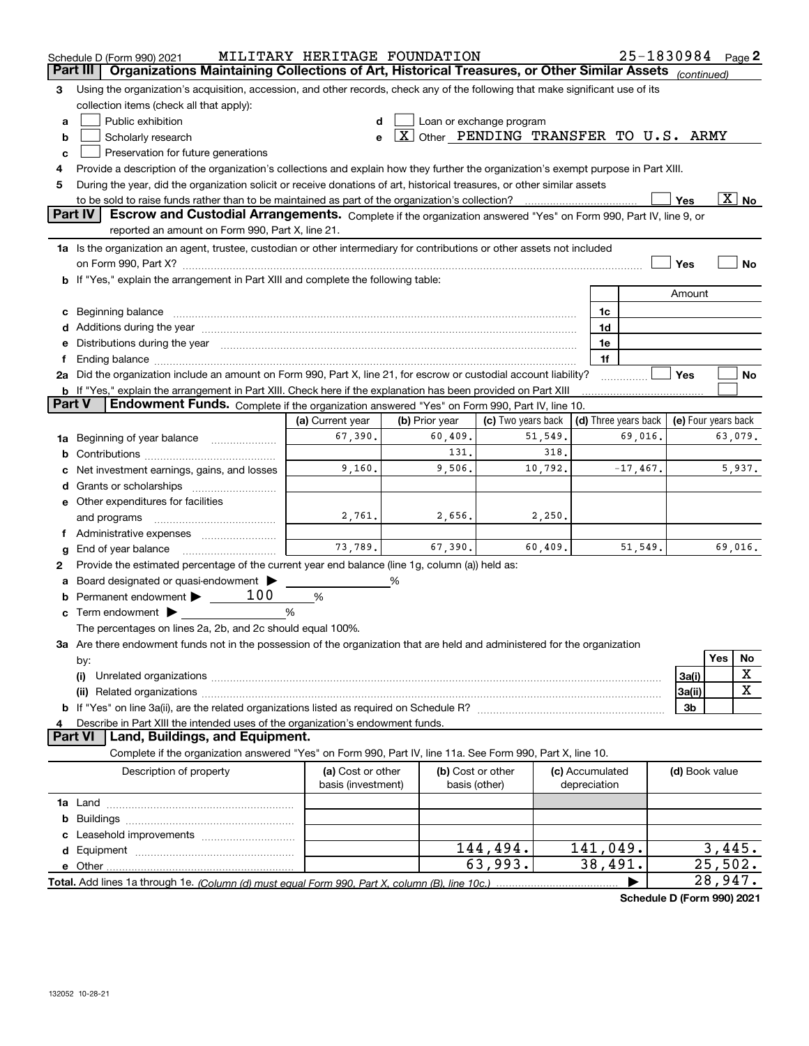Schedule D (Form 990) 2021 MILITARY HERITAGE FOUNDATION 25-1830984 Page 2

## Part III Organizations Maintaining Collections of Art, Historical Treasures, or Other Similar Assets (continued)

3 Using the organization's acquisition, accession, and other records, check any of the following that make significant use of its collection items (check all that apply):

- a [ ] Public exhibition
- b [ ] Scholarly research
- c [ ] Preservation for future generations
- d [ ] Loan or exchange program
- e [X] Other PENDING TRANSFER TO U.S. ARMY

4 Provide a description of the organization's collections and explain how they further the organization's exempt purpose in Part XIII.

5 During the year, did the organization solicit or receive donations of art, historical treasures, or other similar assets to be sold to raise funds rather than to be maintained as part of the organization's collection? [ ] Yes [X] No

## Part IV Escrow and Custodial Arrangements. Complete if the organization answered "Yes" on Form 990, Part IV, line 9, or reported an amount on Form 990, Part X, line 21.

1a Is the organization an agent, trustee, custodian or other intermediary for contributions or other assets not included on Form 990, Part X? [ ] Yes [ ] No

b If "Yes," explain the arrangement in Part XIII and complete the following table:

| | | Amount |
|---|---|---|
| c Beginning balance | 1c | |
| d Additions during the year | 1d | |
| e Distributions during the year | 1e | |
| f Ending balance | 1f | |

2a Did the organization include an amount on Form 990, Part X, line 21, for escrow or custodial account liability? [ ] Yes [ ] No

b If "Yes," explain the arrangement in Part XIII. Check here if the explanation has been provided on Part XIII [ ]

## Part V Endowment Funds. Complete if the organization answered "Yes" on Form 990, Part IV, line 10.

| | (a) Current year | (b) Prior year | (c) Two years back | (d) Three years back | (e) Four years back |
|---|---|---|---|---|---|
| 1a Beginning of year balance | 67,390. | 60,409. | 51,549. | 69,016. | 63,079. |
| b Contributions | | 131. | 318. | | |
| c Net investment earnings, gains, and losses | 9,160. | 9,506. | 10,792. | -17,467. | 5,937. |
| d Grants or scholarships | | | | | |
| e Other expenditures for facilities and programs | 2,761. | 2,656. | 2,250. | | |
| f Administrative expenses | | | | | |
| g End of year balance | 73,789. | 67,390. | 60,409. | 51,549. | 69,016. |

2 Provide the estimated percentage of the current year end balance (line 1g, column (a)) held as:

- a Board designated or quasi-endowment ▶ ______ %
- b Permanent endowment ▶ 100 %
- c Term endowment ▶ ______ %

The percentages on lines 2a, 2b, and 2c should equal 100%.

3a Are there endowment funds not in the possession of the organization that are held and administered for the organization by:

| | | Yes | No |
|---|---|---|---|
| (i) Unrelated organizations | 3a(i) | | X |
| (ii) Related organizations | 3a(ii) | | X |
| b If "Yes" on line 3a(ii), are the related organizations listed as required on Schedule R? | 3b | | |

4 Describe in Part XIII the intended uses of the organization's endowment funds.

## Part VI Land, Buildings, and Equipment.

Complete if the organization answered "Yes" on Form 990, Part IV, line 11a. See Form 990, Part X, line 10.

| Description of property | (a) Cost or other basis (investment) | (b) Cost or other basis (other) | (c) Accumulated depreciation | (d) Book value |
|---|---|---|---|---|
| 1a Land | | | | |
| b Buildings | | | | |
| c Leasehold improvements | | | | |
| d Equipment | | 144,494. | 141,049. | 3,445. |
| e Other | | 63,993. | 38,491. | 25,502. |
| Total. Add lines 1a through 1e. (Column (d) must equal Form 990, Part X, column (B), line 10c.) ▶ | | | | 28,947. |

Schedule D (Form 990) 2021

132052 10-28-21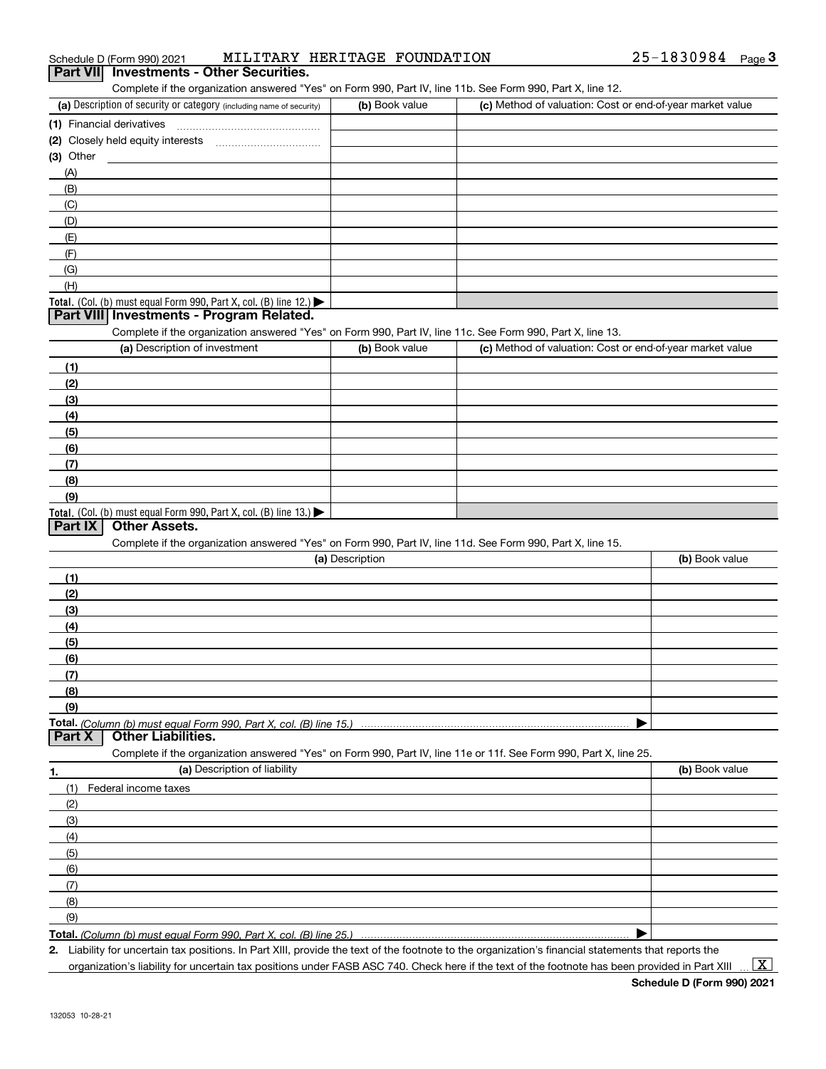Schedule D (Form 990) 2021 MILITARY HERITAGE FOUNDATION 25-1830984

## Part VII Investments - Other Securities.

Complete if the organization answered "Yes" on Form 990, Part IV, line 11b. See Form 990, Part X, line 12.

| (a) Description of security or category (including name of security) | (b) Book value | (c) Method of valuation: Cost or end-of-year market value |
|---|---|---|
| (1) Financial derivatives | | |
| (2) Closely held equity interests | | |
| (3) Other | | |
| (A) | | |
| (B) | | |
| (C) | | |
| (D) | | |
| (E) | | |
| (F) | | |
| (G) | | |
| (H) | | |
| **Total.** (Col. (b) must equal Form 990, Part X, col. (B) line 12.) ▶ | | |

## Part VIII Investments - Program Related.

Complete if the organization answered "Yes" on Form 990, Part IV, line 11c. See Form 990, Part X, line 13.

| (a) Description of investment | (b) Book value | (c) Method of valuation: Cost or end-of-year market value |
|---|---|---|
| (1) | | |
| (2) | | |
| (3) | | |
| (4) | | |
| (5) | | |
| (6) | | |
| (7) | | |
| (8) | | |
| (9) | | |
| **Total.** (Col. (b) must equal Form 990, Part X, col. (B) line 13.) ▶ | | |

## Part IX Other Assets.

Complete if the organization answered "Yes" on Form 990, Part IV, line 11d. See Form 990, Part X, line 15.

| (a) Description | (b) Book value |
|---|---|
| (1) | |
| (2) | |
| (3) | |
| (4) | |
| (5) | |
| (6) | |
| (7) | |
| (8) | |
| (9) | |
| **Total.** *(Column (b) must equal Form 990, Part X, col. (B) line 15.)* ▶ | |

## Part X Other Liabilities.

Complete if the organization answered "Yes" on Form 990, Part IV, line 11e or 11f. See Form 990, Part X, line 25.

| 1. (a) Description of liability | (b) Book value |
|---|---|
| (1) Federal income taxes | |
| (2) | |
| (3) | |
| (4) | |
| (5) | |
| (6) | |
| (7) | |
| (8) | |
| (9) | |
| **Total.** *(Column (b) must equal Form 990, Part X, col. (B) line 25.)* ▶ | |

**2.** Liability for uncertain tax positions. In Part XIII, provide the text of the footnote to the organization's financial statements that reports the organization's liability for uncertain tax positions under FASB ASC 740. Check here if the text of the footnote has been provided in Part XIII ... [X]

**Schedule D (Form 990) 2021**

132053 10-28-21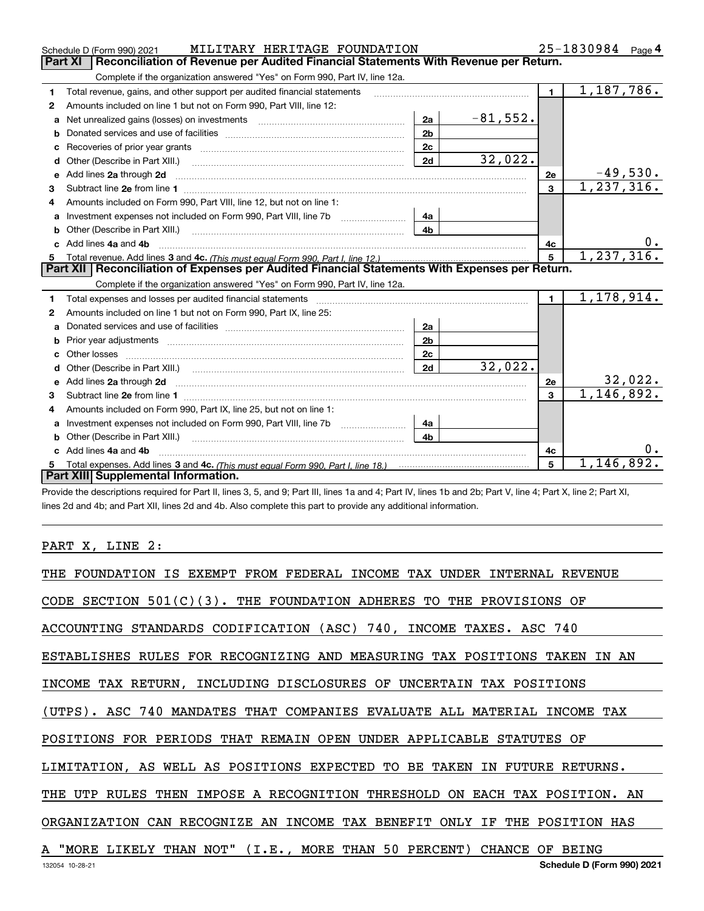Schedule D (Form 990) 2021 MILITARY HERITAGE FOUNDATION 25-1830984 Page 4

## Part XI Reconciliation of Revenue per Audited Financial Statements With Revenue per Return.

Complete if the organization answered "Yes" on Form 990, Part IV, line 12a.

| | | | | | |
|---|---|---|---|---|---|
| 1 | Total revenue, gains, and other support per audited financial statements | | | 1 | 1,187,786. |
| 2 | Amounts included on line 1 but not on Form 990, Part VIII, line 12: | | | | |
| a | Net unrealized gains (losses) on investments | 2a | -81,552. | | |
| b | Donated services and use of facilities | 2b | | | |
| c | Recoveries of prior year grants | 2c | | | |
| d | Other (Describe in Part XIII.) | 2d | 32,022. | | |
| e | Add lines 2a through 2d | | | 2e | -49,530. |
| 3 | Subtract line 2e from line 1 | | | 3 | 1,237,316. |
| 4 | Amounts included on Form 990, Part VIII, line 12, but not on line 1: | | | | |
| a | Investment expenses not included on Form 990, Part VIII, line 7b | 4a | | | |
| b | Other (Describe in Part XIII.) | 4b | | | |
| c | Add lines 4a and 4b | | | 4c | 0. |
| 5 | Total revenue. Add lines 3 and 4c. *(This must equal Form 990, Part I, line 12.)* | | | 5 | 1,237,316. |

## Part XII Reconciliation of Expenses per Audited Financial Statements With Expenses per Return.

Complete if the organization answered "Yes" on Form 990, Part IV, line 12a.

| | | | | | |
|---|---|---|---|---|---|
| 1 | Total expenses and losses per audited financial statements | | | 1 | 1,178,914. |
| 2 | Amounts included on line 1 but not on Form 990, Part IX, line 25: | | | | |
| a | Donated services and use of facilities | 2a | | | |
| b | Prior year adjustments | 2b | | | |
| c | Other losses | 2c | | | |
| d | Other (Describe in Part XIII.) | 2d | 32,022. | | |
| e | Add lines 2a through 2d | | | 2e | 32,022. |
| 3 | Subtract line 2e from line 1 | | | 3 | 1,146,892. |
| 4 | Amounts included on Form 990, Part IX, line 25, but not on line 1: | | | | |
| a | Investment expenses not included on Form 990, Part VIII, line 7b | 4a | | | |
| b | Other (Describe in Part XIII.) | 4b | | | |
| c | Add lines 4a and 4b | | | 4c | 0. |
| 5 | Total expenses. Add lines 3 and 4c. *(This must equal Form 990, Part I, line 18.)* | | | 5 | 1,146,892. |

## Part XIII Supplemental Information.

Provide the descriptions required for Part II, lines 3, 5, and 9; Part III, lines 1a and 4; Part IV, lines 1b and 2b; Part V, line 4; Part X, line 2; Part XI, lines 2d and 4b; and Part XII, lines 2d and 4b. Also complete this part to provide any additional information.

PART X, LINE 2:

THE FOUNDATION IS EXEMPT FROM FEDERAL INCOME TAX UNDER INTERNAL REVENUE CODE SECTION 501(C)(3). THE FOUNDATION ADHERES TO THE PROVISIONS OF ACCOUNTING STANDARDS CODIFICATION (ASC) 740, INCOME TAXES. ASC 740 ESTABLISHES RULES FOR RECOGNIZING AND MEASURING TAX POSITIONS TAKEN IN AN INCOME TAX RETURN, INCLUDING DISCLOSURES OF UNCERTAIN TAX POSITIONS (UTPS). ASC 740 MANDATES THAT COMPANIES EVALUATE ALL MATERIAL INCOME TAX POSITIONS FOR PERIODS THAT REMAIN OPEN UNDER APPLICABLE STATUTES OF LIMITATION, AS WELL AS POSITIONS EXPECTED TO BE TAKEN IN FUTURE RETURNS. THE UTP RULES THEN IMPOSE A RECOGNITION THRESHOLD ON EACH TAX POSITION. AN ORGANIZATION CAN RECOGNIZE AN INCOME TAX BENEFIT ONLY IF THE POSITION HAS A "MORE LIKELY THAN NOT" (I.E., MORE THAN 50 PERCENT) CHANCE OF BEING

132054 10-28-21 Schedule D (Form 990) 2021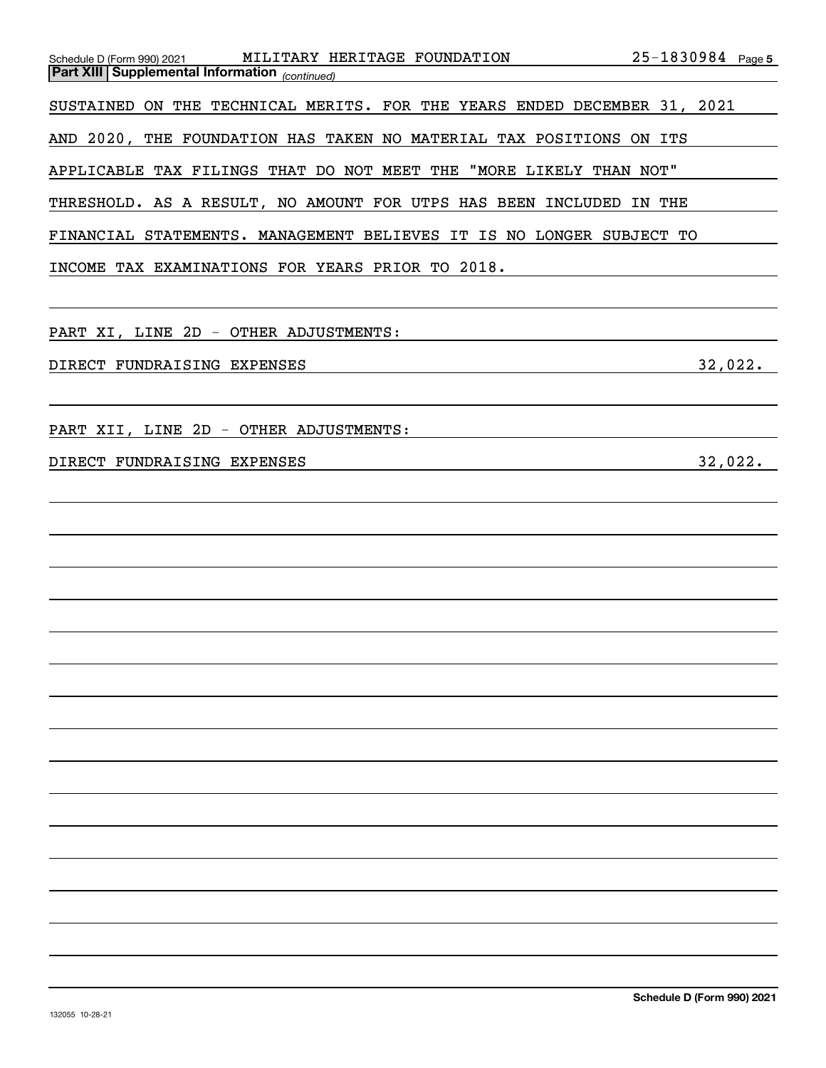**Part XIII Supplemental Information** *(continued)*

SUSTAINED ON THE TECHNICAL MERITS. FOR THE YEARS ENDED DECEMBER 31, 2021 AND 2020, THE FOUNDATION HAS TAKEN NO MATERIAL TAX POSITIONS ON ITS APPLICABLE TAX FILINGS THAT DO NOT MEET THE "MORE LIKELY THAN NOT" THRESHOLD. AS A RESULT, NO AMOUNT FOR UTPS HAS BEEN INCLUDED IN THE FINANCIAL STATEMENTS. MANAGEMENT BELIEVES IT IS NO LONGER SUBJECT TO INCOME TAX EXAMINATIONS FOR YEARS PRIOR TO 2018.

PART XI, LINE 2D - OTHER ADJUSTMENTS:

| | |
|---|---|
| DIRECT FUNDRAISING EXPENSES | 32,022. |

PART XII, LINE 2D - OTHER ADJUSTMENTS:

| | |
|---|---|
| DIRECT FUNDRAISING EXPENSES | 32,022. |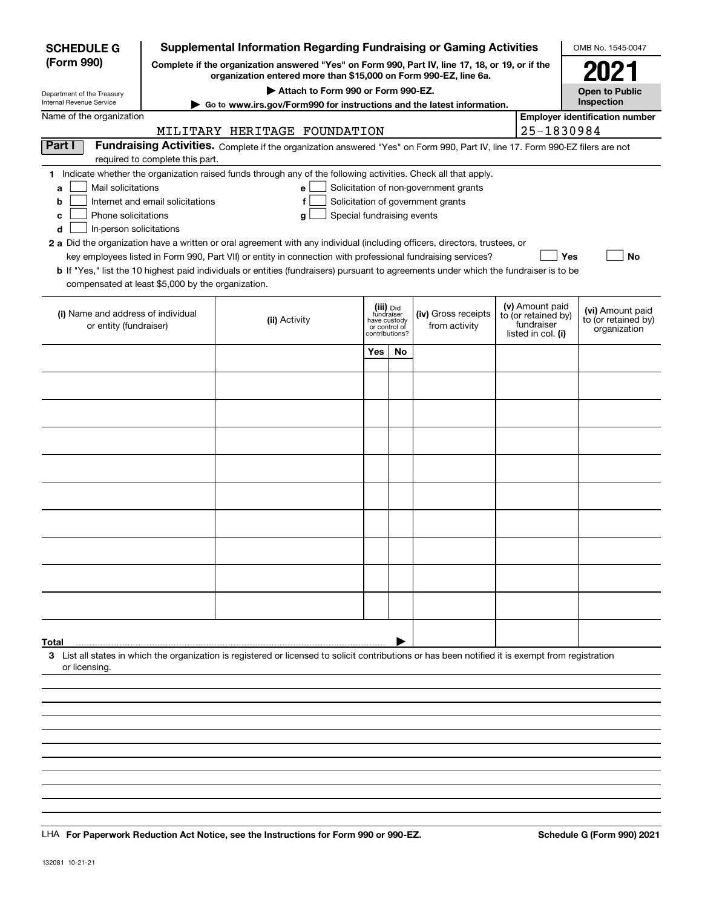**SCHEDULE G (Form 990)**

Department of the Treasury
Internal Revenue Service

# Supplemental Information Regarding Fundraising or Gaming Activities

**Complete if the organization answered "Yes" on Form 990, Part IV, line 17, 18, or 19, or if the organization entered more than $15,000 on Form 990-EZ, line 6a.**

**▶ Attach to Form 990 or Form 990-EZ.**

**▶ Go to www.irs.gov/Form990 for instructions and the latest information.**

OMB No. 1545-0047

**2021**

**Open to Public Inspection**

Name of the organization: MILITARY HERITAGE FOUNDATION

**Employer identification number:** 25-1830984

**Part I** **Fundraising Activities.** Complete if the organization answered "Yes" on Form 990, Part IV, line 17. Form 990-EZ filers are not required to complete this part.

**1** Indicate whether the organization raised funds through any of the following activities. Check all that apply.

- **a** ☐ Mail solicitations
- **b** ☐ Internet and email solicitations
- **c** ☐ Phone solicitations
- **d** ☐ In-person solicitations
- **e** ☐ Solicitation of non-government grants
- **f** ☐ Solicitation of government grants
- **g** ☐ Special fundraising events

**2 a** Did the organization have a written or oral agreement with any individual (including officers, directors, trustees, or key employees listed in Form 990, Part VII) or entity in connection with professional fundraising services? ☐ **Yes** ☐ **No**

**b** If "Yes," list the 10 highest paid individuals or entities (fundraisers) pursuant to agreements under which the fundraiser is to be compensated at least $5,000 by the organization.

| (i) Name and address of individual or entity (fundraiser) | (ii) Activity | (iii) Did fundraiser have custody or control of contributions? | | (iv) Gross receipts from activity | (v) Amount paid to (or retained by) fundraiser listed in col. (i) | (vi) Amount paid to (or retained by) organization |
|---|---|---|---|---|---|---|
| | | Yes | No | | | |
| | | | | | | |
| | | | | | | |
| | | | | | | |
| | | | | | | |
| | | | | | | |
| | | | | | | |
| | | | | | | |
| | | | | | | |
| | | | | | | |
| | | | | | | |
| **Total** ▶ | | | | | | |

**3** List all states in which the organization is registered or licensed to solicit contributions or has been notified it is exempt from registration or licensing.

LHA **For Paperwork Reduction Act Notice, see the Instructions for Form 990 or 990-EZ.** **Schedule G (Form 990) 2021**

132081 10-21-21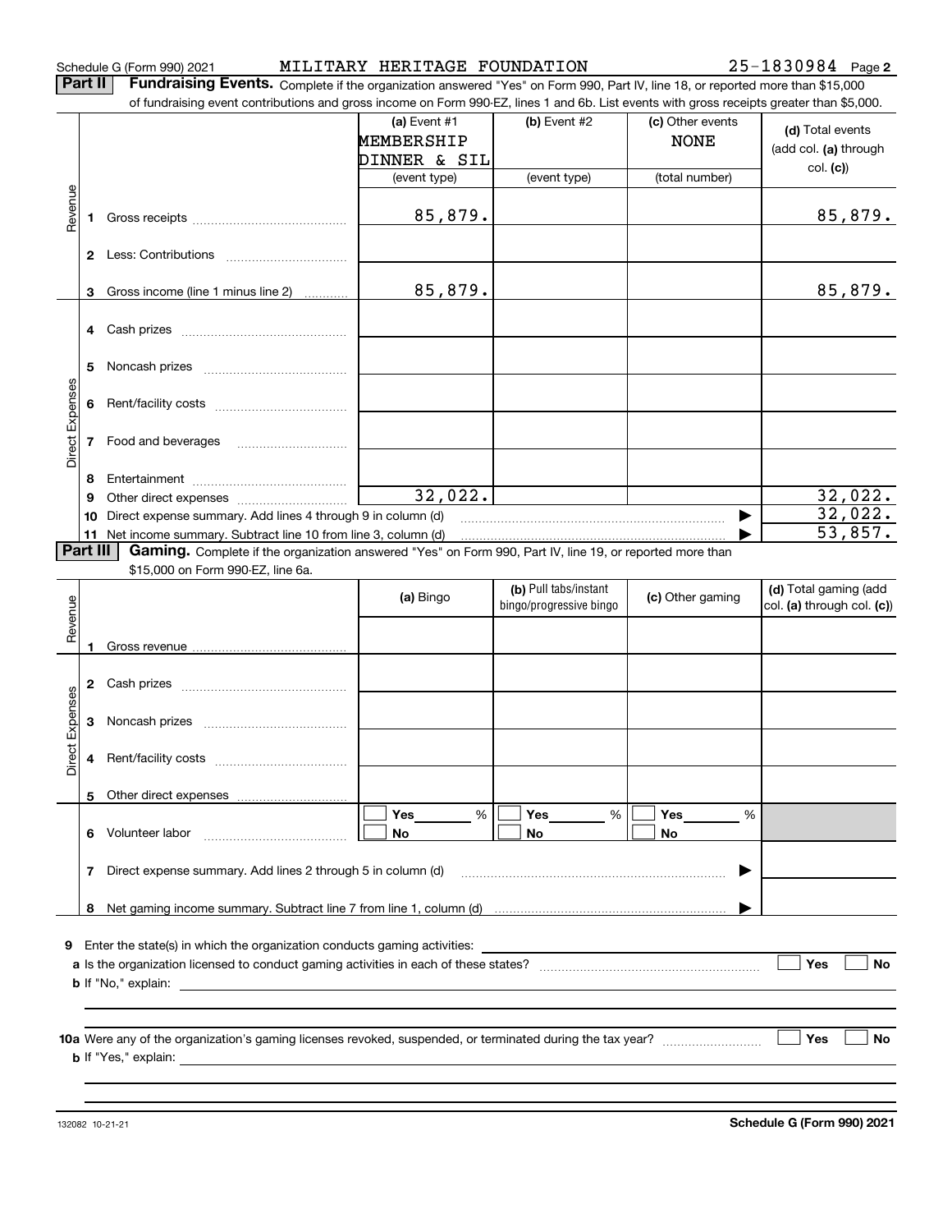Schedule G (Form 990) 2021 MILITARY HERITAGE FOUNDATION 25-1830984 Page 2

**Part II** **Fundraising Events.** Complete if the organization answered "Yes" on Form 990, Part IV, line 18, or reported more than $15,000 of fundraising event contributions and gross income on Form 990-EZ, lines 1 and 6b. List events with gross receipts greater than $5,000.

| | | (a) Event #1 MEMBERSHIP DINNER & SIL (event type) | (b) Event #2 (event type) | (c) Other events NONE (total number) | (d) Total events (add col. (a) through col. (c)) |
|---|---|---|---|---|---|
| Revenue | 1 Gross receipts | 85,879. | | | 85,879. |
| | 2 Less: Contributions | | | | |
| | 3 Gross income (line 1 minus line 2) | 85,879. | | | 85,879. |
| Direct Expenses | 4 Cash prizes | | | | |
| | 5 Noncash prizes | | | | |
| | 6 Rent/facility costs | | | | |
| | 7 Food and beverages | | | | |
| | 8 Entertainment | | | | |
| | 9 Other direct expenses | 32,022. | | | 32,022. |
| | 10 Direct expense summary. Add lines 4 through 9 in column (d) | | | ▶ | 32,022. |
| | 11 Net income summary. Subtract line 10 from line 3, column (d) | | | ▶ | 53,857. |

**Part III** **Gaming.** Complete if the organization answered "Yes" on Form 990, Part IV, line 19, or reported more than $15,000 on Form 990-EZ, line 6a.

| | | (a) Bingo | (b) Pull tabs/instant bingo/progressive bingo | (c) Other gaming | (d) Total gaming (add col. (a) through col. (c)) |
|---|---|---|---|---|---|
| Revenue | 1 Gross revenue | | | | |
| Direct Expenses | 2 Cash prizes | | | | |
| | 3 Noncash prizes | | | | |
| | 4 Rent/facility costs | | | | |
| | 5 Other direct expenses | | | | |
| | 6 Volunteer labor | ☐ Yes ____ % ☐ No | ☐ Yes ____ % ☐ No | ☐ Yes ____ % ☐ No | |
| | 7 Direct expense summary. Add lines 2 through 5 in column (d) | | | ▶ | |
| | 8 Net gaming income summary. Subtract line 7 from line 1, column (d) | | | ▶ | |

9 Enter the state(s) in which the organization conducts gaming activities: ____________

a Is the organization licensed to conduct gaming activities in each of these states? ☐ Yes ☐ No

b If "No," explain: ____________

10a Were any of the organization's gaming licenses revoked, suspended, or terminated during the tax year? ☐ Yes ☐ No

b If "Yes," explain: ____________

132082 10-21-21 **Schedule G (Form 990) 2021**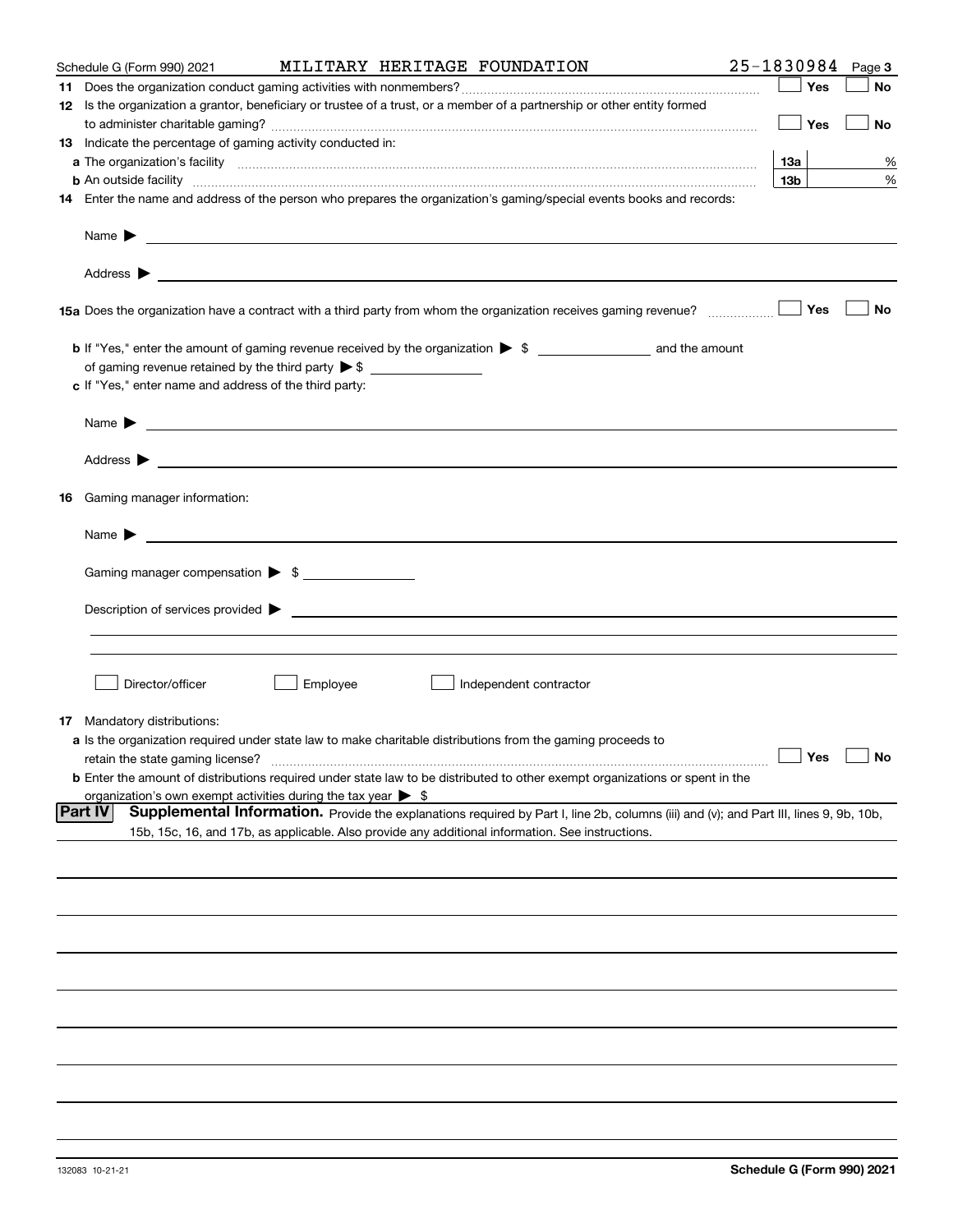Schedule G (Form 990) 2021 MILITARY HERITAGE FOUNDATION 25-1830984 Page 3

**11** Does the organization conduct gaming activities with nonmembers? ☐ Yes ☐ No

**12** Is the organization a grantor, beneficiary or trustee of a trust, or a member of a partnership or other entity formed to administer charitable gaming? ☐ Yes ☐ No

**13** Indicate the percentage of gaming activity conducted in:

**a** The organization's facility **13a** %

**b** An outside facility **13b** %

**14** Enter the name and address of the person who prepares the organization's gaming/special events books and records:

Name ▶

Address ▶

**15a** Does the organization have a contract with a third party from whom the organization receives gaming revenue? ☐ Yes ☐ No

**b** If "Yes," enter the amount of gaming revenue received by the organization ▶ $ ________ and the amount of gaming revenue retained by the third party ▶ $ ________

**c** If "Yes," enter name and address of the third party:

Name ▶

Address ▶

**16** Gaming manager information:

Name ▶

Gaming manager compensation ▶ $

Description of services provided ▶

☐ Director/officer ☐ Employee ☐ Independent contractor

**17** Mandatory distributions:

**a** Is the organization required under state law to make charitable distributions from the gaming proceeds to retain the state gaming license? ☐ Yes ☐ No

**b** Enter the amount of distributions required under state law to be distributed to other exempt organizations or spent in the organization's own exempt activities during the tax year ▶ $

## Part IV Supplemental Information.

Provide the explanations required by Part I, line 2b, columns (iii) and (v); and Part III, lines 9, 9b, 10b, 15b, 15c, 16, and 17b, as applicable. Also provide any additional information. See instructions.

132083 10-21-21 **Schedule G (Form 990) 2021**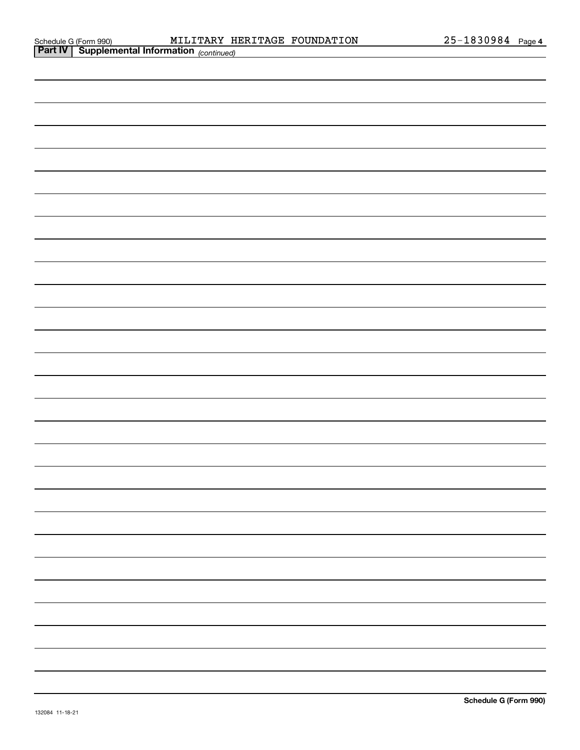Schedule G (Form 990) MILITARY HERITAGE FOUNDATION 25-1830984 Page 4

**Part IV | Supplemental Information** *(continued)*

**Schedule G (Form 990)**

132084 11-18-21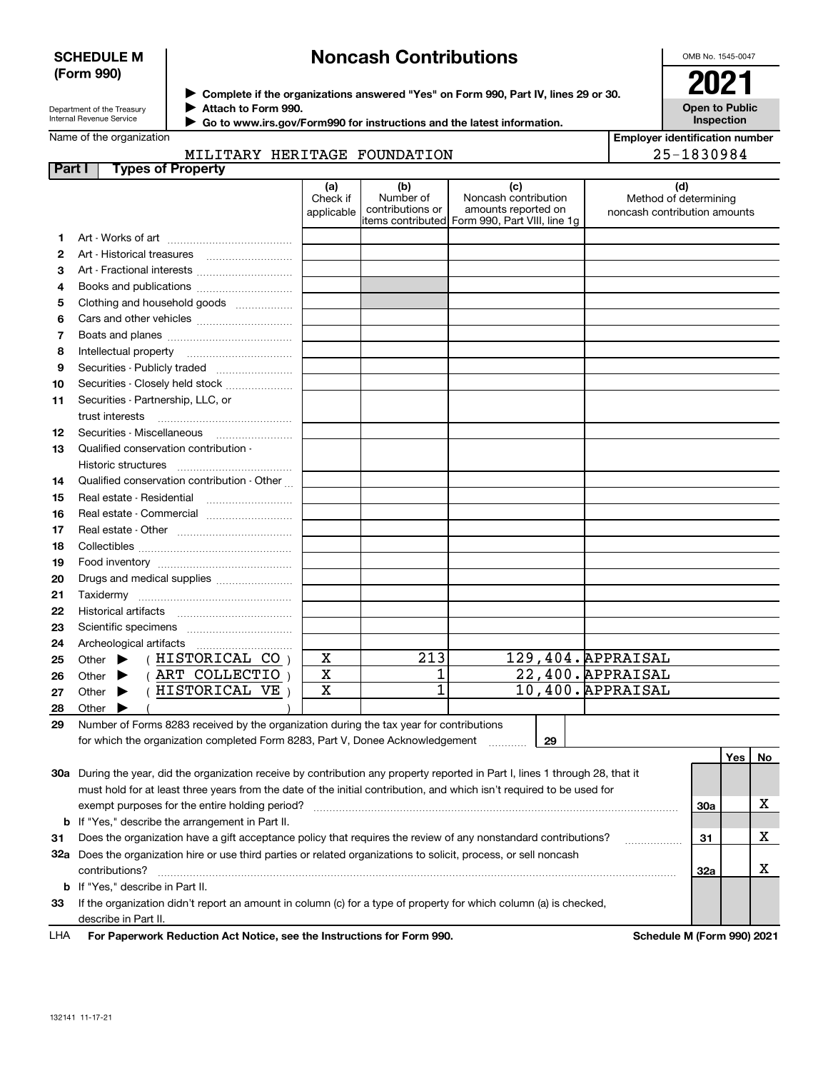**SCHEDULE M (Form 990)**

Department of the Treasury
Internal Revenue Service

# Noncash Contributions

▶ Complete if the organizations answered "Yes" on Form 990, Part IV, lines 29 or 30.
▶ Attach to Form 990.
▶ Go to www.irs.gov/Form990 for instructions and the latest information.

OMB No. 1545-0047

**2021**

**Open to Public Inspection**

Name of the organization: MILITARY HERITAGE FOUNDATION

Employer identification number: 25-1830984

**Part I — Types of Property**

| | | (a) Check if applicable | (b) Number of contributions or items contributed | (c) Noncash contribution amounts reported on Form 990, Part VIII, line 1g | (d) Method of determining noncash contribution amounts |
|---|---|---|---|---|---|
| 1 | Art - Works of art | | | | |
| 2 | Art - Historical treasures | | | | |
| 3 | Art - Fractional interests | | | | |
| 4 | Books and publications | | | | |
| 5 | Clothing and household goods | | | | |
| 6 | Cars and other vehicles | | | | |
| 7 | Boats and planes | | | | |
| 8 | Intellectual property | | | | |
| 9 | Securities - Publicly traded | | | | |
| 10 | Securities - Closely held stock | | | | |
| 11 | Securities - Partnership, LLC, or trust interests | | | | |
| 12 | Securities - Miscellaneous | | | | |
| 13 | Qualified conservation contribution - Historic structures | | | | |
| 14 | Qualified conservation contribution - Other | | | | |
| 15 | Real estate - Residential | | | | |
| 16 | Real estate - Commercial | | | | |
| 17 | Real estate - Other | | | | |
| 18 | Collectibles | | | | |
| 19 | Food inventory | | | | |
| 20 | Drugs and medical supplies | | | | |
| 21 | Taxidermy | | | | |
| 22 | Historical artifacts | | | | |
| 23 | Scientific specimens | | | | |
| 24 | Archeological artifacts | | | | |
| 25 | Other ▶ ( HISTORICAL CO ) | X | 213 | 129,404. | APPRAISAL |
| 26 | Other ▶ ( ART COLLECTIO ) | X | 1 | 22,400. | APPRAISAL |
| 27 | Other ▶ ( HISTORICAL VE ) | X | 1 | 10,400. | APPRAISAL |
| 28 | Other ▶ ( ) | | | | |

29 Number of Forms 8283 received by the organization during the tax year for contributions for which the organization completed Form 8283, Part V, Donee Acknowledgement ..... 29

| | | | Yes | No |
|---|---|---|---|---|
| 30a | During the year, did the organization receive by contribution any property reported in Part I, lines 1 through 28, that it must hold for at least three years from the date of the initial contribution, and which isn't required to be used for exempt purposes for the entire holding period? | 30a | | X |
| b | If "Yes," describe the arrangement in Part II. | | | |
| 31 | Does the organization have a gift acceptance policy that requires the review of any nonstandard contributions? | 31 | | X |
| 32a | Does the organization hire or use third parties or related organizations to solicit, process, or sell noncash contributions? | 32a | | X |
| b | If "Yes," describe in Part II. | | | |
| 33 | If the organization didn't report an amount in column (c) for a type of property for which column (a) is checked, describe in Part II. | | | |

LHA **For Paperwork Reduction Act Notice, see the Instructions for Form 990.** **Schedule M (Form 990) 2021**

132141 11-17-21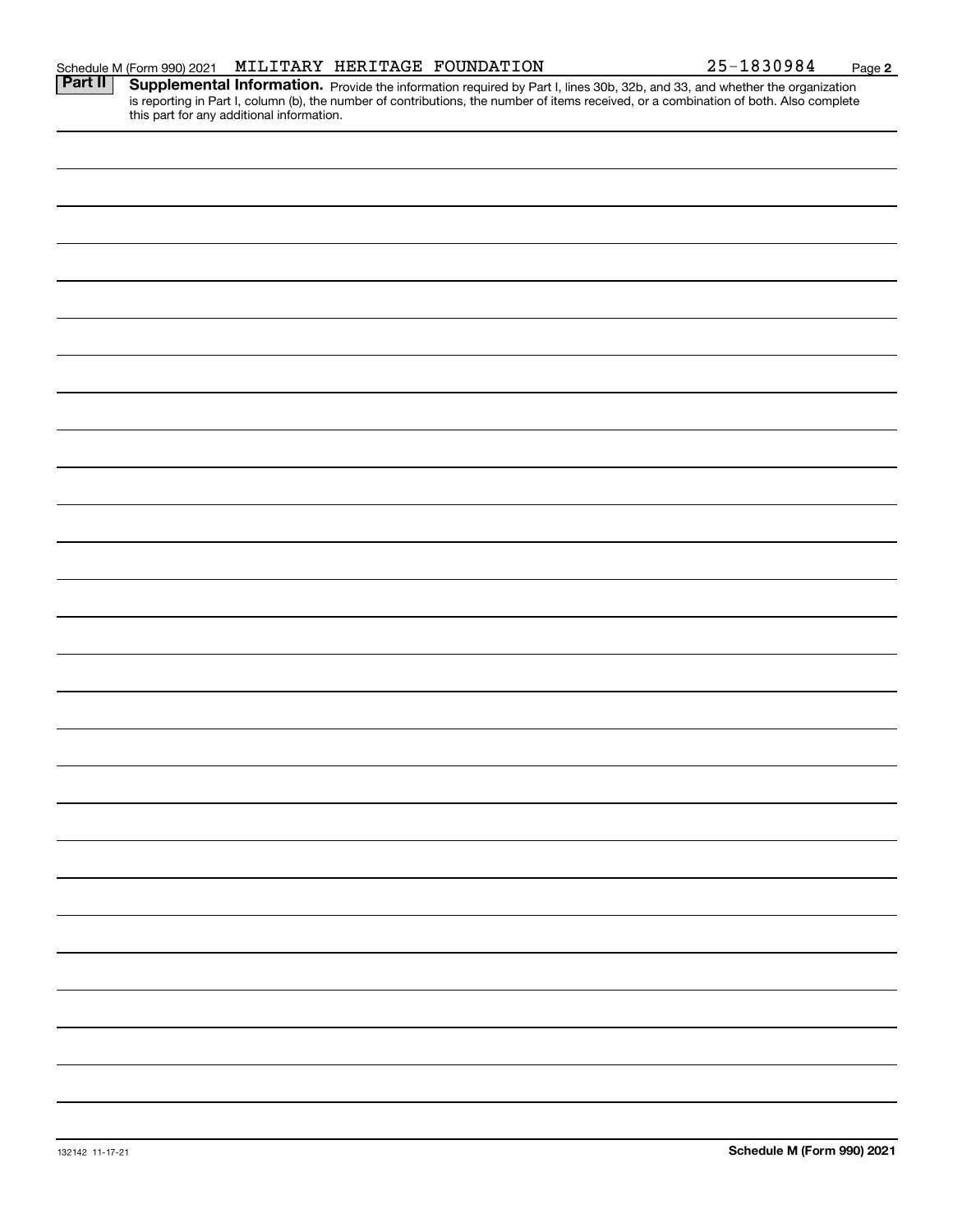Schedule M (Form 990) 2021 MILITARY HERITAGE FOUNDATION 25-1830984 Page **2**

**Part II** **Supplemental Information.** Provide the information required by Part I, lines 30b, 32b, and 33, and whether the organization is reporting in Part I, column (b), the number of contributions, the number of items received, or a combination of both. Also complete this part for any additional information.

132142 11-17-21 **Schedule M (Form 990) 2021**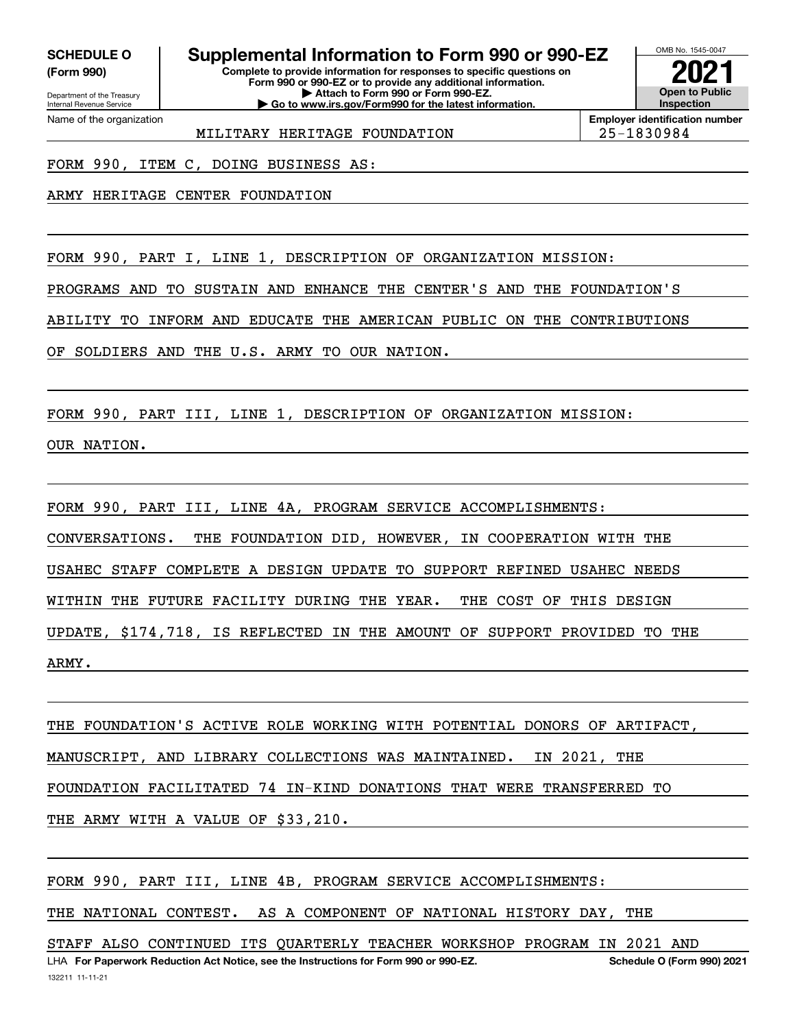**SCHEDULE O (Form 990)**

Department of the Treasury
Internal Revenue Service

# Supplemental Information to Form 990 or 990-EZ

**Complete to provide information for responses to specific questions on Form 990 or 990-EZ or to provide any additional information.**
**▶ Attach to Form 990 or Form 990-EZ.**
**▶ Go to www.irs.gov/Form990 for the latest information.**

OMB No. 1545-0047

**2021**

**Open to Public Inspection**

| Name of the organization | Employer identification number |
|---|---|
| MILITARY HERITAGE FOUNDATION | 25-1830984 |

FORM 990, ITEM C, DOING BUSINESS AS:

ARMY HERITAGE CENTER FOUNDATION

FORM 990, PART I, LINE 1, DESCRIPTION OF ORGANIZATION MISSION:

PROGRAMS AND TO SUSTAIN AND ENHANCE THE CENTER'S AND THE FOUNDATION'S ABILITY TO INFORM AND EDUCATE THE AMERICAN PUBLIC ON THE CONTRIBUTIONS OF SOLDIERS AND THE U.S. ARMY TO OUR NATION.

FORM 990, PART III, LINE 1, DESCRIPTION OF ORGANIZATION MISSION:

OUR NATION.

FORM 990, PART III, LINE 4A, PROGRAM SERVICE ACCOMPLISHMENTS:

CONVERSATIONS. THE FOUNDATION DID, HOWEVER, IN COOPERATION WITH THE USAHEC STAFF COMPLETE A DESIGN UPDATE TO SUPPORT REFINED USAHEC NEEDS WITHIN THE FUTURE FACILITY DURING THE YEAR. THE COST OF THIS DESIGN UPDATE, $174,718, IS REFLECTED IN THE AMOUNT OF SUPPORT PROVIDED TO THE ARMY.

THE FOUNDATION'S ACTIVE ROLE WORKING WITH POTENTIAL DONORS OF ARTIFACT, MANUSCRIPT, AND LIBRARY COLLECTIONS WAS MAINTAINED. IN 2021, THE FOUNDATION FACILITATED 74 IN-KIND DONATIONS THAT WERE TRANSFERRED TO THE ARMY WITH A VALUE OF $33,210.

FORM 990, PART III, LINE 4B, PROGRAM SERVICE ACCOMPLISHMENTS:

THE NATIONAL CONTEST. AS A COMPONENT OF NATIONAL HISTORY DAY, THE STAFF ALSO CONTINUED ITS QUARTERLY TEACHER WORKSHOP PROGRAM IN 2021 AND

LHA **For Paperwork Reduction Act Notice, see the Instructions for Form 990 or 990-EZ.** **Schedule O (Form 990) 2021**
132211 11-11-21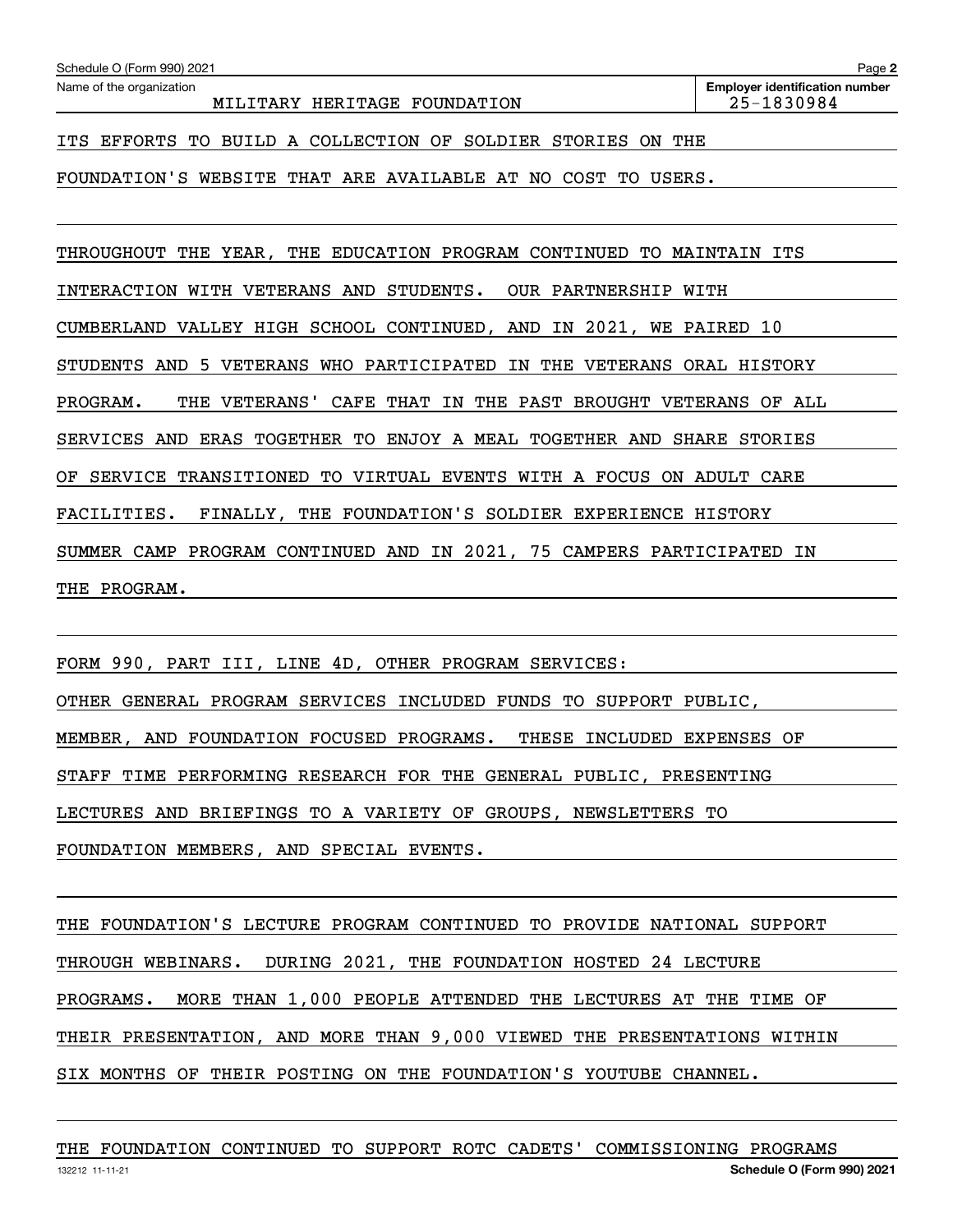Name of the organization: MILITARY HERITAGE FOUNDATION

Employer identification number: 25-1830984

ITS EFFORTS TO BUILD A COLLECTION OF SOLDIER STORIES ON THE FOUNDATION'S WEBSITE THAT ARE AVAILABLE AT NO COST TO USERS.

THROUGHOUT THE YEAR, THE EDUCATION PROGRAM CONTINUED TO MAINTAIN ITS INTERACTION WITH VETERANS AND STUDENTS. OUR PARTNERSHIP WITH CUMBERLAND VALLEY HIGH SCHOOL CONTINUED, AND IN 2021, WE PAIRED 10 STUDENTS AND 5 VETERANS WHO PARTICIPATED IN THE VETERANS ORAL HISTORY PROGRAM. THE VETERANS' CAFE THAT IN THE PAST BROUGHT VETERANS OF ALL SERVICES AND ERAS TOGETHER TO ENJOY A MEAL TOGETHER AND SHARE STORIES OF SERVICE TRANSITIONED TO VIRTUAL EVENTS WITH A FOCUS ON ADULT CARE FACILITIES. FINALLY, THE FOUNDATION'S SOLDIER EXPERIENCE HISTORY SUMMER CAMP PROGRAM CONTINUED AND IN 2021, 75 CAMPERS PARTICIPATED IN THE PROGRAM.

FORM 990, PART III, LINE 4D, OTHER PROGRAM SERVICES:

OTHER GENERAL PROGRAM SERVICES INCLUDED FUNDS TO SUPPORT PUBLIC, MEMBER, AND FOUNDATION FOCUSED PROGRAMS. THESE INCLUDED EXPENSES OF STAFF TIME PERFORMING RESEARCH FOR THE GENERAL PUBLIC, PRESENTING LECTURES AND BRIEFINGS TO A VARIETY OF GROUPS, NEWSLETTERS TO FOUNDATION MEMBERS, AND SPECIAL EVENTS.

THE FOUNDATION'S LECTURE PROGRAM CONTINUED TO PROVIDE NATIONAL SUPPORT THROUGH WEBINARS. DURING 2021, THE FOUNDATION HOSTED 24 LECTURE PROGRAMS. MORE THAN 1,000 PEOPLE ATTENDED THE LECTURES AT THE TIME OF THEIR PRESENTATION, AND MORE THAN 9,000 VIEWED THE PRESENTATIONS WITHIN SIX MONTHS OF THEIR POSTING ON THE FOUNDATION'S YOUTUBE CHANNEL.

THE FOUNDATION CONTINUED TO SUPPORT ROTC CADETS' COMMISSIONING PROGRAMS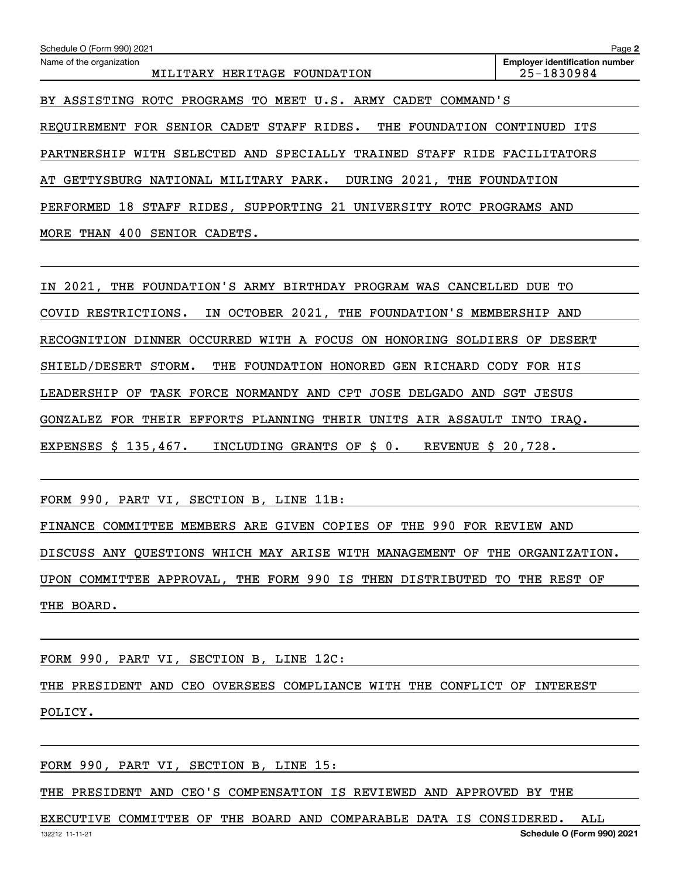Name of the organization: MILITARY HERITAGE FOUNDATION

Employer identification number: 25-1830984

BY ASSISTING ROTC PROGRAMS TO MEET U.S. ARMY CADET COMMAND'S REQUIREMENT FOR SENIOR CADET STAFF RIDES. THE FOUNDATION CONTINUED ITS PARTNERSHIP WITH SELECTED AND SPECIALLY TRAINED STAFF RIDE FACILITATORS AT GETTYSBURG NATIONAL MILITARY PARK. DURING 2021, THE FOUNDATION PERFORMED 18 STAFF RIDES, SUPPORTING 21 UNIVERSITY ROTC PROGRAMS AND MORE THAN 400 SENIOR CADETS.

IN 2021, THE FOUNDATION'S ARMY BIRTHDAY PROGRAM WAS CANCELLED DUE TO COVID RESTRICTIONS. IN OCTOBER 2021, THE FOUNDATION'S MEMBERSHIP AND RECOGNITION DINNER OCCURRED WITH A FOCUS ON HONORING SOLDIERS OF DESERT SHIELD/DESERT STORM. THE FOUNDATION HONORED GEN RICHARD CODY FOR HIS LEADERSHIP OF TASK FORCE NORMANDY AND CPT JOSE DELGADO AND SGT JESUS GONZALEZ FOR THEIR EFFORTS PLANNING THEIR UNITS AIR ASSAULT INTO IRAQ. EXPENSES $ 135,467. INCLUDING GRANTS OF $ 0. REVENUE $ 20,728.

FORM 990, PART VI, SECTION B, LINE 11B:

FINANCE COMMITTEE MEMBERS ARE GIVEN COPIES OF THE 990 FOR REVIEW AND DISCUSS ANY QUESTIONS WHICH MAY ARISE WITH MANAGEMENT OF THE ORGANIZATION. UPON COMMITTEE APPROVAL, THE FORM 990 IS THEN DISTRIBUTED TO THE REST OF THE BOARD.

FORM 990, PART VI, SECTION B, LINE 12C:

THE PRESIDENT AND CEO OVERSEES COMPLIANCE WITH THE CONFLICT OF INTEREST POLICY.

FORM 990, PART VI, SECTION B, LINE 15:

THE PRESIDENT AND CEO'S COMPENSATION IS REVIEWED AND APPROVED BY THE EXECUTIVE COMMITTEE OF THE BOARD AND COMPARABLE DATA IS CONSIDERED. ALL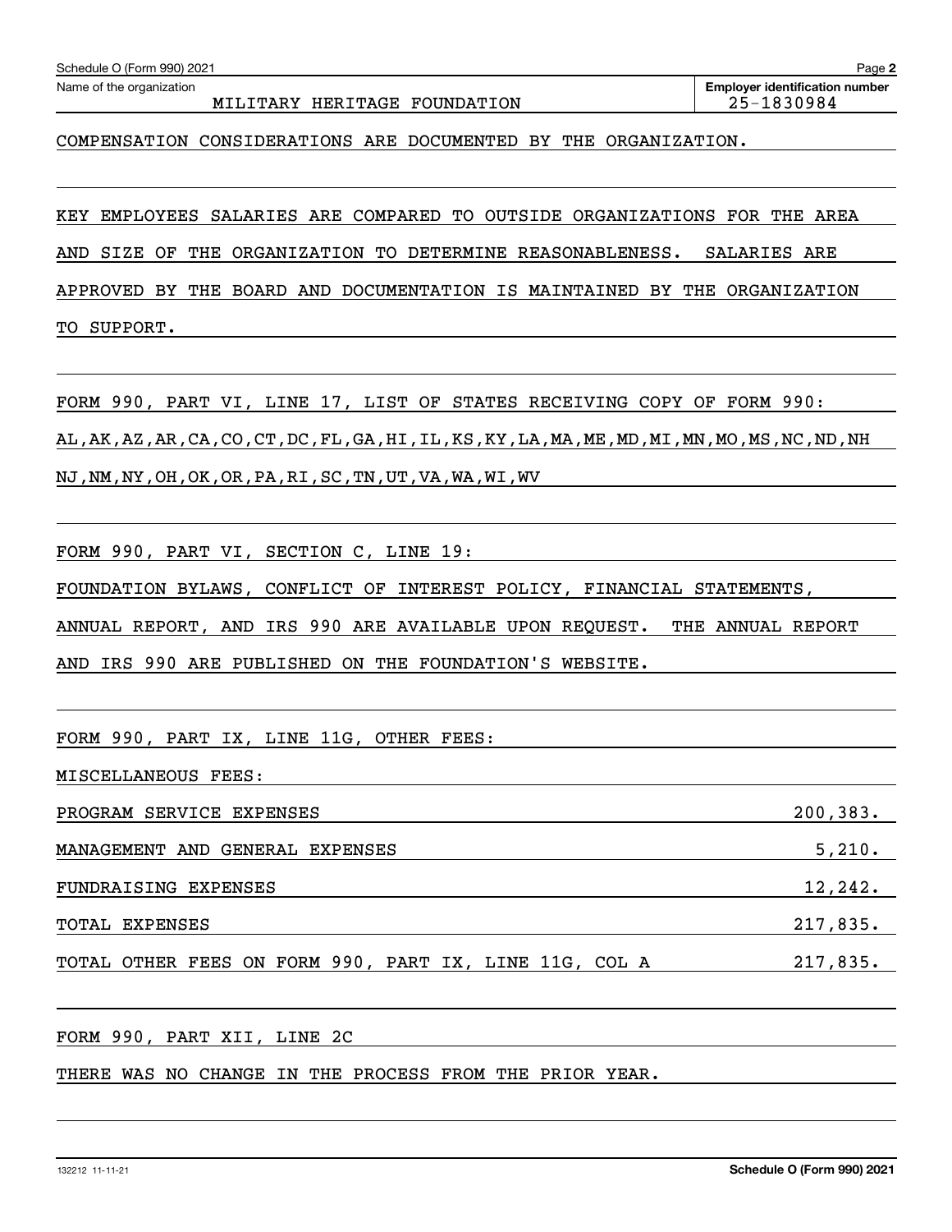Name of the organization: MILITARY HERITAGE FOUNDATION

Employer identification number: 25-1830984

COMPENSATION CONSIDERATIONS ARE DOCUMENTED BY THE ORGANIZATION.

KEY EMPLOYEES SALARIES ARE COMPARED TO OUTSIDE ORGANIZATIONS FOR THE AREA AND SIZE OF THE ORGANIZATION TO DETERMINE REASONABLENESS. SALARIES ARE APPROVED BY THE BOARD AND DOCUMENTATION IS MAINTAINED BY THE ORGANIZATION TO SUPPORT.

FORM 990, PART VI, LINE 17, LIST OF STATES RECEIVING COPY OF FORM 990:
AL,AK,AZ,AR,CA,CO,CT,DC,FL,GA,HI,IL,KS,KY,LA,MA,ME,MD,MI,MN,MO,MS,NC,ND,NH NJ,NM,NY,OH,OK,OR,PA,RI,SC,TN,UT,VA,WA,WI,WV

FORM 990, PART VI, SECTION C, LINE 19:
FOUNDATION BYLAWS, CONFLICT OF INTEREST POLICY, FINANCIAL STATEMENTS, ANNUAL REPORT, AND IRS 990 ARE AVAILABLE UPON REQUEST. THE ANNUAL REPORT AND IRS 990 ARE PUBLISHED ON THE FOUNDATION'S WEBSITE.

FORM 990, PART IX, LINE 11G, OTHER FEES:

MISCELLANEOUS FEES:

| | |
|---|---|
| PROGRAM SERVICE EXPENSES | 200,383. |
| MANAGEMENT AND GENERAL EXPENSES | 5,210. |
| FUNDRAISING EXPENSES | 12,242. |
| TOTAL EXPENSES | 217,835. |
| TOTAL OTHER FEES ON FORM 990, PART IX, LINE 11G, COL A | 217,835. |

FORM 990, PART XII, LINE 2C

THERE WAS NO CHANGE IN THE PROCESS FROM THE PRIOR YEAR.